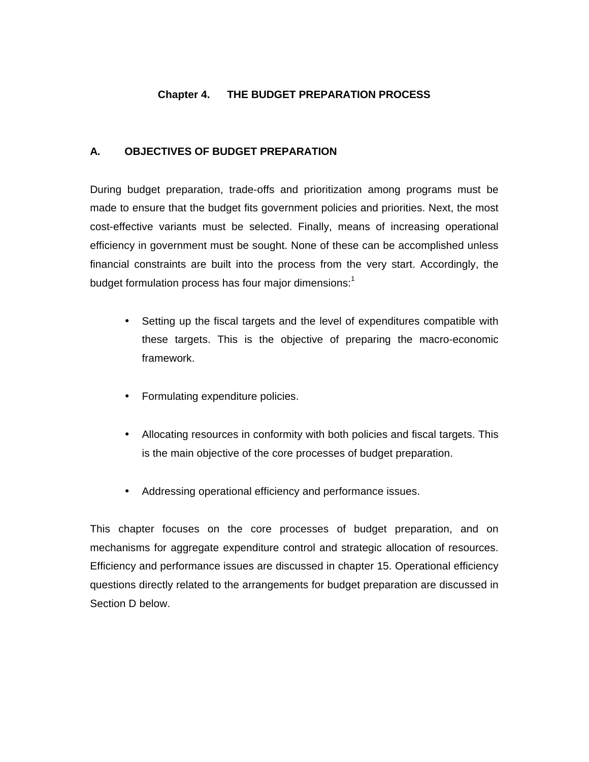# Chapter 4. THE BUDGET PREPARATION PROCESS

## A. OBJECTIVES OF BUDGET PREPARATION

During budget preparation, trade-offs and prioritization among programs must be made to ensure that the budget fits government policies and priorities. Next, the most cost-effective variants must be selected. Finally, means of increasing operational efficiency in government must be sought. None of these can be accomplished unless financial constraints are built into the process from the very start. Accordingly, the budget formulation process has four major dimensions:[1]

- Setting up the fiscal targets and the level of expenditures compatible with these targets. This is the objective of preparing the macro-economic framework.
- Formulating expenditure policies.
- Allocating resources in conformity with both policies and fiscal targets. This is the main objective of the core processes of budget preparation.
- Addressing operational efficiency and performance issues.

This chapter focuses on the core processes of budget preparation, and on mechanisms for aggregate expenditure control and strategic allocation of resources. Efficiency and performance issues are discussed in chapter 15. Operational efficiency questions directly related to the arrangements for budget preparation are discussed in Section D below.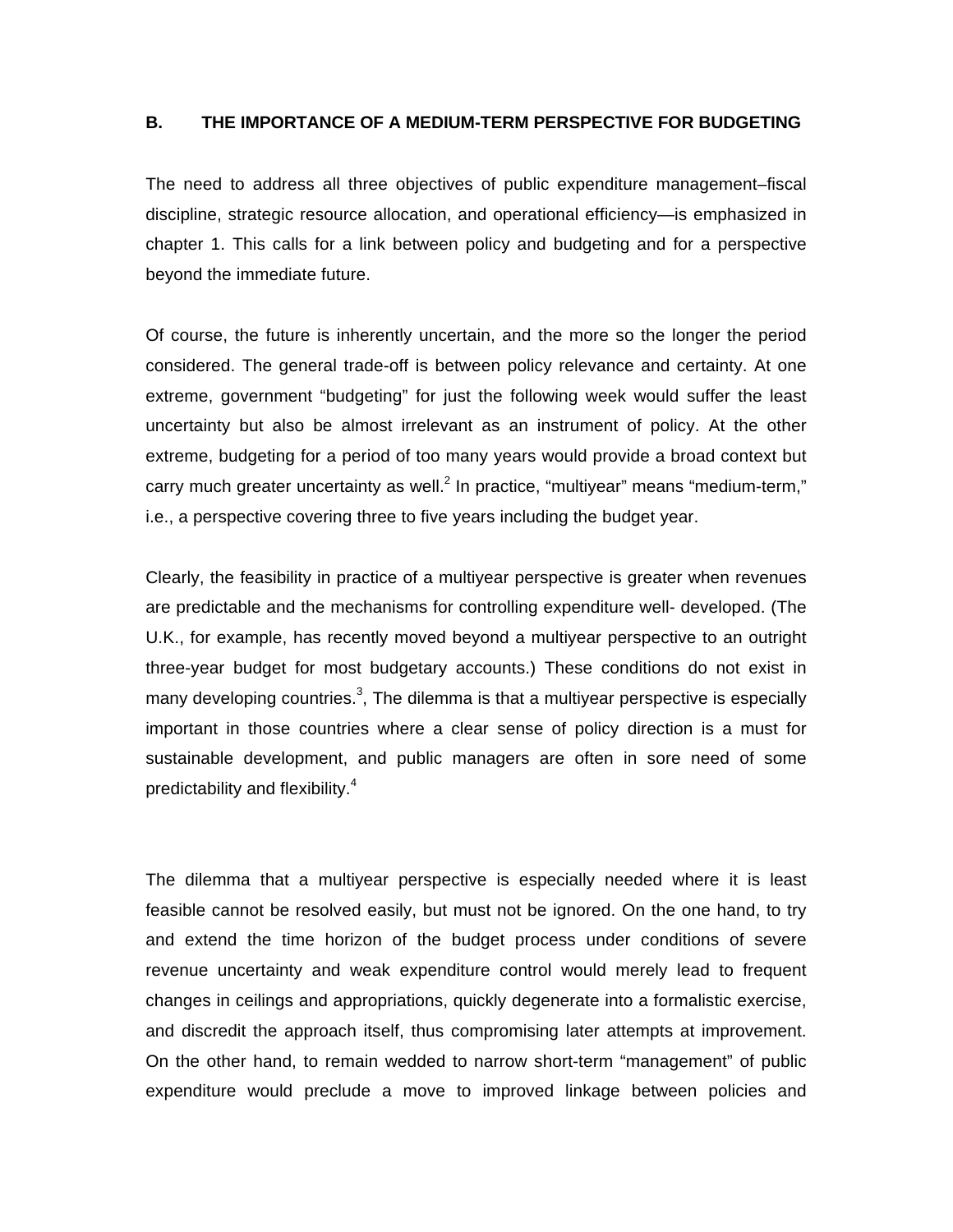## B. THE IMPORTANCE OF A MEDIUM-TERM PERSPECTIVE FOR BUDGETING

The need to address all three objectives of public expenditure management–fiscal discipline, strategic resource allocation, and operational efficiency—is emphasized in chapter 1. This calls for a link between policy and budgeting and for a perspective beyond the immediate future.

Of course, the future is inherently uncertain, and the more so the longer the period considered. The general trade-off is between policy relevance and certainty. At one extreme, government "budgeting" for just the following week would suffer the least uncertainty but also be almost irrelevant as an instrument of policy. At the other extreme, budgeting for a period of too many years would provide a broad context but carry much greater uncertainty as well.[2] In practice, "multiyear" means "medium-term," i.e., a perspective covering three to five years including the budget year.

Clearly, the feasibility in practice of a multiyear perspective is greater when revenues are predictable and the mechanisms for controlling expenditure well- developed. (The U.K., for example, has recently moved beyond a multiyear perspective to an outright three-year budget for most budgetary accounts.) These conditions do not exist in many developing countries.[3], The dilemma is that a multiyear perspective is especially important in those countries where a clear sense of policy direction is a must for sustainable development, and public managers are often in sore need of some predictability and flexibility.[4]

The dilemma that a multiyear perspective is especially needed where it is least feasible cannot be resolved easily, but must not be ignored. On the one hand, to try and extend the time horizon of the budget process under conditions of severe revenue uncertainty and weak expenditure control would merely lead to frequent changes in ceilings and appropriations, quickly degenerate into a formalistic exercise, and discredit the approach itself, thus compromising later attempts at improvement. On the other hand, to remain wedded to narrow short-term "management" of public expenditure would preclude a move to improved linkage between policies and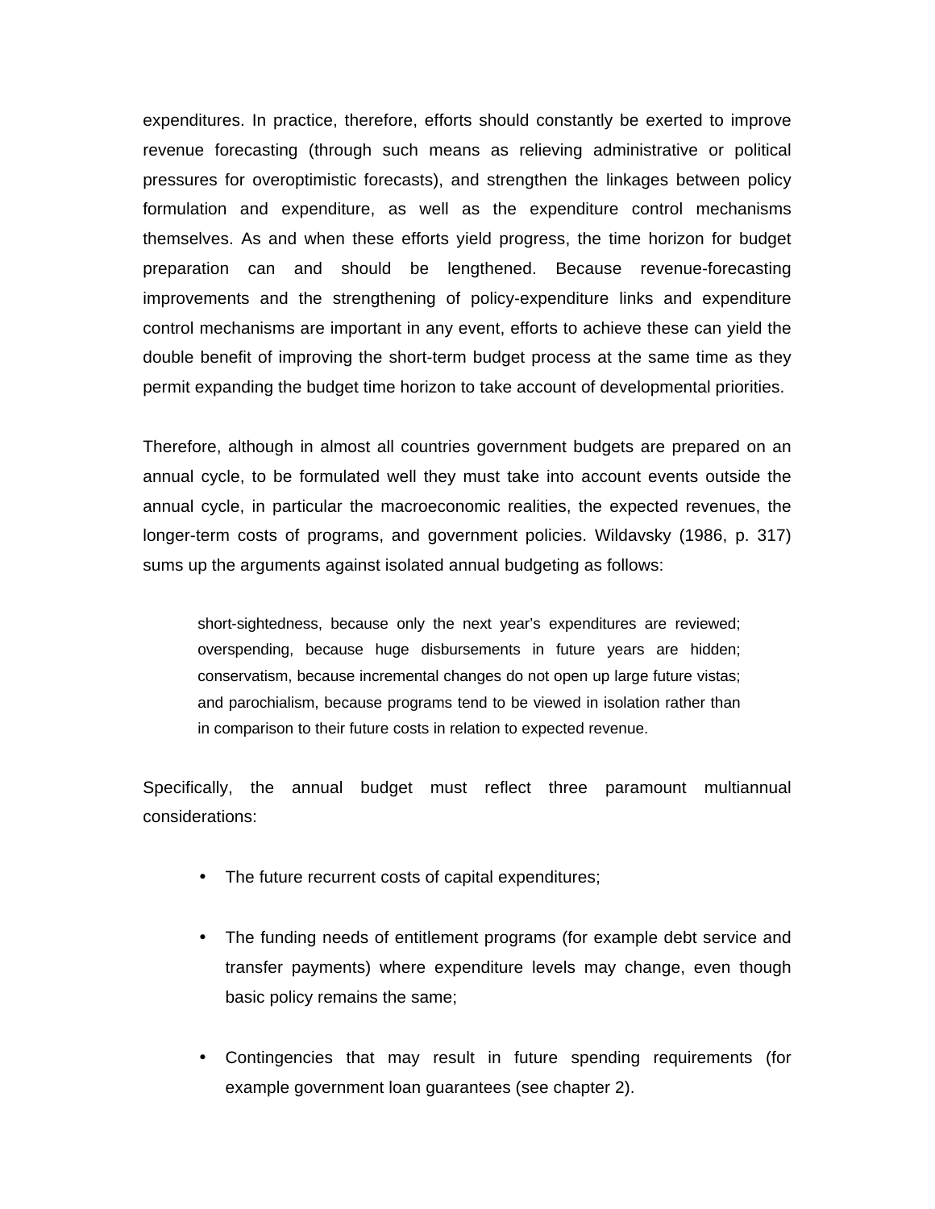expenditures. In practice, therefore, efforts should constantly be exerted to improve revenue forecasting (through such means as relieving administrative or political pressures for overoptimistic forecasts), and strengthen the linkages between policy formulation and expenditure, as well as the expenditure control mechanisms themselves. As and when these efforts yield progress, the time horizon for budget preparation can and should be lengthened. Because revenue-forecasting improvements and the strengthening of policy-expenditure links and expenditure control mechanisms are important in any event, efforts to achieve these can yield the double benefit of improving the short-term budget process at the same time as they permit expanding the budget time horizon to take account of developmental priorities.

Therefore, although in almost all countries government budgets are prepared on an annual cycle, to be formulated well they must take into account events outside the annual cycle, in particular the macroeconomic realities, the expected revenues, the longer-term costs of programs, and government policies. Wildavsky (1986, p. 317) sums up the arguments against isolated annual budgeting as follows:

> short-sightedness, because only the next year's expenditures are reviewed; overspending, because huge disbursements in future years are hidden; conservatism, because incremental changes do not open up large future vistas; and parochialism, because programs tend to be viewed in isolation rather than in comparison to their future costs in relation to expected revenue.

Specifically, the annual budget must reflect three paramount multiannual considerations:

- The future recurrent costs of capital expenditures;
- The funding needs of entitlement programs (for example debt service and transfer payments) where expenditure levels may change, even though basic policy remains the same;
- Contingencies that may result in future spending requirements (for example government loan guarantees (see chapter 2).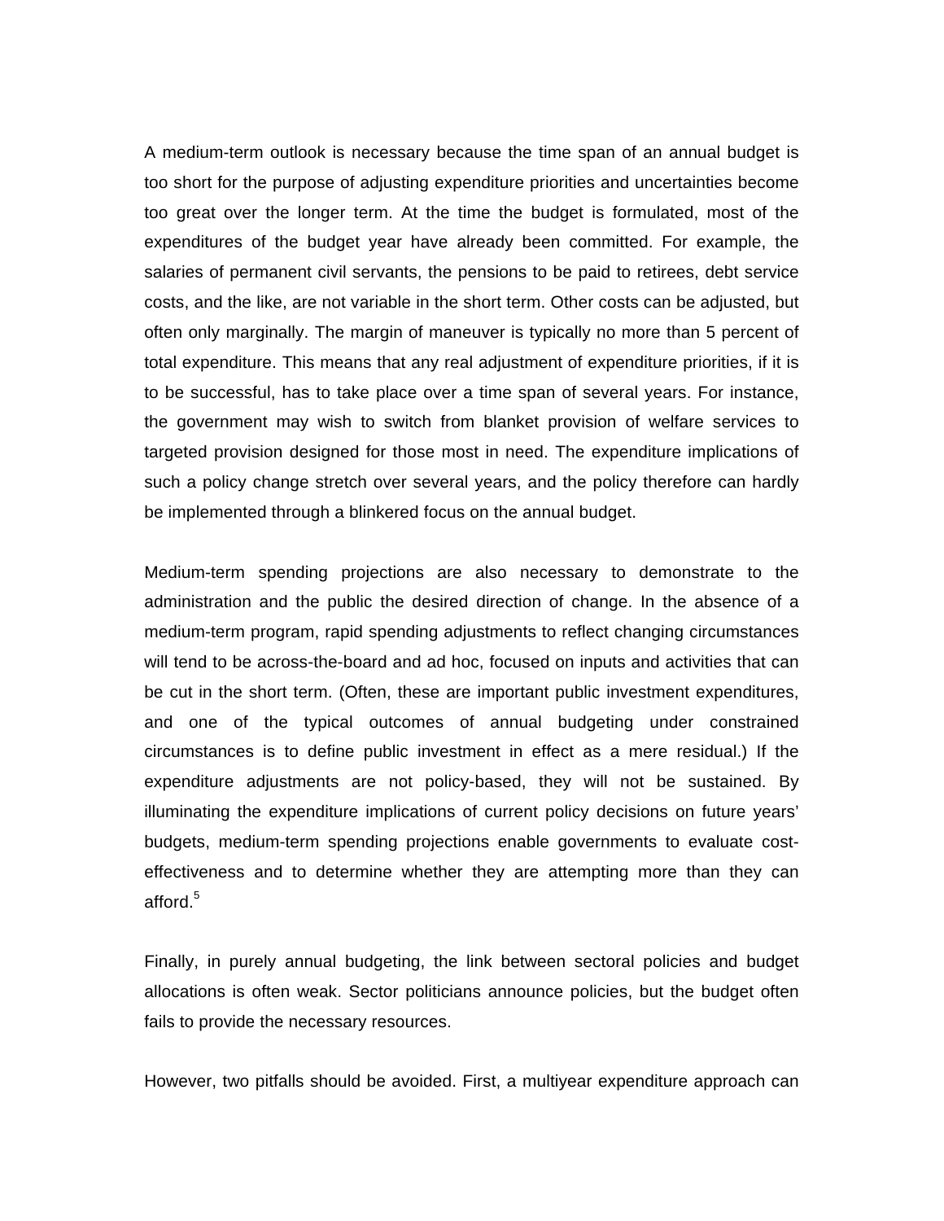A medium-term outlook is necessary because the time span of an annual budget is too short for the purpose of adjusting expenditure priorities and uncertainties become too great over the longer term. At the time the budget is formulated, most of the expenditures of the budget year have already been committed. For example, the salaries of permanent civil servants, the pensions to be paid to retirees, debt service costs, and the like, are not variable in the short term. Other costs can be adjusted, but often only marginally. The margin of maneuver is typically no more than 5 percent of total expenditure. This means that any real adjustment of expenditure priorities, if it is to be successful, has to take place over a time span of several years. For instance, the government may wish to switch from blanket provision of welfare services to targeted provision designed for those most in need. The expenditure implications of such a policy change stretch over several years, and the policy therefore can hardly be implemented through a blinkered focus on the annual budget.

Medium-term spending projections are also necessary to demonstrate to the administration and the public the desired direction of change. In the absence of a medium-term program, rapid spending adjustments to reflect changing circumstances will tend to be across-the-board and ad hoc, focused on inputs and activities that can be cut in the short term. (Often, these are important public investment expenditures, and one of the typical outcomes of annual budgeting under constrained circumstances is to define public investment in effect as a mere residual.) If the expenditure adjustments are not policy-based, they will not be sustained. By illuminating the expenditure implications of current policy decisions on future years' budgets, medium-term spending projections enable governments to evaluate cost-effectiveness and to determine whether they are attempting more than they can afford.[5]

Finally, in purely annual budgeting, the link between sectoral policies and budget allocations is often weak. Sector politicians announce policies, but the budget often fails to provide the necessary resources.

However, two pitfalls should be avoided. First, a multiyear expenditure approach can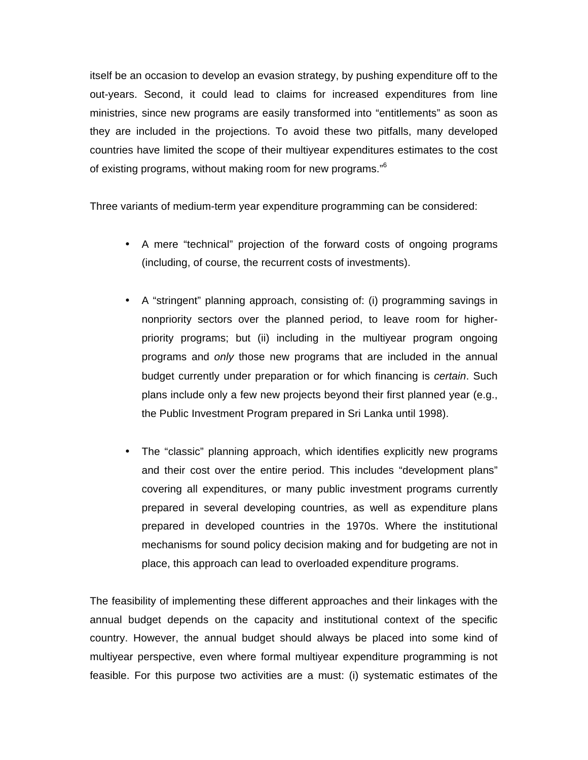itself be an occasion to develop an evasion strategy, by pushing expenditure off to the out-years. Second, it could lead to claims for increased expenditures from line ministries, since new programs are easily transformed into "entitlements" as soon as they are included in the projections. To avoid these two pitfalls, many developed countries have limited the scope of their multiyear expenditures estimates to the cost of existing programs, without making room for new programs."[6]

Three variants of medium-term year expenditure programming can be considered:

- A mere "technical" projection of the forward costs of ongoing programs (including, of course, the recurrent costs of investments).

- A "stringent" planning approach, consisting of: (i) programming savings in nonpriority sectors over the planned period, to leave room for higher-priority programs; but (ii) including in the multiyear program ongoing programs and *only* those new programs that are included in the annual budget currently under preparation or for which financing is *certain*. Such plans include only a few new projects beyond their first planned year (e.g., the Public Investment Program prepared in Sri Lanka until 1998).

- The "classic" planning approach, which identifies explicitly new programs and their cost over the entire period. This includes "development plans" covering all expenditures, or many public investment programs currently prepared in several developing countries, as well as expenditure plans prepared in developed countries in the 1970s. Where the institutional mechanisms for sound policy decision making and for budgeting are not in place, this approach can lead to overloaded expenditure programs.

The feasibility of implementing these different approaches and their linkages with the annual budget depends on the capacity and institutional context of the specific country. However, the annual budget should always be placed into some kind of multiyear perspective, even where formal multiyear expenditure programming is not feasible. For this purpose two activities are a must: (i) systematic estimates of the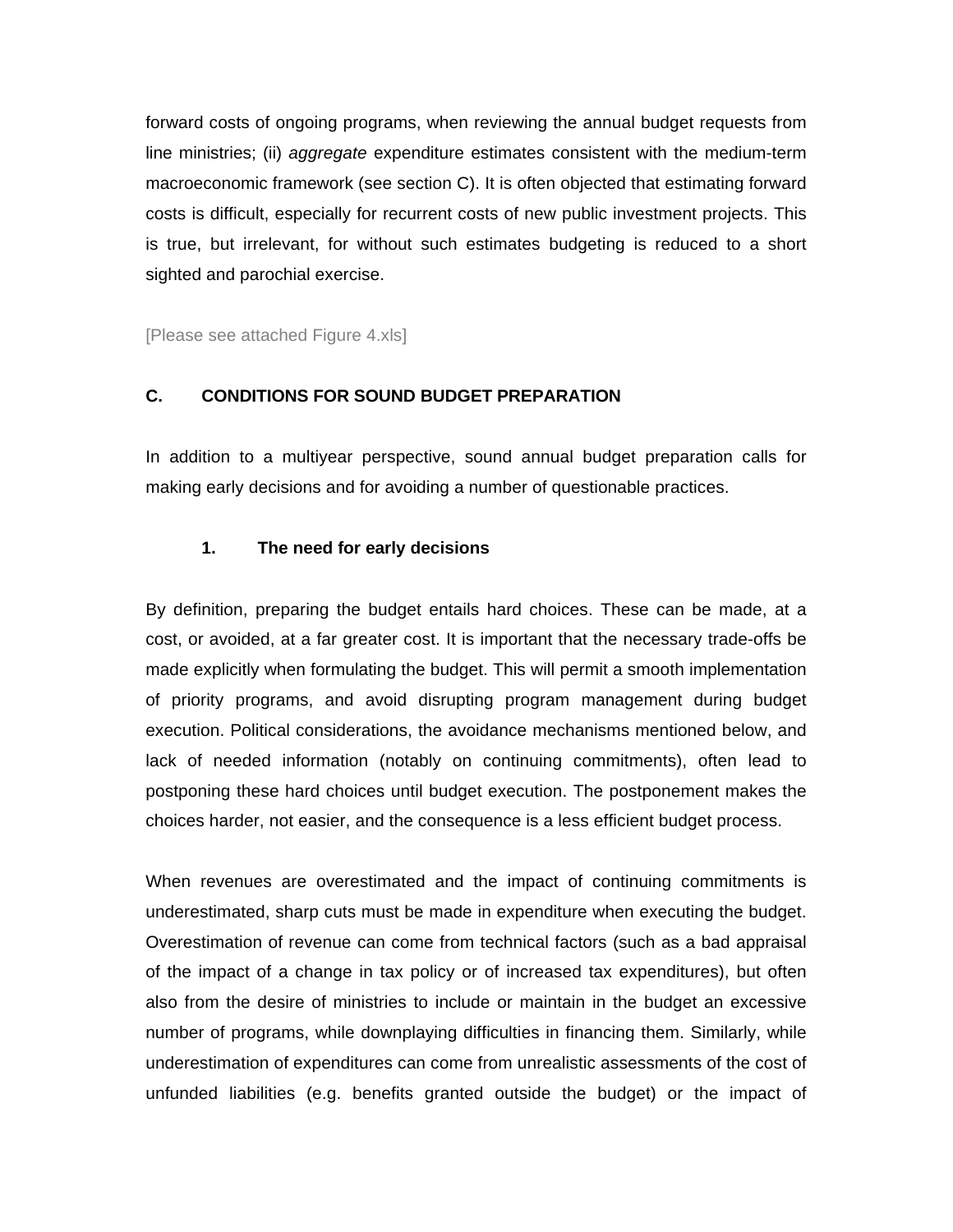forward costs of ongoing programs, when reviewing the annual budget requests from line ministries; (ii) *aggregate* expenditure estimates consistent with the medium-term macroeconomic framework (see section C). It is often objected that estimating forward costs is difficult, especially for recurrent costs of new public investment projects. This is true, but irrelevant, for without such estimates budgeting is reduced to a short sighted and parochial exercise.

[Please see attached Figure 4.xls]

## C. CONDITIONS FOR SOUND BUDGET PREPARATION

In addition to a multiyear perspective, sound annual budget preparation calls for making early decisions and for avoiding a number of questionable practices.

### 1. The need for early decisions

By definition, preparing the budget entails hard choices. These can be made, at a cost, or avoided, at a far greater cost. It is important that the necessary trade-offs be made explicitly when formulating the budget. This will permit a smooth implementation of priority programs, and avoid disrupting program management during budget execution. Political considerations, the avoidance mechanisms mentioned below, and lack of needed information (notably on continuing commitments), often lead to postponing these hard choices until budget execution. The postponement makes the choices harder, not easier, and the consequence is a less efficient budget process.

When revenues are overestimated and the impact of continuing commitments is underestimated, sharp cuts must be made in expenditure when executing the budget. Overestimation of revenue can come from technical factors (such as a bad appraisal of the impact of a change in tax policy or of increased tax expenditures), but often also from the desire of ministries to include or maintain in the budget an excessive number of programs, while downplaying difficulties in financing them. Similarly, while underestimation of expenditures can come from unrealistic assessments of the cost of unfunded liabilities (e.g. benefits granted outside the budget) or the impact of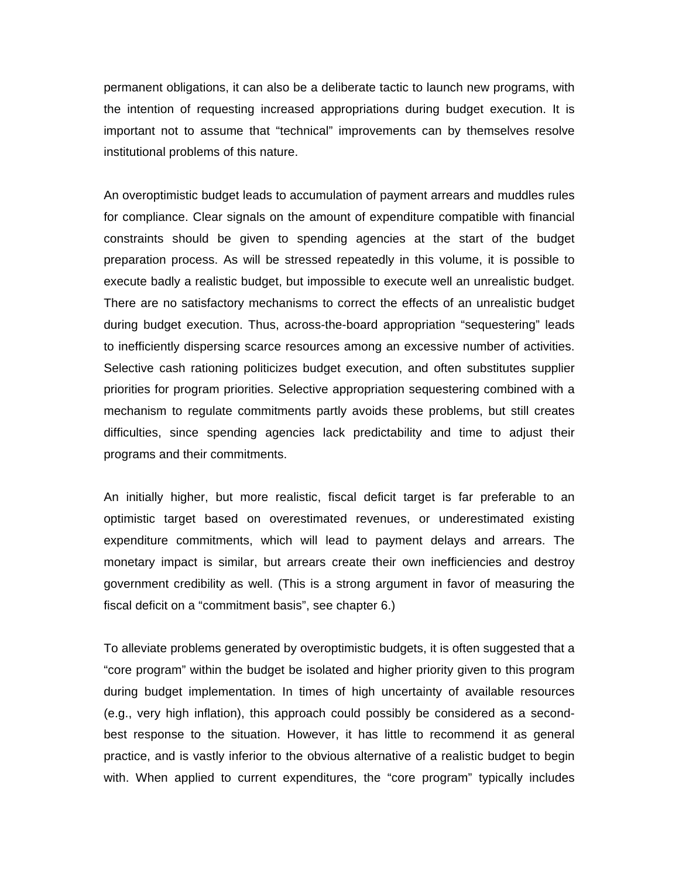permanent obligations, it can also be a deliberate tactic to launch new programs, with the intention of requesting increased appropriations during budget execution. It is important not to assume that "technical" improvements can by themselves resolve institutional problems of this nature.

An overoptimistic budget leads to accumulation of payment arrears and muddles rules for compliance. Clear signals on the amount of expenditure compatible with financial constraints should be given to spending agencies at the start of the budget preparation process. As will be stressed repeatedly in this volume, it is possible to execute badly a realistic budget, but impossible to execute well an unrealistic budget. There are no satisfactory mechanisms to correct the effects of an unrealistic budget during budget execution. Thus, across-the-board appropriation "sequestering" leads to inefficiently dispersing scarce resources among an excessive number of activities. Selective cash rationing politicizes budget execution, and often substitutes supplier priorities for program priorities. Selective appropriation sequestering combined with a mechanism to regulate commitments partly avoids these problems, but still creates difficulties, since spending agencies lack predictability and time to adjust their programs and their commitments.

An initially higher, but more realistic, fiscal deficit target is far preferable to an optimistic target based on overestimated revenues, or underestimated existing expenditure commitments, which will lead to payment delays and arrears. The monetary impact is similar, but arrears create their own inefficiencies and destroy government credibility as well. (This is a strong argument in favor of measuring the fiscal deficit on a "commitment basis", see chapter 6.)

To alleviate problems generated by overoptimistic budgets, it is often suggested that a "core program" within the budget be isolated and higher priority given to this program during budget implementation. In times of high uncertainty of available resources (e.g., very high inflation), this approach could possibly be considered as a second-best response to the situation. However, it has little to recommend it as general practice, and is vastly inferior to the obvious alternative of a realistic budget to begin with. When applied to current expenditures, the "core program" typically includes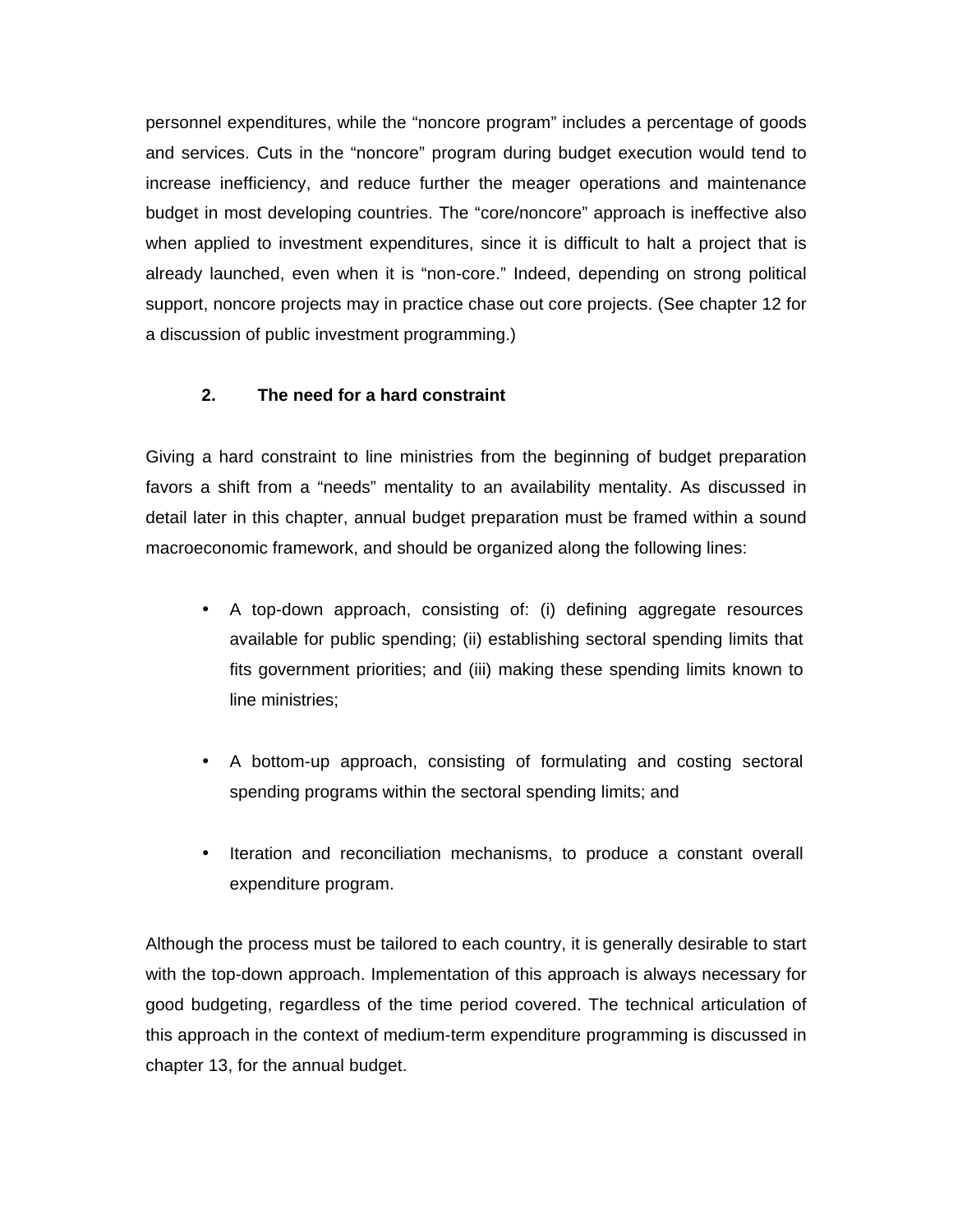personnel expenditures, while the "noncore program" includes a percentage of goods and services. Cuts in the "noncore" program during budget execution would tend to increase inefficiency, and reduce further the meager operations and maintenance budget in most developing countries. The "core/noncore" approach is ineffective also when applied to investment expenditures, since it is difficult to halt a project that is already launched, even when it is "non-core." Indeed, depending on strong political support, noncore projects may in practice chase out core projects. (See chapter 12 for a discussion of public investment programming.)

### 2. The need for a hard constraint

Giving a hard constraint to line ministries from the beginning of budget preparation favors a shift from a "needs" mentality to an availability mentality. As discussed in detail later in this chapter, annual budget preparation must be framed within a sound macroeconomic framework, and should be organized along the following lines:

- A top-down approach, consisting of: (i) defining aggregate resources available for public spending; (ii) establishing sectoral spending limits that fits government priorities; and (iii) making these spending limits known to line ministries;

- A bottom-up approach, consisting of formulating and costing sectoral spending programs within the sectoral spending limits; and

- Iteration and reconciliation mechanisms, to produce a constant overall expenditure program.

Although the process must be tailored to each country, it is generally desirable to start with the top-down approach. Implementation of this approach is always necessary for good budgeting, regardless of the time period covered. The technical articulation of this approach in the context of medium-term expenditure programming is discussed in chapter 13, for the annual budget.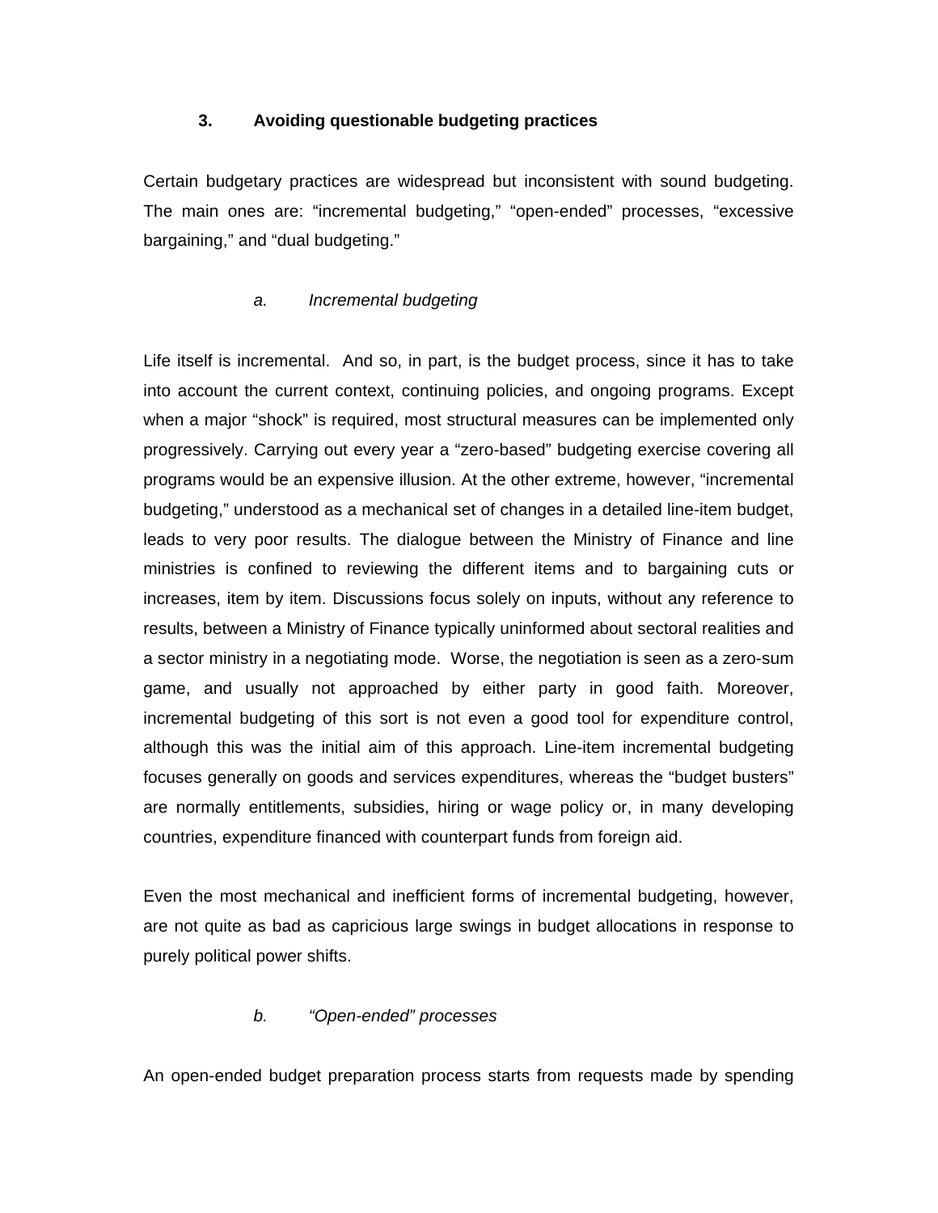## 3. Avoiding questionable budgeting practices

Certain budgetary practices are widespread but inconsistent with sound budgeting. The main ones are: "incremental budgeting," "open-ended" processes, "excessive bargaining," and "dual budgeting."

### *a. Incremental budgeting*

Life itself is incremental. And so, in part, is the budget process, since it has to take into account the current context, continuing policies, and ongoing programs. Except when a major "shock" is required, most structural measures can be implemented only progressively. Carrying out every year a "zero-based" budgeting exercise covering all programs would be an expensive illusion. At the other extreme, however, "incremental budgeting," understood as a mechanical set of changes in a detailed line-item budget, leads to very poor results. The dialogue between the Ministry of Finance and line ministries is confined to reviewing the different items and to bargaining cuts or increases, item by item. Discussions focus solely on inputs, without any reference to results, between a Ministry of Finance typically uninformed about sectoral realities and a sector ministry in a negotiating mode. Worse, the negotiation is seen as a zero-sum game, and usually not approached by either party in good faith. Moreover, incremental budgeting of this sort is not even a good tool for expenditure control, although this was the initial aim of this approach. Line-item incremental budgeting focuses generally on goods and services expenditures, whereas the "budget busters" are normally entitlements, subsidies, hiring or wage policy or, in many developing countries, expenditure financed with counterpart funds from foreign aid.

Even the most mechanical and inefficient forms of incremental budgeting, however, are not quite as bad as capricious large swings in budget allocations in response to purely political power shifts.

### *b. "Open-ended" processes*

An open-ended budget preparation process starts from requests made by spending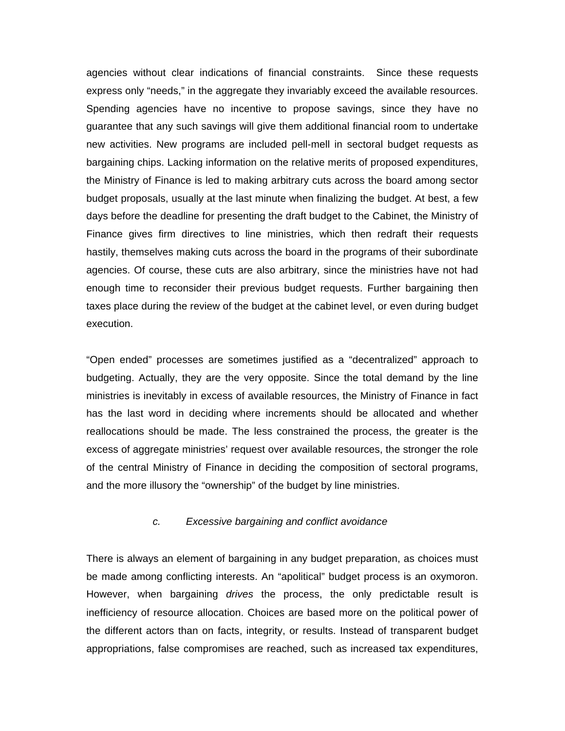agencies without clear indications of financial constraints. Since these requests express only "needs," in the aggregate they invariably exceed the available resources. Spending agencies have no incentive to propose savings, since they have no guarantee that any such savings will give them additional financial room to undertake new activities. New programs are included pell-mell in sectoral budget requests as bargaining chips. Lacking information on the relative merits of proposed expenditures, the Ministry of Finance is led to making arbitrary cuts across the board among sector budget proposals, usually at the last minute when finalizing the budget. At best, a few days before the deadline for presenting the draft budget to the Cabinet, the Ministry of Finance gives firm directives to line ministries, which then redraft their requests hastily, themselves making cuts across the board in the programs of their subordinate agencies. Of course, these cuts are also arbitrary, since the ministries have not had enough time to reconsider their previous budget requests. Further bargaining then taxes place during the review of the budget at the cabinet level, or even during budget execution.

"Open ended" processes are sometimes justified as a "decentralized" approach to budgeting. Actually, they are the very opposite. Since the total demand by the line ministries is inevitably in excess of available resources, the Ministry of Finance in fact has the last word in deciding where increments should be allocated and whether reallocations should be made. The less constrained the process, the greater is the excess of aggregate ministries' request over available resources, the stronger the role of the central Ministry of Finance in deciding the composition of sectoral programs, and the more illusory the "ownership" of the budget by line ministries.

#### *c. Excessive bargaining and conflict avoidance*

There is always an element of bargaining in any budget preparation, as choices must be made among conflicting interests. An "apolitical" budget process is an oxymoron. However, when bargaining *drives* the process, the only predictable result is inefficiency of resource allocation. Choices are based more on the political power of the different actors than on facts, integrity, or results. Instead of transparent budget appropriations, false compromises are reached, such as increased tax expenditures,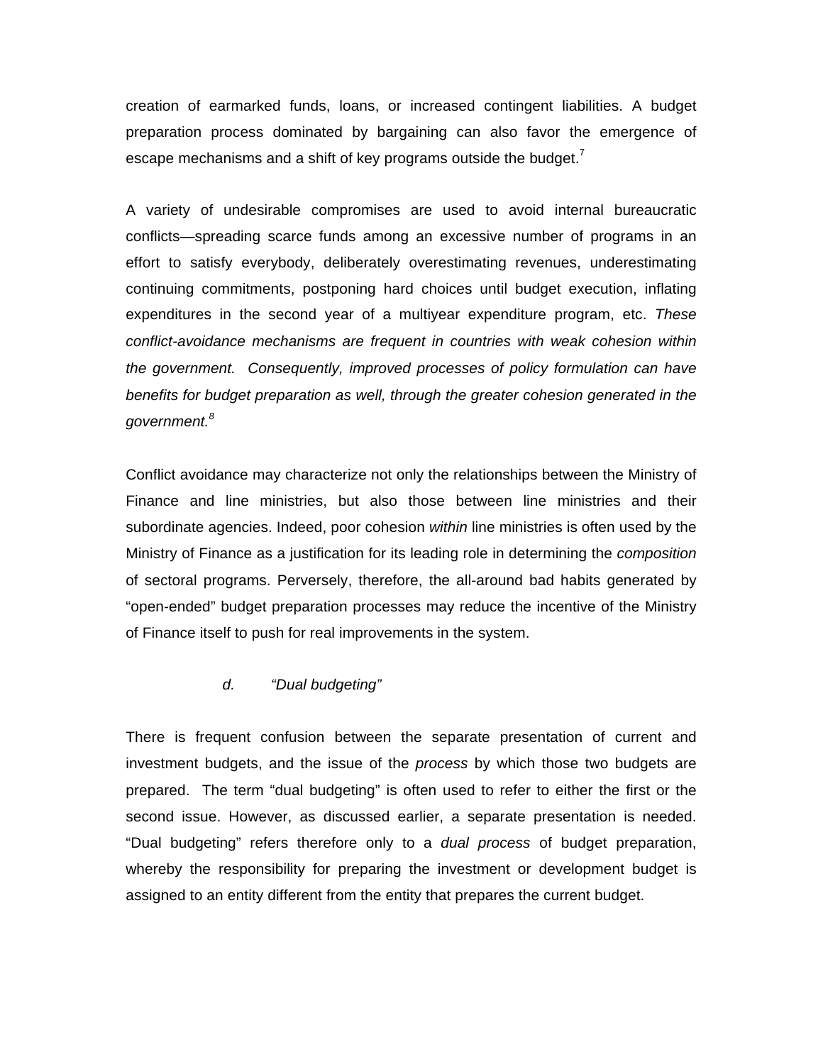creation of earmarked funds, loans, or increased contingent liabilities. A budget preparation process dominated by bargaining can also favor the emergence of escape mechanisms and a shift of key programs outside the budget.[7]

A variety of undesirable compromises are used to avoid internal bureaucratic conflicts—spreading scarce funds among an excessive number of programs in an effort to satisfy everybody, deliberately overestimating revenues, underestimating continuing commitments, postponing hard choices until budget execution, inflating expenditures in the second year of a multiyear expenditure program, etc. *These conflict-avoidance mechanisms are frequent in countries with weak cohesion within the government. Consequently, improved processes of policy formulation can have benefits for budget preparation as well, through the greater cohesion generated in the government.*[8]

Conflict avoidance may characterize not only the relationships between the Ministry of Finance and line ministries, but also those between line ministries and their subordinate agencies. Indeed, poor cohesion *within* line ministries is often used by the Ministry of Finance as a justification for its leading role in determining the *composition* of sectoral programs. Perversely, therefore, the all-around bad habits generated by "open-ended" budget preparation processes may reduce the incentive of the Ministry of Finance itself to push for real improvements in the system.

#### *d. "Dual budgeting"*

There is frequent confusion between the separate presentation of current and investment budgets, and the issue of the *process* by which those two budgets are prepared. The term "dual budgeting" is often used to refer to either the first or the second issue. However, as discussed earlier, a separate presentation is needed. "Dual budgeting" refers therefore only to a *dual process* of budget preparation, whereby the responsibility for preparing the investment or development budget is assigned to an entity different from the entity that prepares the current budget.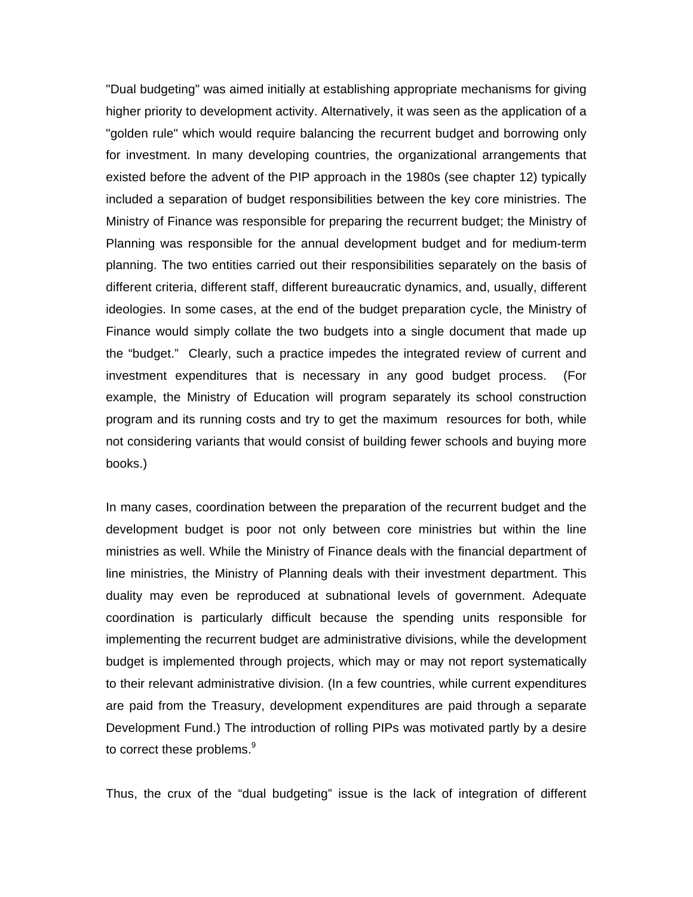"Dual budgeting" was aimed initially at establishing appropriate mechanisms for giving higher priority to development activity. Alternatively, it was seen as the application of a "golden rule" which would require balancing the recurrent budget and borrowing only for investment. In many developing countries, the organizational arrangements that existed before the advent of the PIP approach in the 1980s (see chapter 12) typically included a separation of budget responsibilities between the key core ministries. The Ministry of Finance was responsible for preparing the recurrent budget; the Ministry of Planning was responsible for the annual development budget and for medium-term planning. The two entities carried out their responsibilities separately on the basis of different criteria, different staff, different bureaucratic dynamics, and, usually, different ideologies. In some cases, at the end of the budget preparation cycle, the Ministry of Finance would simply collate the two budgets into a single document that made up the "budget." Clearly, such a practice impedes the integrated review of current and investment expenditures that is necessary in any good budget process. (For example, the Ministry of Education will program separately its school construction program and its running costs and try to get the maximum resources for both, while not considering variants that would consist of building fewer schools and buying more books.)

In many cases, coordination between the preparation of the recurrent budget and the development budget is poor not only between core ministries but within the line ministries as well. While the Ministry of Finance deals with the financial department of line ministries, the Ministry of Planning deals with their investment department. This duality may even be reproduced at subnational levels of government. Adequate coordination is particularly difficult because the spending units responsible for implementing the recurrent budget are administrative divisions, while the development budget is implemented through projects, which may or may not report systematically to their relevant administrative division. (In a few countries, while current expenditures are paid from the Treasury, development expenditures are paid through a separate Development Fund.) The introduction of rolling PIPs was motivated partly by a desire to correct these problems.[9]

Thus, the crux of the "dual budgeting" issue is the lack of integration of different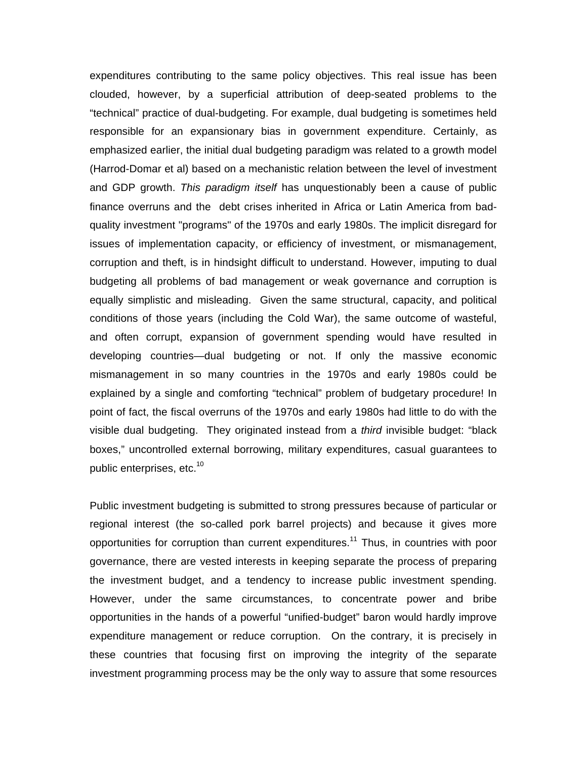expenditures contributing to the same policy objectives. This real issue has been clouded, however, by a superficial attribution of deep-seated problems to the "technical" practice of dual-budgeting. For example, dual budgeting is sometimes held responsible for an expansionary bias in government expenditure. Certainly, as emphasized earlier, the initial dual budgeting paradigm was related to a growth model (Harrod-Domar et al) based on a mechanistic relation between the level of investment and GDP growth. *This paradigm itself* has unquestionably been a cause of public finance overruns and the debt crises inherited in Africa or Latin America from bad-quality investment "programs" of the 1970s and early 1980s. The implicit disregard for issues of implementation capacity, or efficiency of investment, or mismanagement, corruption and theft, is in hindsight difficult to understand. However, imputing to dual budgeting all problems of bad management or weak governance and corruption is equally simplistic and misleading. Given the same structural, capacity, and political conditions of those years (including the Cold War), the same outcome of wasteful, and often corrupt, expansion of government spending would have resulted in developing countries—dual budgeting or not. If only the massive economic mismanagement in so many countries in the 1970s and early 1980s could be explained by a single and comforting "technical" problem of budgetary procedure! In point of fact, the fiscal overruns of the 1970s and early 1980s had little to do with the visible dual budgeting. They originated instead from a *third* invisible budget: "black boxes," uncontrolled external borrowing, military expenditures, casual guarantees to public enterprises, etc.[10]

Public investment budgeting is submitted to strong pressures because of particular or regional interest (the so-called pork barrel projects) and because it gives more opportunities for corruption than current expenditures.[11] Thus, in countries with poor governance, there are vested interests in keeping separate the process of preparing the investment budget, and a tendency to increase public investment spending. However, under the same circumstances, to concentrate power and bribe opportunities in the hands of a powerful "unified-budget" baron would hardly improve expenditure management or reduce corruption. On the contrary, it is precisely in these countries that focusing first on improving the integrity of the separate investment programming process may be the only way to assure that some resources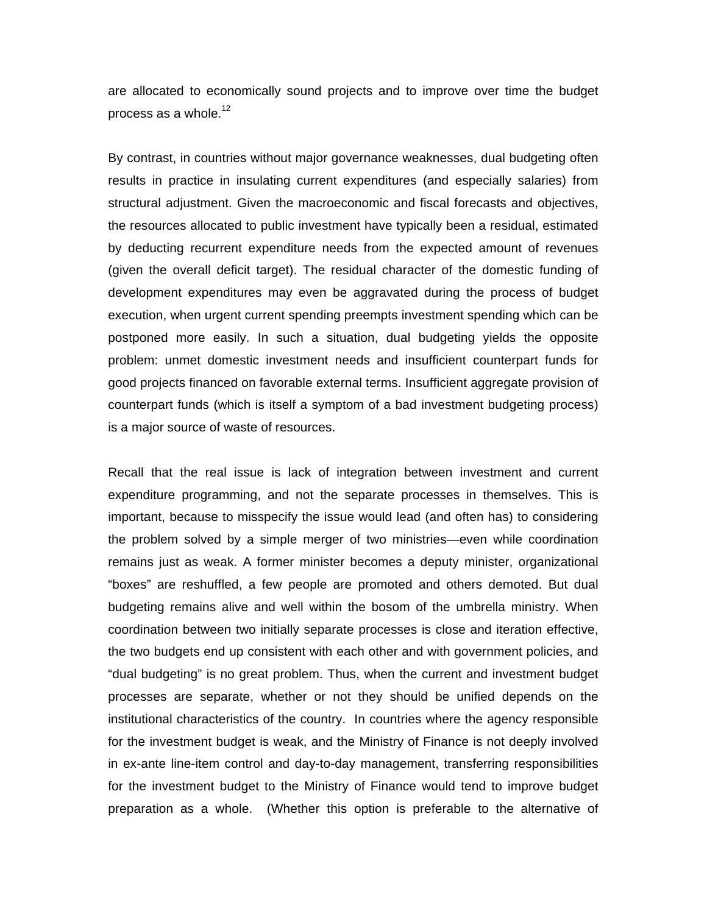are allocated to economically sound projects and to improve over time the budget process as a whole.[12]

By contrast, in countries without major governance weaknesses, dual budgeting often results in practice in insulating current expenditures (and especially salaries) from structural adjustment. Given the macroeconomic and fiscal forecasts and objectives, the resources allocated to public investment have typically been a residual, estimated by deducting recurrent expenditure needs from the expected amount of revenues (given the overall deficit target). The residual character of the domestic funding of development expenditures may even be aggravated during the process of budget execution, when urgent current spending preempts investment spending which can be postponed more easily. In such a situation, dual budgeting yields the opposite problem: unmet domestic investment needs and insufficient counterpart funds for good projects financed on favorable external terms. Insufficient aggregate provision of counterpart funds (which is itself a symptom of a bad investment budgeting process) is a major source of waste of resources.

Recall that the real issue is lack of integration between investment and current expenditure programming, and not the separate processes in themselves. This is important, because to misspecify the issue would lead (and often has) to considering the problem solved by a simple merger of two ministries—even while coordination remains just as weak. A former minister becomes a deputy minister, organizational "boxes" are reshuffled, a few people are promoted and others demoted. But dual budgeting remains alive and well within the bosom of the umbrella ministry. When coordination between two initially separate processes is close and iteration effective, the two budgets end up consistent with each other and with government policies, and "dual budgeting" is no great problem. Thus, when the current and investment budget processes are separate, whether or not they should be unified depends on the institutional characteristics of the country. In countries where the agency responsible for the investment budget is weak, and the Ministry of Finance is not deeply involved in ex-ante line-item control and day-to-day management, transferring responsibilities for the investment budget to the Ministry of Finance would tend to improve budget preparation as a whole. (Whether this option is preferable to the alternative of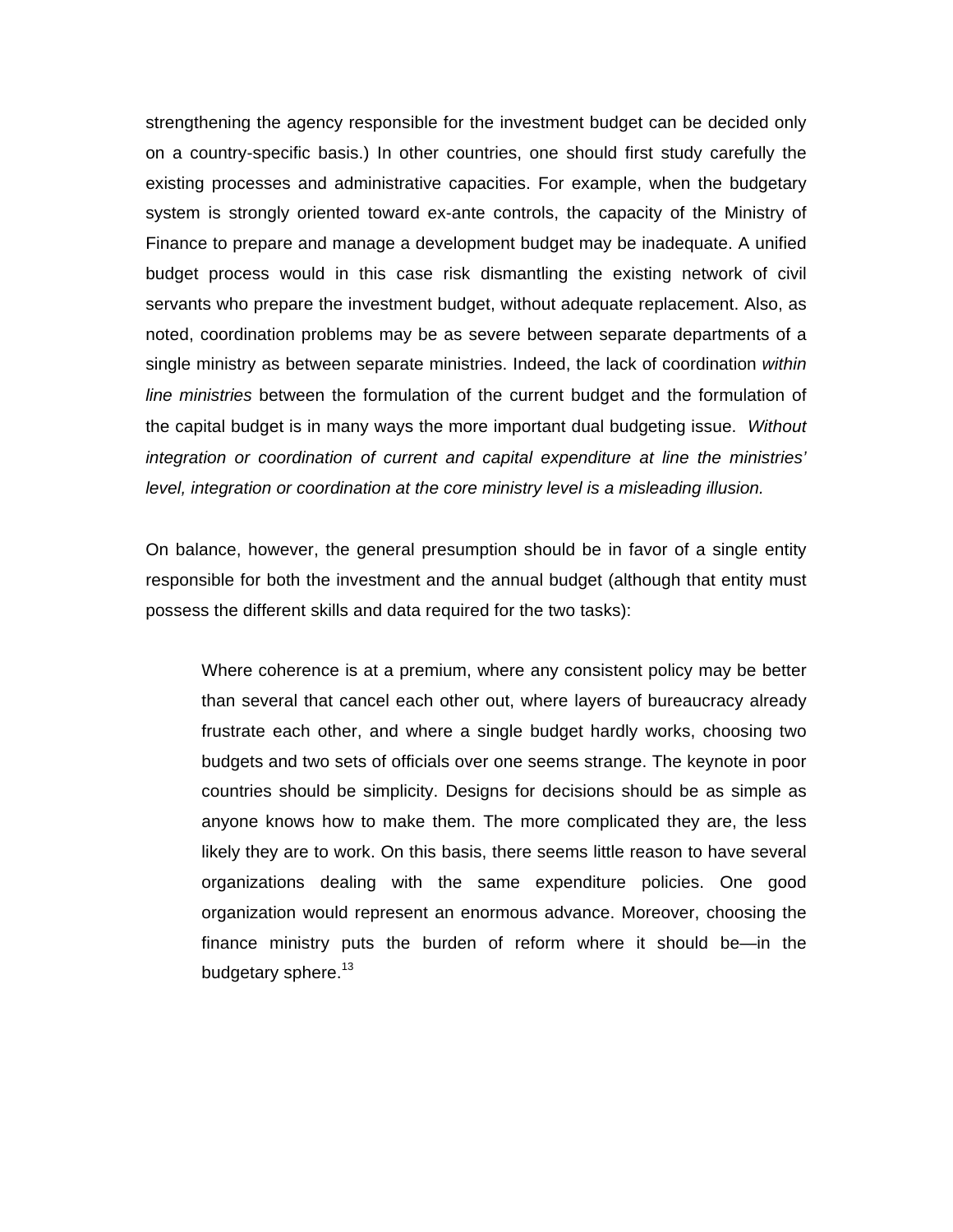strengthening the agency responsible for the investment budget can be decided only on a country-specific basis.) In other countries, one should first study carefully the existing processes and administrative capacities. For example, when the budgetary system is strongly oriented toward ex-ante controls, the capacity of the Ministry of Finance to prepare and manage a development budget may be inadequate. A unified budget process would in this case risk dismantling the existing network of civil servants who prepare the investment budget, without adequate replacement. Also, as noted, coordination problems may be as severe between separate departments of a single ministry as between separate ministries. Indeed, the lack of coordination *within line ministries* between the formulation of the current budget and the formulation of the capital budget is in many ways the more important dual budgeting issue. *Without integration or coordination of current and capital expenditure at line the ministries' level, integration or coordination at the core ministry level is a misleading illusion.*

On balance, however, the general presumption should be in favor of a single entity responsible for both the investment and the annual budget (although that entity must possess the different skills and data required for the two tasks):

> Where coherence is at a premium, where any consistent policy may be better than several that cancel each other out, where layers of bureaucracy already frustrate each other, and where a single budget hardly works, choosing two budgets and two sets of officials over one seems strange. The keynote in poor countries should be simplicity. Designs for decisions should be as simple as anyone knows how to make them. The more complicated they are, the less likely they are to work. On this basis, there seems little reason to have several organizations dealing with the same expenditure policies. One good organization would represent an enormous advance. Moreover, choosing the finance ministry puts the burden of reform where it should be—in the budgetary sphere.[13]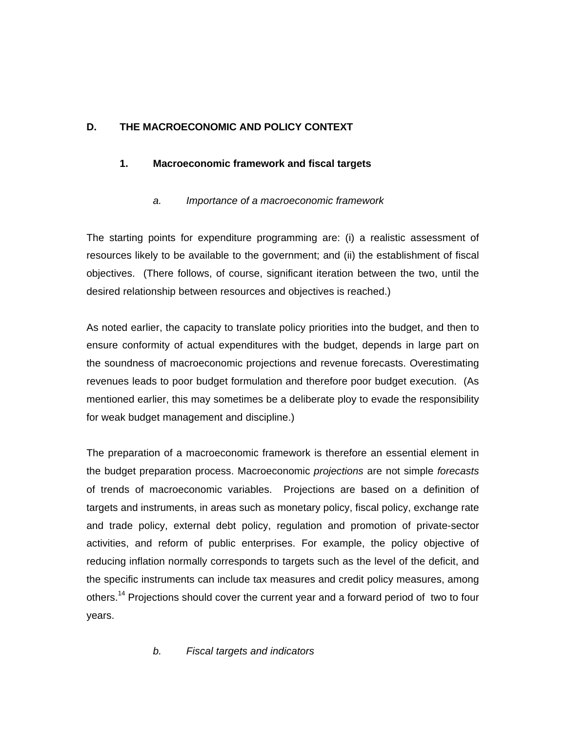## D. THE MACROECONOMIC AND POLICY CONTEXT

### 1. Macroeconomic framework and fiscal targets

#### *a. Importance of a macroeconomic framework*

The starting points for expenditure programming are: (i) a realistic assessment of resources likely to be available to the government; and (ii) the establishment of fiscal objectives. (There follows, of course, significant iteration between the two, until the desired relationship between resources and objectives is reached.)

As noted earlier, the capacity to translate policy priorities into the budget, and then to ensure conformity of actual expenditures with the budget, depends in large part on the soundness of macroeconomic projections and revenue forecasts. Overestimating revenues leads to poor budget formulation and therefore poor budget execution. (As mentioned earlier, this may sometimes be a deliberate ploy to evade the responsibility for weak budget management and discipline.)

The preparation of a macroeconomic framework is therefore an essential element in the budget preparation process. Macroeconomic *projections* are not simple *forecasts* of trends of macroeconomic variables. Projections are based on a definition of targets and instruments, in areas such as monetary policy, fiscal policy, exchange rate and trade policy, external debt policy, regulation and promotion of private-sector activities, and reform of public enterprises. For example, the policy objective of reducing inflation normally corresponds to targets such as the level of the deficit, and the specific instruments can include tax measures and credit policy measures, among others.[14] Projections should cover the current year and a forward period of two to four years.

#### *b. Fiscal targets and indicators*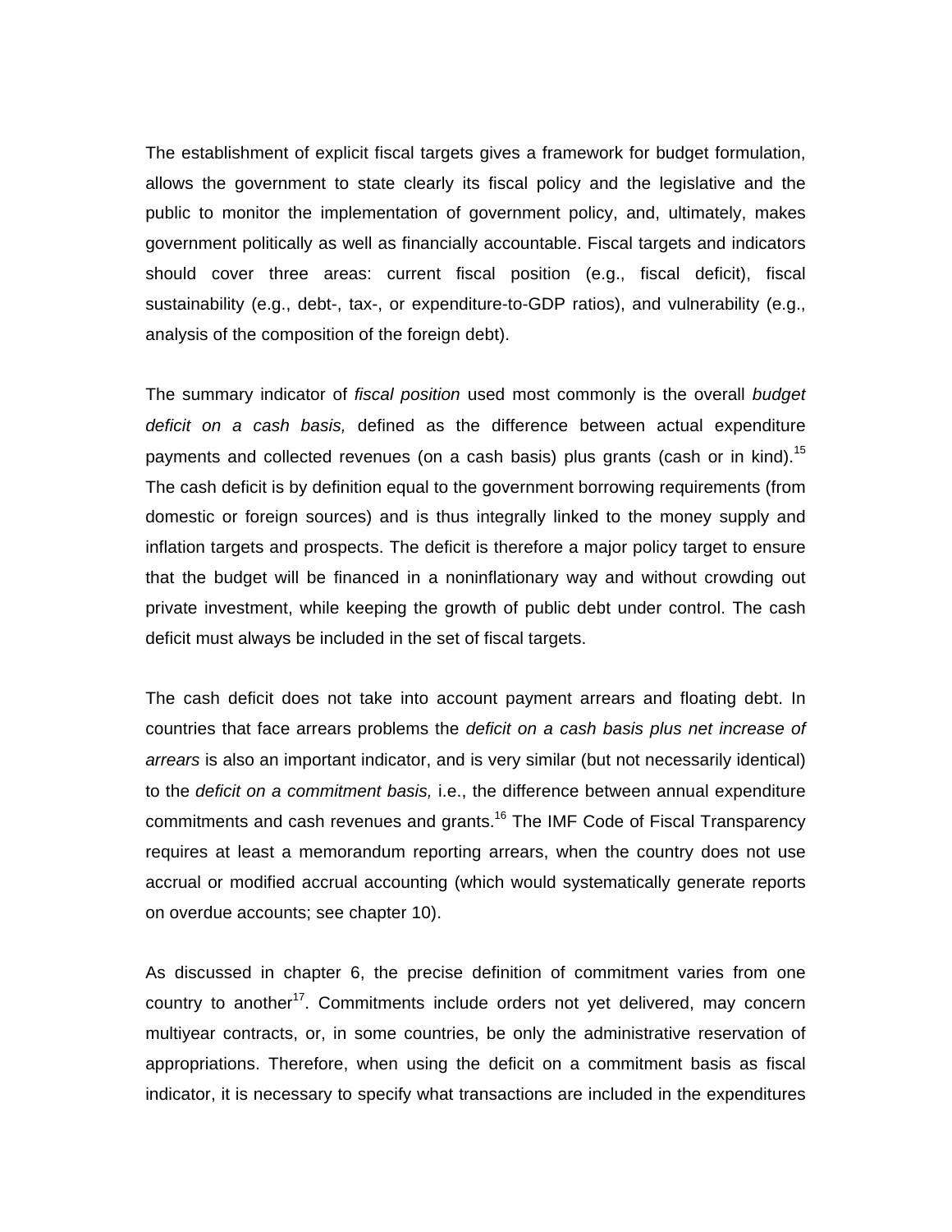The establishment of explicit fiscal targets gives a framework for budget formulation, allows the government to state clearly its fiscal policy and the legislative and the public to monitor the implementation of government policy, and, ultimately, makes government politically as well as financially accountable. Fiscal targets and indicators should cover three areas: current fiscal position (e.g., fiscal deficit), fiscal sustainability (e.g., debt-, tax-, or expenditure-to-GDP ratios), and vulnerability (e.g., analysis of the composition of the foreign debt).

The summary indicator of *fiscal position* used most commonly is the overall *budget deficit on a cash basis,* defined as the difference between actual expenditure payments and collected revenues (on a cash basis) plus grants (cash or in kind).[15] The cash deficit is by definition equal to the government borrowing requirements (from domestic or foreign sources) and is thus integrally linked to the money supply and inflation targets and prospects. The deficit is therefore a major policy target to ensure that the budget will be financed in a noninflationary way and without crowding out private investment, while keeping the growth of public debt under control. The cash deficit must always be included in the set of fiscal targets.

The cash deficit does not take into account payment arrears and floating debt. In countries that face arrears problems the *deficit on a cash basis plus net increase of arrears* is also an important indicator, and is very similar (but not necessarily identical) to the *deficit on a commitment basis,* i.e., the difference between annual expenditure commitments and cash revenues and grants.[16] The IMF Code of Fiscal Transparency requires at least a memorandum reporting arrears, when the country does not use accrual or modified accrual accounting (which would systematically generate reports on overdue accounts; see chapter 10).

As discussed in chapter 6, the precise definition of commitment varies from one country to another[17]. Commitments include orders not yet delivered, may concern multiyear contracts, or, in some countries, be only the administrative reservation of appropriations. Therefore, when using the deficit on a commitment basis as fiscal indicator, it is necessary to specify what transactions are included in the expenditures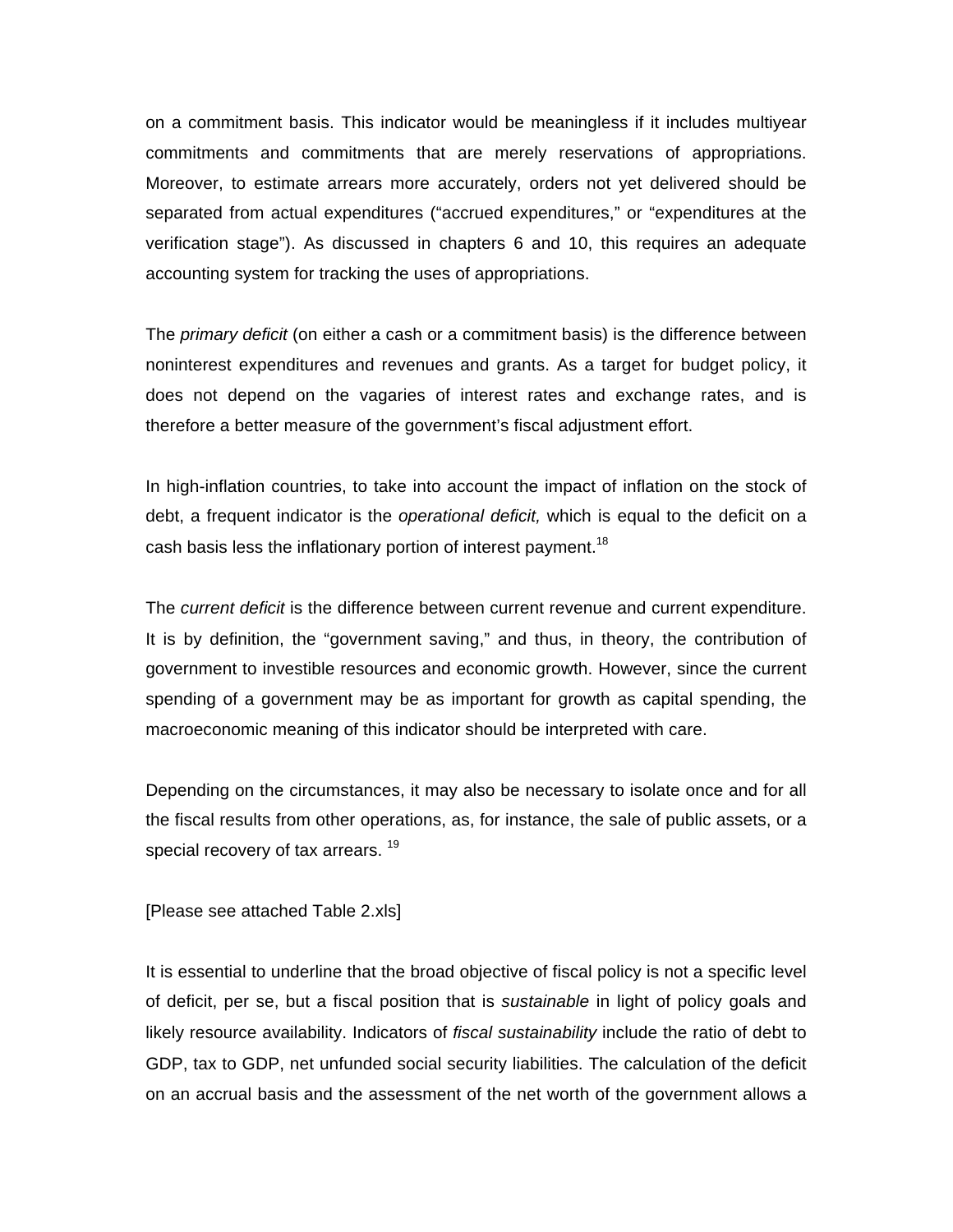on a commitment basis. This indicator would be meaningless if it includes multiyear commitments and commitments that are merely reservations of appropriations. Moreover, to estimate arrears more accurately, orders not yet delivered should be separated from actual expenditures ("accrued expenditures," or "expenditures at the verification stage"). As discussed in chapters 6 and 10, this requires an adequate accounting system for tracking the uses of appropriations.

The *primary deficit* (on either a cash or a commitment basis) is the difference between noninterest expenditures and revenues and grants. As a target for budget policy, it does not depend on the vagaries of interest rates and exchange rates, and is therefore a better measure of the government's fiscal adjustment effort.

In high-inflation countries, to take into account the impact of inflation on the stock of debt, a frequent indicator is the *operational deficit,* which is equal to the deficit on a cash basis less the inflationary portion of interest payment.[18]

The *current deficit* is the difference between current revenue and current expenditure. It is by definition, the "government saving," and thus, in theory, the contribution of government to investible resources and economic growth. However, since the current spending of a government may be as important for growth as capital spending, the macroeconomic meaning of this indicator should be interpreted with care.

Depending on the circumstances, it may also be necessary to isolate once and for all the fiscal results from other operations, as, for instance, the sale of public assets, or a special recovery of tax arrears. [19]

[Please see attached Table 2.xls]

It is essential to underline that the broad objective of fiscal policy is not a specific level of deficit, per se, but a fiscal position that is *sustainable* in light of policy goals and likely resource availability. Indicators of *fiscal sustainability* include the ratio of debt to GDP, tax to GDP, net unfunded social security liabilities. The calculation of the deficit on an accrual basis and the assessment of the net worth of the government allows a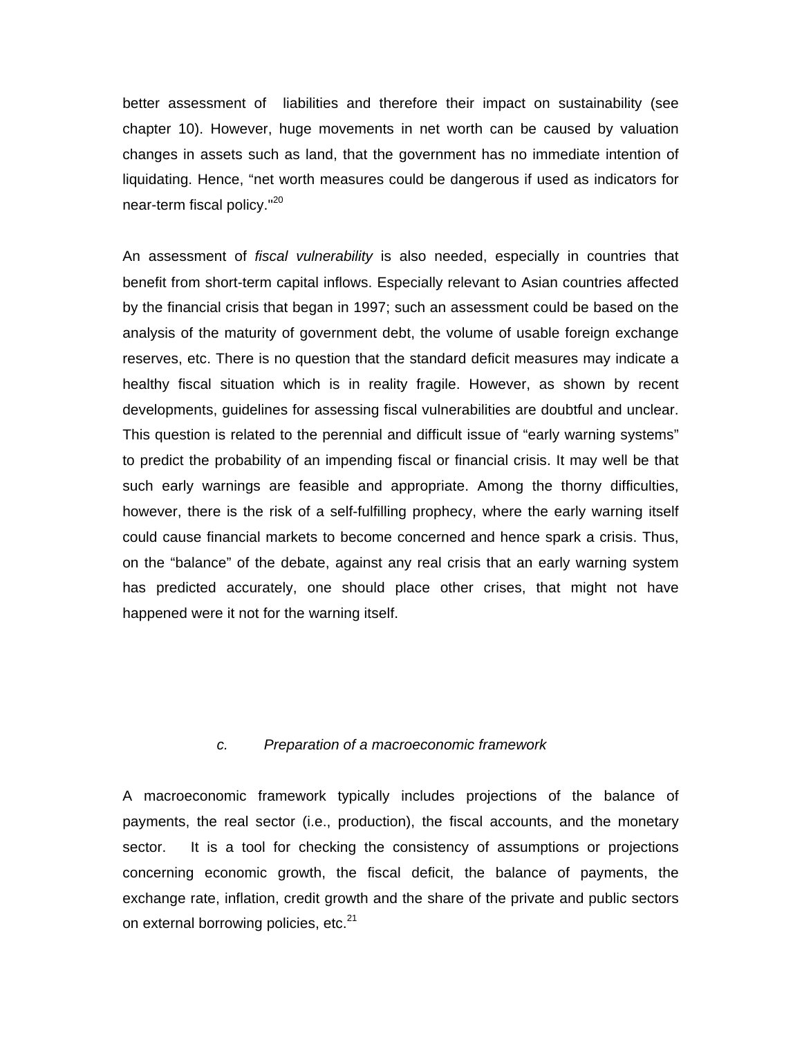better assessment of liabilities and therefore their impact on sustainability (see chapter 10). However, huge movements in net worth can be caused by valuation changes in assets such as land, that the government has no immediate intention of liquidating. Hence, "net worth measures could be dangerous if used as indicators for near-term fiscal policy."[20]

An assessment of *fiscal vulnerability* is also needed, especially in countries that benefit from short-term capital inflows. Especially relevant to Asian countries affected by the financial crisis that began in 1997; such an assessment could be based on the analysis of the maturity of government debt, the volume of usable foreign exchange reserves, etc. There is no question that the standard deficit measures may indicate a healthy fiscal situation which is in reality fragile. However, as shown by recent developments, guidelines for assessing fiscal vulnerabilities are doubtful and unclear. This question is related to the perennial and difficult issue of "early warning systems" to predict the probability of an impending fiscal or financial crisis. It may well be that such early warnings are feasible and appropriate. Among the thorny difficulties, however, there is the risk of a self-fulfilling prophecy, where the early warning itself could cause financial markets to become concerned and hence spark a crisis. Thus, on the "balance" of the debate, against any real crisis that an early warning system has predicted accurately, one should place other crises, that might not have happened were it not for the warning itself.

### *c. Preparation of a macroeconomic framework*

A macroeconomic framework typically includes projections of the balance of payments, the real sector (i.e., production), the fiscal accounts, and the monetary sector. It is a tool for checking the consistency of assumptions or projections concerning economic growth, the fiscal deficit, the balance of payments, the exchange rate, inflation, credit growth and the share of the private and public sectors on external borrowing policies, etc.[21]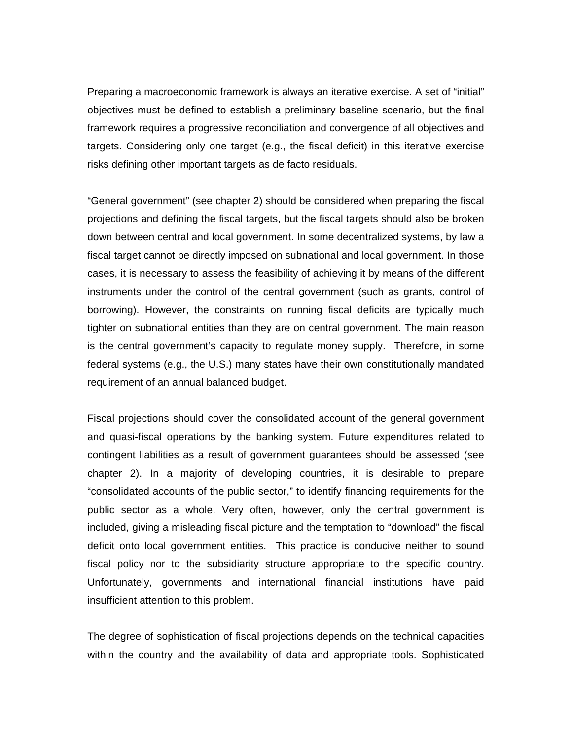Preparing a macroeconomic framework is always an iterative exercise. A set of "initial" objectives must be defined to establish a preliminary baseline scenario, but the final framework requires a progressive reconciliation and convergence of all objectives and targets. Considering only one target (e.g., the fiscal deficit) in this iterative exercise risks defining other important targets as de facto residuals.

"General government" (see chapter 2) should be considered when preparing the fiscal projections and defining the fiscal targets, but the fiscal targets should also be broken down between central and local government. In some decentralized systems, by law a fiscal target cannot be directly imposed on subnational and local government. In those cases, it is necessary to assess the feasibility of achieving it by means of the different instruments under the control of the central government (such as grants, control of borrowing). However, the constraints on running fiscal deficits are typically much tighter on subnational entities than they are on central government. The main reason is the central government's capacity to regulate money supply. Therefore, in some federal systems (e.g., the U.S.) many states have their own constitutionally mandated requirement of an annual balanced budget.

Fiscal projections should cover the consolidated account of the general government and quasi-fiscal operations by the banking system. Future expenditures related to contingent liabilities as a result of government guarantees should be assessed (see chapter 2). In a majority of developing countries, it is desirable to prepare "consolidated accounts of the public sector," to identify financing requirements for the public sector as a whole. Very often, however, only the central government is included, giving a misleading fiscal picture and the temptation to "download" the fiscal deficit onto local government entities. This practice is conducive neither to sound fiscal policy nor to the subsidiarity structure appropriate to the specific country. Unfortunately, governments and international financial institutions have paid insufficient attention to this problem.

The degree of sophistication of fiscal projections depends on the technical capacities within the country and the availability of data and appropriate tools. Sophisticated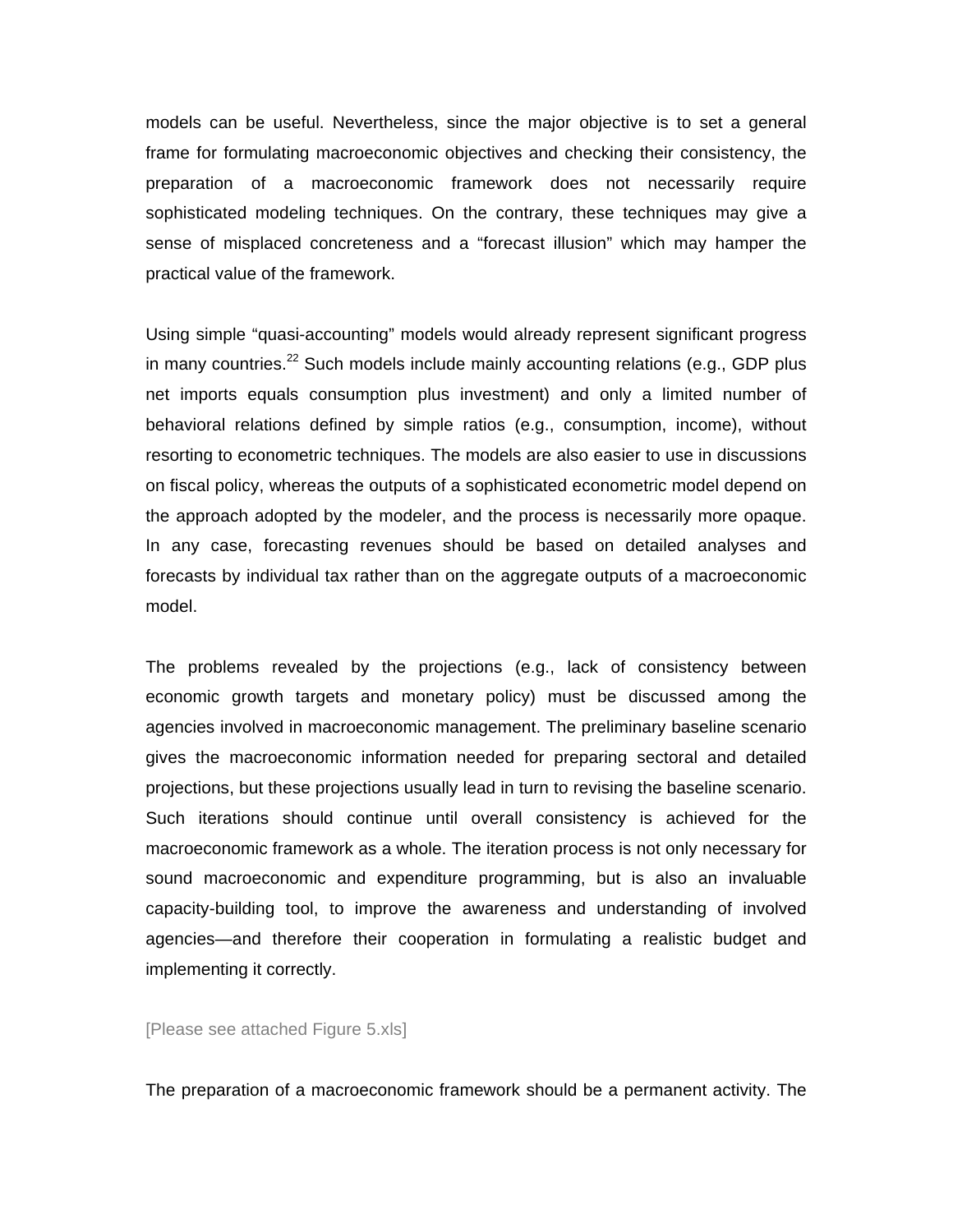models can be useful. Nevertheless, since the major objective is to set a general frame for formulating macroeconomic objectives and checking their consistency, the preparation of a macroeconomic framework does not necessarily require sophisticated modeling techniques. On the contrary, these techniques may give a sense of misplaced concreteness and a "forecast illusion" which may hamper the practical value of the framework.

Using simple "quasi-accounting" models would already represent significant progress in many countries.[22] Such models include mainly accounting relations (e.g., GDP plus net imports equals consumption plus investment) and only a limited number of behavioral relations defined by simple ratios (e.g., consumption, income), without resorting to econometric techniques. The models are also easier to use in discussions on fiscal policy, whereas the outputs of a sophisticated econometric model depend on the approach adopted by the modeler, and the process is necessarily more opaque. In any case, forecasting revenues should be based on detailed analyses and forecasts by individual tax rather than on the aggregate outputs of a macroeconomic model.

The problems revealed by the projections (e.g., lack of consistency between economic growth targets and monetary policy) must be discussed among the agencies involved in macroeconomic management. The preliminary baseline scenario gives the macroeconomic information needed for preparing sectoral and detailed projections, but these projections usually lead in turn to revising the baseline scenario. Such iterations should continue until overall consistency is achieved for the macroeconomic framework as a whole. The iteration process is not only necessary for sound macroeconomic and expenditure programming, but is also an invaluable capacity-building tool, to improve the awareness and understanding of involved agencies—and therefore their cooperation in formulating a realistic budget and implementing it correctly.

[Please see attached Figure 5.xls]

The preparation of a macroeconomic framework should be a permanent activity. The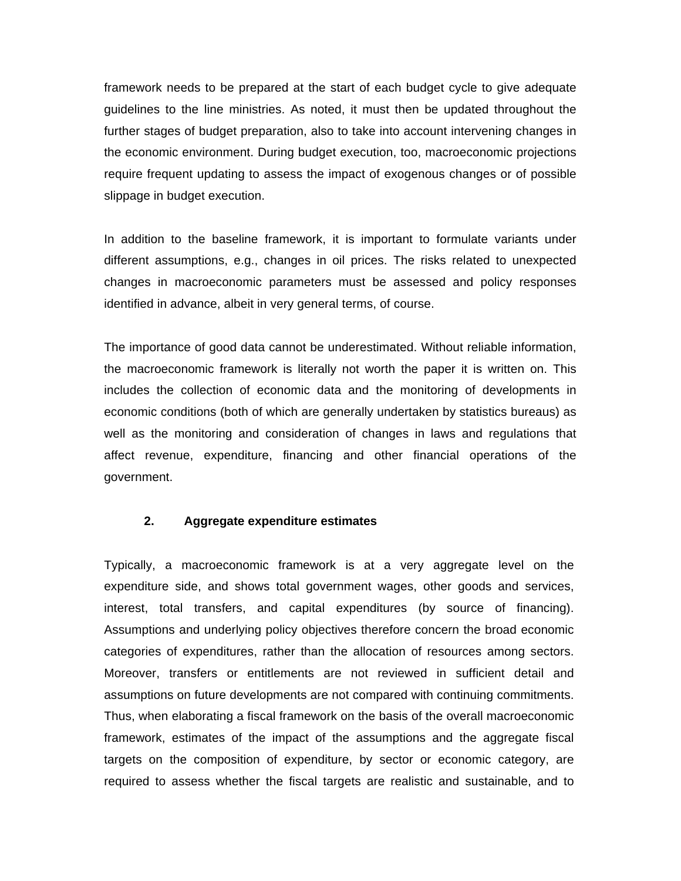framework needs to be prepared at the start of each budget cycle to give adequate guidelines to the line ministries. As noted, it must then be updated throughout the further stages of budget preparation, also to take into account intervening changes in the economic environment. During budget execution, too, macroeconomic projections require frequent updating to assess the impact of exogenous changes or of possible slippage in budget execution.

In addition to the baseline framework, it is important to formulate variants under different assumptions, e.g., changes in oil prices. The risks related to unexpected changes in macroeconomic parameters must be assessed and policy responses identified in advance, albeit in very general terms, of course.

The importance of good data cannot be underestimated. Without reliable information, the macroeconomic framework is literally not worth the paper it is written on. This includes the collection of economic data and the monitoring of developments in economic conditions (both of which are generally undertaken by statistics bureaus) as well as the monitoring and consideration of changes in laws and regulations that affect revenue, expenditure, financing and other financial operations of the government.

### 2. Aggregate expenditure estimates

Typically, a macroeconomic framework is at a very aggregate level on the expenditure side, and shows total government wages, other goods and services, interest, total transfers, and capital expenditures (by source of financing). Assumptions and underlying policy objectives therefore concern the broad economic categories of expenditures, rather than the allocation of resources among sectors. Moreover, transfers or entitlements are not reviewed in sufficient detail and assumptions on future developments are not compared with continuing commitments. Thus, when elaborating a fiscal framework on the basis of the overall macroeconomic framework, estimates of the impact of the assumptions and the aggregate fiscal targets on the composition of expenditure, by sector or economic category, are required to assess whether the fiscal targets are realistic and sustainable, and to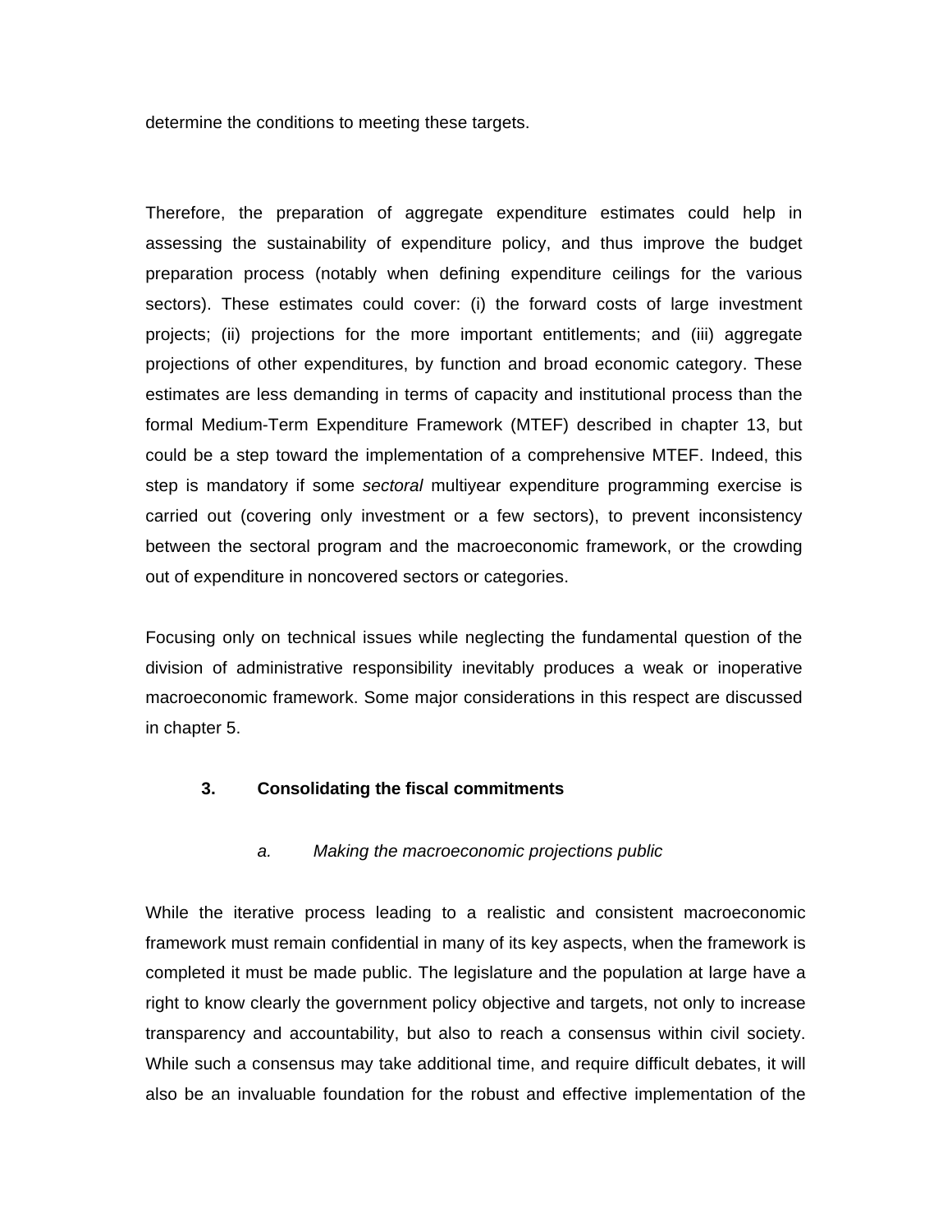determine the conditions to meeting these targets.

Therefore, the preparation of aggregate expenditure estimates could help in assessing the sustainability of expenditure policy, and thus improve the budget preparation process (notably when defining expenditure ceilings for the various sectors). These estimates could cover: (i) the forward costs of large investment projects; (ii) projections for the more important entitlements; and (iii) aggregate projections of other expenditures, by function and broad economic category. These estimates are less demanding in terms of capacity and institutional process than the formal Medium-Term Expenditure Framework (MTEF) described in chapter 13, but could be a step toward the implementation of a comprehensive MTEF. Indeed, this step is mandatory if some *sectoral* multiyear expenditure programming exercise is carried out (covering only investment or a few sectors), to prevent inconsistency between the sectoral program and the macroeconomic framework, or the crowding out of expenditure in noncovered sectors or categories.

Focusing only on technical issues while neglecting the fundamental question of the division of administrative responsibility inevitably produces a weak or inoperative macroeconomic framework. Some major considerations in this respect are discussed in chapter 5.

### 3. Consolidating the fiscal commitments

#### *a. Making the macroeconomic projections public*

While the iterative process leading to a realistic and consistent macroeconomic framework must remain confidential in many of its key aspects, when the framework is completed it must be made public. The legislature and the population at large have a right to know clearly the government policy objective and targets, not only to increase transparency and accountability, but also to reach a consensus within civil society. While such a consensus may take additional time, and require difficult debates, it will also be an invaluable foundation for the robust and effective implementation of the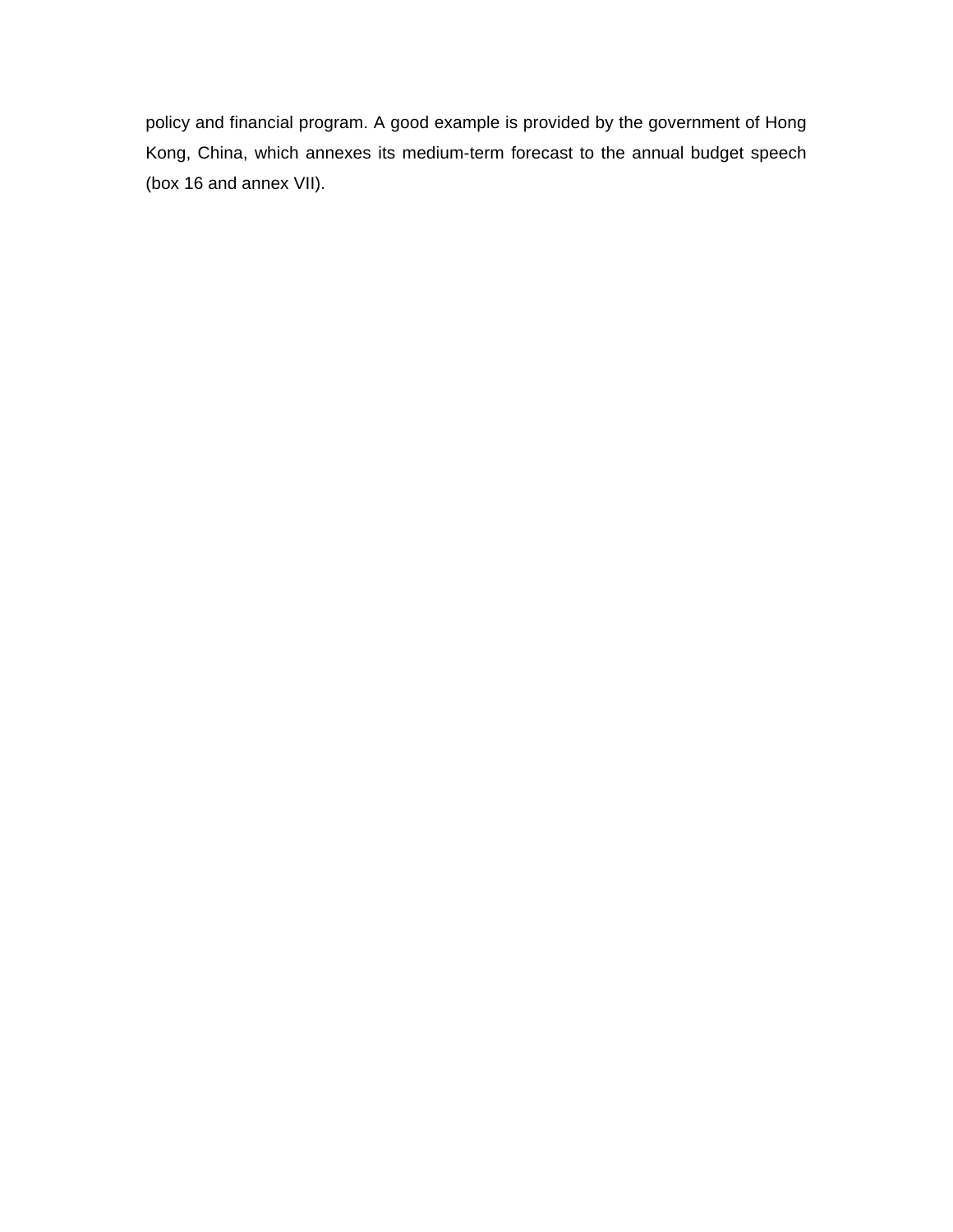policy and financial program. A good example is provided by the government of Hong Kong, China, which annexes its medium-term forecast to the annual budget speech (box 16 and annex VII).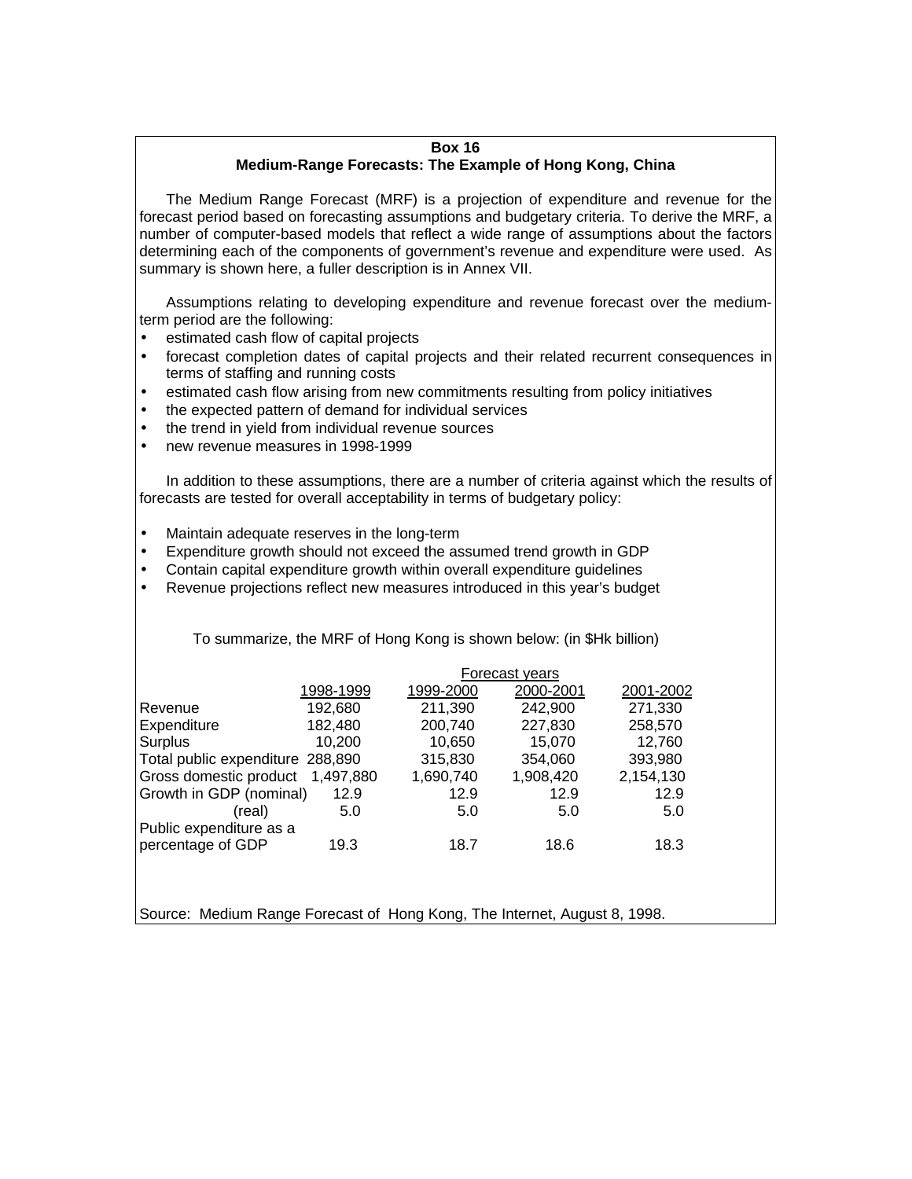**Box 16**

**Medium-Range Forecasts: The Example of Hong Kong, China**

The Medium Range Forecast (MRF) is a projection of expenditure and revenue for the forecast period based on forecasting assumptions and budgetary criteria. To derive the MRF, a number of computer-based models that reflect a wide range of assumptions about the factors determining each of the components of government's revenue and expenditure were used. As summary is shown here, a fuller description is in Annex VII.

Assumptions relating to developing expenditure and revenue forecast over the medium-term period are the following:

- estimated cash flow of capital projects
- forecast completion dates of capital projects and their related recurrent consequences in terms of staffing and running costs
- estimated cash flow arising from new commitments resulting from policy initiatives
- the expected pattern of demand for individual services
- the trend in yield from individual revenue sources
- new revenue measures in 1998-1999

In addition to these assumptions, there are a number of criteria against which the results of forecasts are tested for overall acceptability in terms of budgetary policy:

- Maintain adequate reserves in the long-term
- Expenditure growth should not exceed the assumed trend growth in GDP
- Contain capital expenditure growth within overall expenditure guidelines
- Revenue projections reflect new measures introduced in this year's budget

To summarize, the MRF of Hong Kong is shown below: (in $Hk billion)

| | | Forecast years | | |
|---|---|---|---|---|
| | 1998-1999 | 1999-2000 | 2000-2001 | 2001-2002 |
| Revenue | 192,680 | 211,390 | 242,900 | 271,330 |
| Expenditure | 182,480 | 200,740 | 227,830 | 258,570 |
| Surplus | 10,200 | 10,650 | 15,070 | 12,760 |
| Total public expenditure | 288,890 | 315,830 | 354,060 | 393,980 |
| Gross domestic product | 1,497,880 | 1,690,740 | 1,908,420 | 2,154,130 |
| Growth in GDP (nominal) | 12.9 | 12.9 | 12.9 | 12.9 |
| (real) | 5.0 | 5.0 | 5.0 | 5.0 |
| Public expenditure as a percentage of GDP | 19.3 | 18.7 | 18.6 | 18.3 |

Source: Medium Range Forecast of Hong Kong, The Internet, August 8, 1998.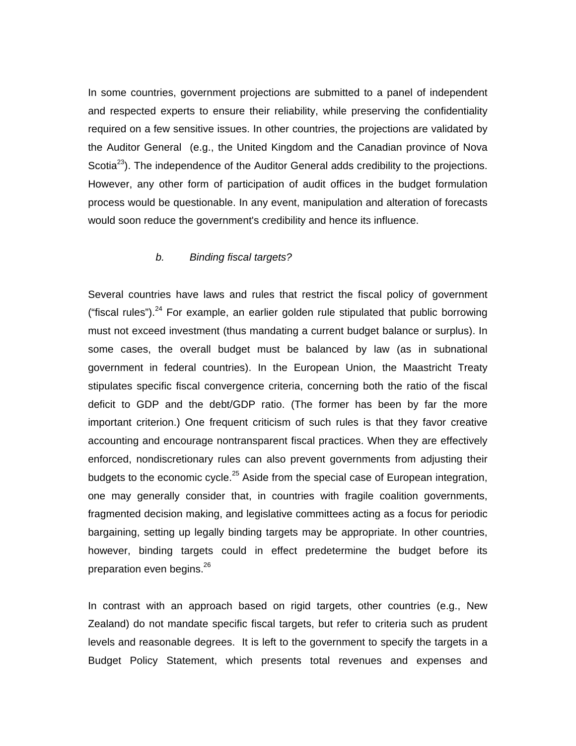In some countries, government projections are submitted to a panel of independent and respected experts to ensure their reliability, while preserving the confidentiality required on a few sensitive issues. In other countries, the projections are validated by the Auditor General (e.g., the United Kingdom and the Canadian province of Nova Scotia[23]). The independence of the Auditor General adds credibility to the projections. However, any other form of participation of audit offices in the budget formulation process would be questionable. In any event, manipulation and alteration of forecasts would soon reduce the government's credibility and hence its influence.

### *b. Binding fiscal targets?*

Several countries have laws and rules that restrict the fiscal policy of government ("fiscal rules").[24] For example, an earlier golden rule stipulated that public borrowing must not exceed investment (thus mandating a current budget balance or surplus). In some cases, the overall budget must be balanced by law (as in subnational government in federal countries). In the European Union, the Maastricht Treaty stipulates specific fiscal convergence criteria, concerning both the ratio of the fiscal deficit to GDP and the debt/GDP ratio. (The former has been by far the more important criterion.) One frequent criticism of such rules is that they favor creative accounting and encourage nontransparent fiscal practices. When they are effectively enforced, nondiscretionary rules can also prevent governments from adjusting their budgets to the economic cycle.[25] Aside from the special case of European integration, one may generally consider that, in countries with fragile coalition governments, fragmented decision making, and legislative committees acting as a focus for periodic bargaining, setting up legally binding targets may be appropriate. In other countries, however, binding targets could in effect predetermine the budget before its preparation even begins.[26]

In contrast with an approach based on rigid targets, other countries (e.g., New Zealand) do not mandate specific fiscal targets, but refer to criteria such as prudent levels and reasonable degrees. It is left to the government to specify the targets in a Budget Policy Statement, which presents total revenues and expenses and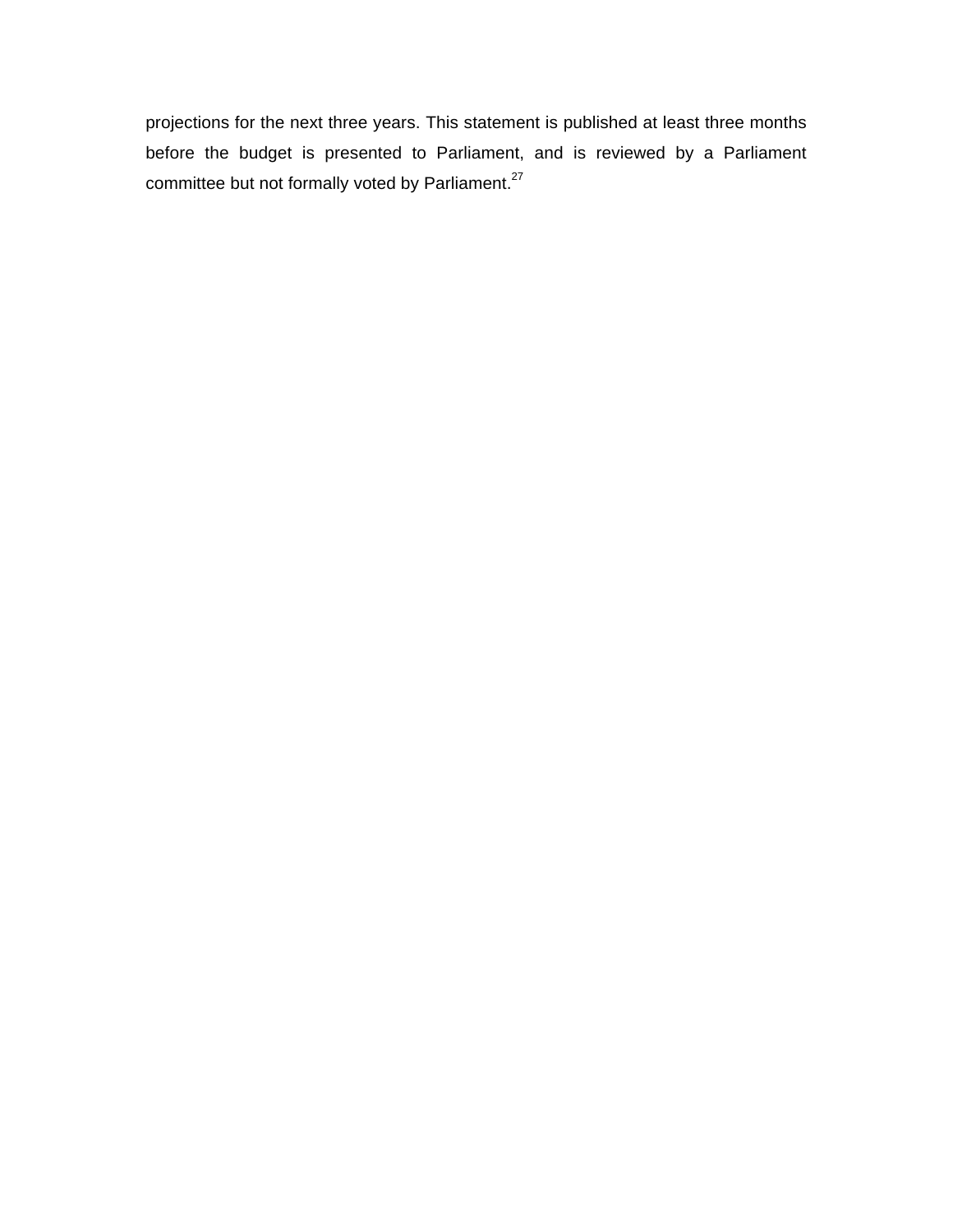projections for the next three years. This statement is published at least three months before the budget is presented to Parliament, and is reviewed by a Parliament committee but not formally voted by Parliament.[27]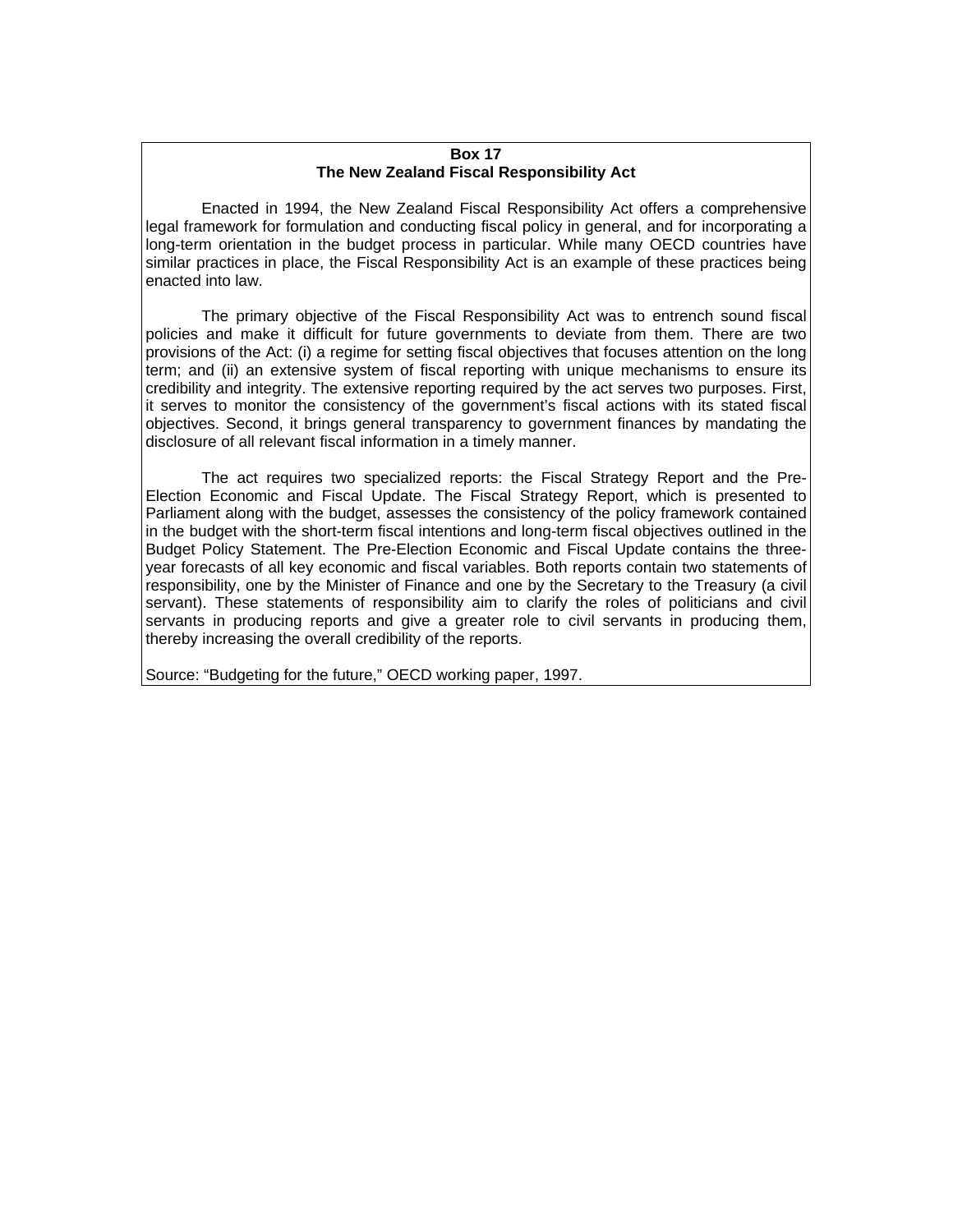**Box 17**
**The New Zealand Fiscal Responsibility Act**

Enacted in 1994, the New Zealand Fiscal Responsibility Act offers a comprehensive legal framework for formulation and conducting fiscal policy in general, and for incorporating a long-term orientation in the budget process in particular. While many OECD countries have similar practices in place, the Fiscal Responsibility Act is an example of these practices being enacted into law.

The primary objective of the Fiscal Responsibility Act was to entrench sound fiscal policies and make it difficult for future governments to deviate from them. There are two provisions of the Act: (i) a regime for setting fiscal objectives that focuses attention on the long term; and (ii) an extensive system of fiscal reporting with unique mechanisms to ensure its credibility and integrity. The extensive reporting required by the act serves two purposes. First, it serves to monitor the consistency of the government's fiscal actions with its stated fiscal objectives. Second, it brings general transparency to government finances by mandating the disclosure of all relevant fiscal information in a timely manner.

The act requires two specialized reports: the Fiscal Strategy Report and the Pre-Election Economic and Fiscal Update. The Fiscal Strategy Report, which is presented to Parliament along with the budget, assesses the consistency of the policy framework contained in the budget with the short-term fiscal intentions and long-term fiscal objectives outlined in the Budget Policy Statement. The Pre-Election Economic and Fiscal Update contains the three-year forecasts of all key economic and fiscal variables. Both reports contain two statements of responsibility, one by the Minister of Finance and one by the Secretary to the Treasury (a civil servant). These statements of responsibility aim to clarify the roles of politicians and civil servants in producing reports and give a greater role to civil servants in producing them, thereby increasing the overall credibility of the reports.

Source: "Budgeting for the future," OECD working paper, 1997.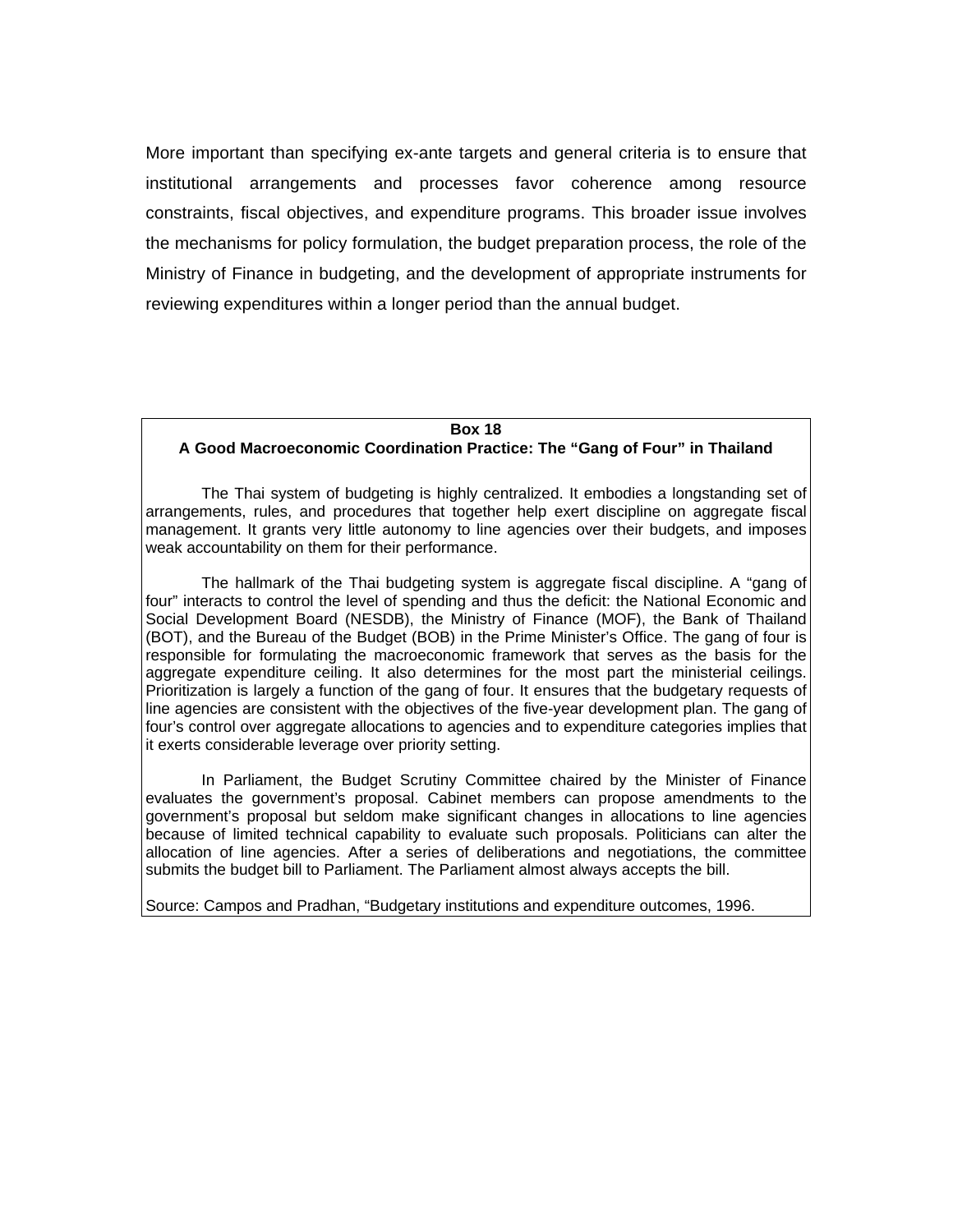More important than specifying ex-ante targets and general criteria is to ensure that institutional arrangements and processes favor coherence among resource constraints, fiscal objectives, and expenditure programs. This broader issue involves the mechanisms for policy formulation, the budget preparation process, the role of the Ministry of Finance in budgeting, and the development of appropriate instruments for reviewing expenditures within a longer period than the annual budget.

**Box 18**

**A Good Macroeconomic Coordination Practice: The "Gang of Four" in Thailand**

The Thai system of budgeting is highly centralized. It embodies a longstanding set of arrangements, rules, and procedures that together help exert discipline on aggregate fiscal management. It grants very little autonomy to line agencies over their budgets, and imposes weak accountability on them for their performance.

The hallmark of the Thai budgeting system is aggregate fiscal discipline. A "gang of four" interacts to control the level of spending and thus the deficit: the National Economic and Social Development Board (NESDB), the Ministry of Finance (MOF), the Bank of Thailand (BOT), and the Bureau of the Budget (BOB) in the Prime Minister's Office. The gang of four is responsible for formulating the macroeconomic framework that serves as the basis for the aggregate expenditure ceiling. It also determines for the most part the ministerial ceilings. Prioritization is largely a function of the gang of four. It ensures that the budgetary requests of line agencies are consistent with the objectives of the five-year development plan. The gang of four's control over aggregate allocations to agencies and to expenditure categories implies that it exerts considerable leverage over priority setting.

In Parliament, the Budget Scrutiny Committee chaired by the Minister of Finance evaluates the government's proposal. Cabinet members can propose amendments to the government's proposal but seldom make significant changes in allocations to line agencies because of limited technical capability to evaluate such proposals. Politicians can alter the allocation of line agencies. After a series of deliberations and negotiations, the committee submits the budget bill to Parliament. The Parliament almost always accepts the bill.

Source: Campos and Pradhan, "Budgetary institutions and expenditure outcomes, 1996.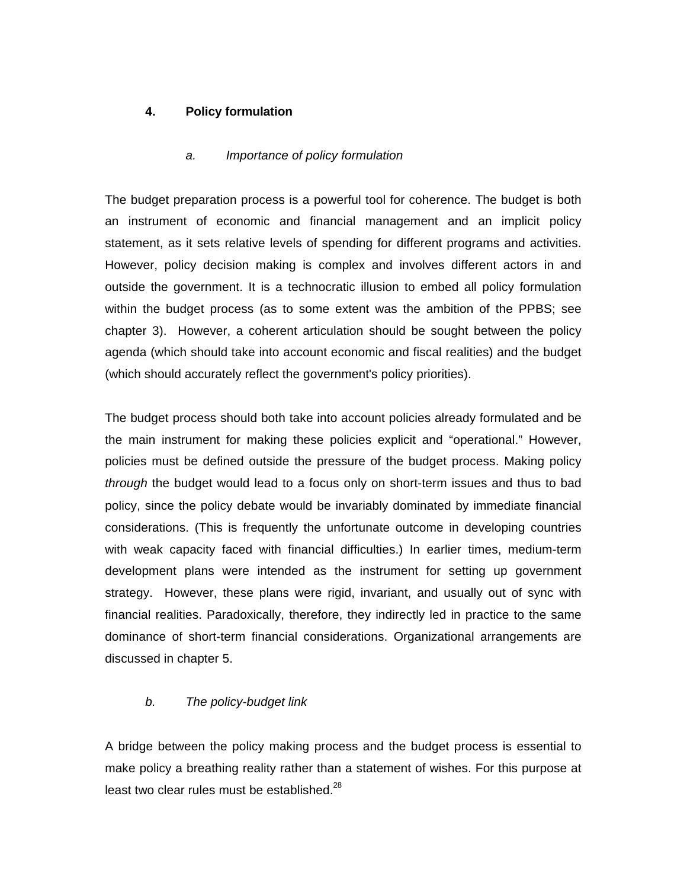## 4. Policy formulation

### *a. Importance of policy formulation*

The budget preparation process is a powerful tool for coherence. The budget is both an instrument of economic and financial management and an implicit policy statement, as it sets relative levels of spending for different programs and activities. However, policy decision making is complex and involves different actors in and outside the government. It is a technocratic illusion to embed all policy formulation within the budget process (as to some extent was the ambition of the PPBS; see chapter 3). However, a coherent articulation should be sought between the policy agenda (which should take into account economic and fiscal realities) and the budget (which should accurately reflect the government's policy priorities).

The budget process should both take into account policies already formulated and be the main instrument for making these policies explicit and "operational." However, policies must be defined outside the pressure of the budget process. Making policy *through* the budget would lead to a focus only on short-term issues and thus to bad policy, since the policy debate would be invariably dominated by immediate financial considerations. (This is frequently the unfortunate outcome in developing countries with weak capacity faced with financial difficulties.) In earlier times, medium-term development plans were intended as the instrument for setting up government strategy. However, these plans were rigid, invariant, and usually out of sync with financial realities. Paradoxically, therefore, they indirectly led in practice to the same dominance of short-term financial considerations. Organizational arrangements are discussed in chapter 5.

### *b. The policy-budget link*

A bridge between the policy making process and the budget process is essential to make policy a breathing reality rather than a statement of wishes. For this purpose at least two clear rules must be established.[28]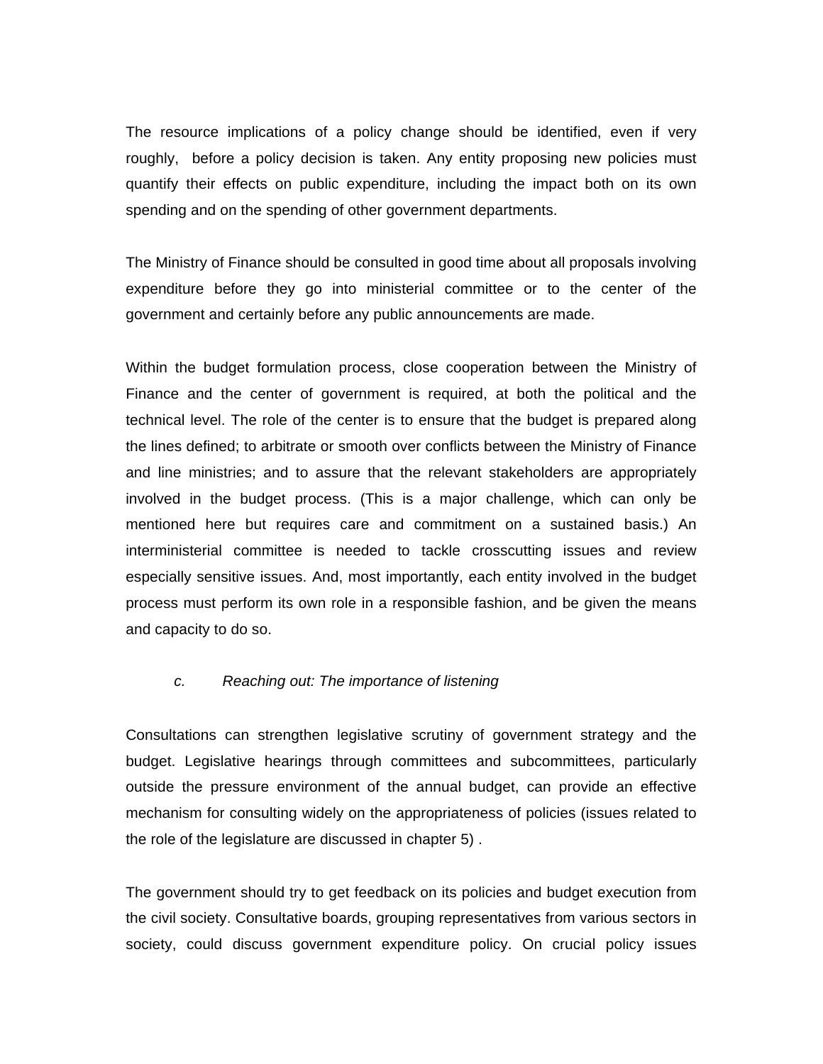The resource implications of a policy change should be identified, even if very roughly, before a policy decision is taken. Any entity proposing new policies must quantify their effects on public expenditure, including the impact both on its own spending and on the spending of other government departments.

The Ministry of Finance should be consulted in good time about all proposals involving expenditure before they go into ministerial committee or to the center of the government and certainly before any public announcements are made.

Within the budget formulation process, close cooperation between the Ministry of Finance and the center of government is required, at both the political and the technical level. The role of the center is to ensure that the budget is prepared along the lines defined; to arbitrate or smooth over conflicts between the Ministry of Finance and line ministries; and to assure that the relevant stakeholders are appropriately involved in the budget process. (This is a major challenge, which can only be mentioned here but requires care and commitment on a sustained basis.) An interministerial committee is needed to tackle crosscutting issues and review especially sensitive issues. And, most importantly, each entity involved in the budget process must perform its own role in a responsible fashion, and be given the means and capacity to do so.

### *c. Reaching out: The importance of listening*

Consultations can strengthen legislative scrutiny of government strategy and the budget. Legislative hearings through committees and subcommittees, particularly outside the pressure environment of the annual budget, can provide an effective mechanism for consulting widely on the appropriateness of policies (issues related to the role of the legislature are discussed in chapter 5) .

The government should try to get feedback on its policies and budget execution from the civil society. Consultative boards, grouping representatives from various sectors in society, could discuss government expenditure policy. On crucial policy issues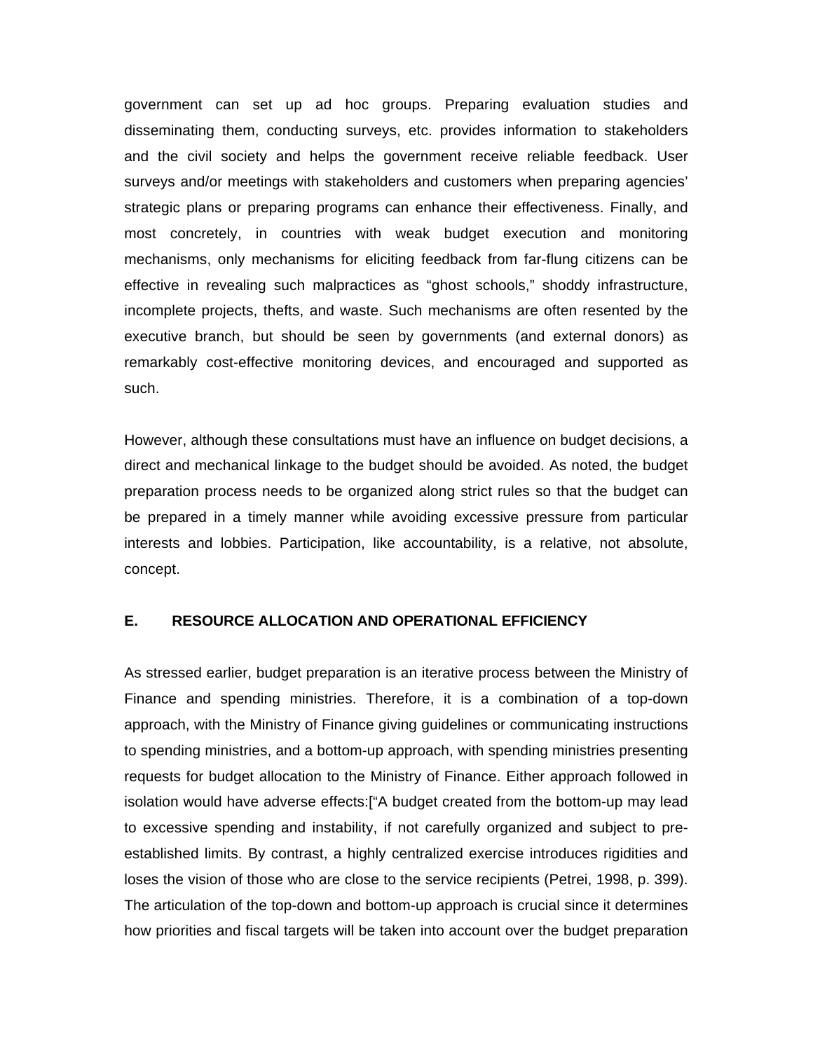government can set up ad hoc groups. Preparing evaluation studies and disseminating them, conducting surveys, etc. provides information to stakeholders and the civil society and helps the government receive reliable feedback. User surveys and/or meetings with stakeholders and customers when preparing agencies' strategic plans or preparing programs can enhance their effectiveness. Finally, and most concretely, in countries with weak budget execution and monitoring mechanisms, only mechanisms for eliciting feedback from far-flung citizens can be effective in revealing such malpractices as "ghost schools," shoddy infrastructure, incomplete projects, thefts, and waste. Such mechanisms are often resented by the executive branch, but should be seen by governments (and external donors) as remarkably cost-effective monitoring devices, and encouraged and supported as such.

However, although these consultations must have an influence on budget decisions, a direct and mechanical linkage to the budget should be avoided. As noted, the budget preparation process needs to be organized along strict rules so that the budget can be prepared in a timely manner while avoiding excessive pressure from particular interests and lobbies. Participation, like accountability, is a relative, not absolute, concept.

## E. RESOURCE ALLOCATION AND OPERATIONAL EFFICIENCY

As stressed earlier, budget preparation is an iterative process between the Ministry of Finance and spending ministries. Therefore, it is a combination of a top-down approach, with the Ministry of Finance giving guidelines or communicating instructions to spending ministries, and a bottom-up approach, with spending ministries presenting requests for budget allocation to the Ministry of Finance. Either approach followed in isolation would have adverse effects:["A budget created from the bottom-up may lead to excessive spending and instability, if not carefully organized and subject to pre-established limits. By contrast, a highly centralized exercise introduces rigidities and loses the vision of those who are close to the service recipients (Petrei, 1998, p. 399). The articulation of the top-down and bottom-up approach is crucial since it determines how priorities and fiscal targets will be taken into account over the budget preparation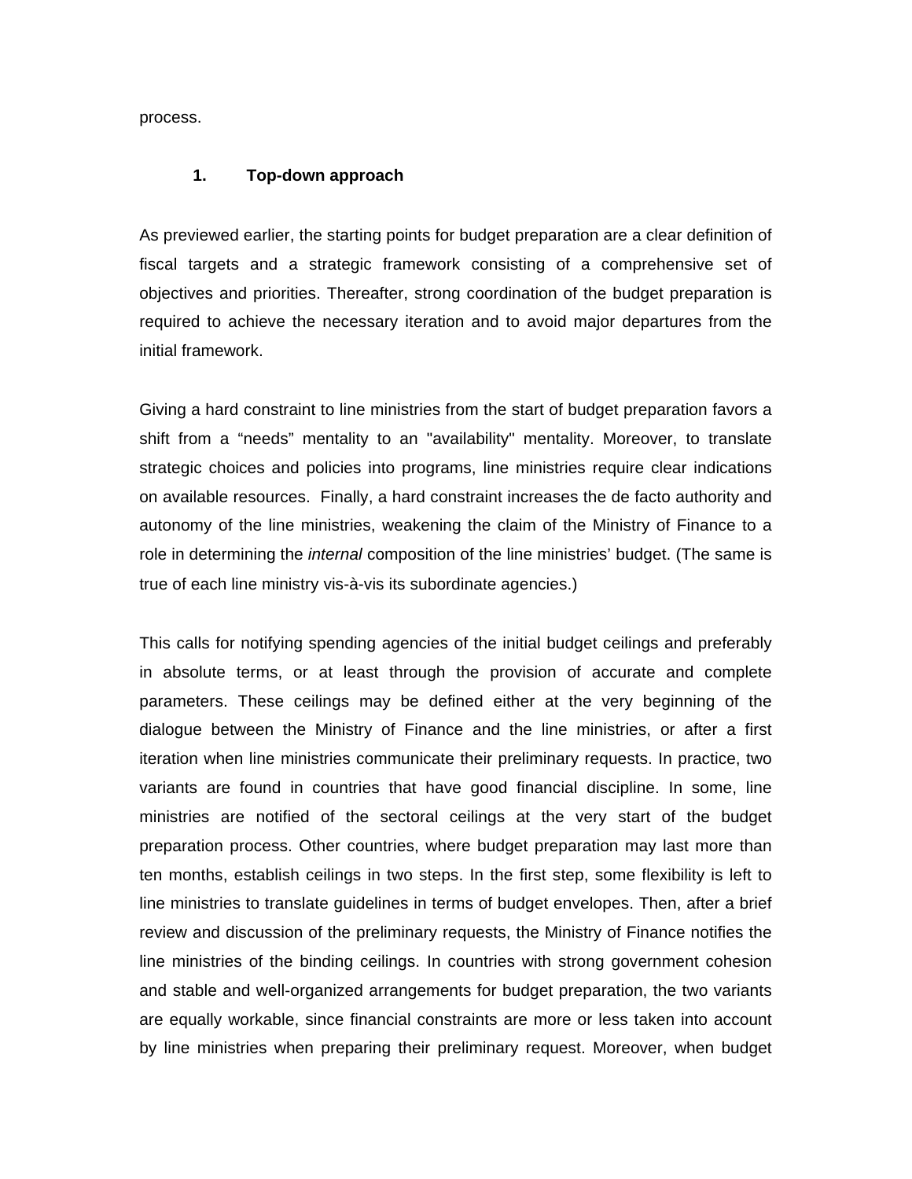process.

### 1. Top-down approach

As previewed earlier, the starting points for budget preparation are a clear definition of fiscal targets and a strategic framework consisting of a comprehensive set of objectives and priorities. Thereafter, strong coordination of the budget preparation is required to achieve the necessary iteration and to avoid major departures from the initial framework.

Giving a hard constraint to line ministries from the start of budget preparation favors a shift from a “needs” mentality to an "availability" mentality. Moreover, to translate strategic choices and policies into programs, line ministries require clear indications on available resources. Finally, a hard constraint increases the de facto authority and autonomy of the line ministries, weakening the claim of the Ministry of Finance to a role in determining the *internal* composition of the line ministries’ budget. (The same is true of each line ministry vis-à-vis its subordinate agencies.)

This calls for notifying spending agencies of the initial budget ceilings and preferably in absolute terms, or at least through the provision of accurate and complete parameters. These ceilings may be defined either at the very beginning of the dialogue between the Ministry of Finance and the line ministries, or after a first iteration when line ministries communicate their preliminary requests. In practice, two variants are found in countries that have good financial discipline. In some, line ministries are notified of the sectoral ceilings at the very start of the budget preparation process. Other countries, where budget preparation may last more than ten months, establish ceilings in two steps. In the first step, some flexibility is left to line ministries to translate guidelines in terms of budget envelopes. Then, after a brief review and discussion of the preliminary requests, the Ministry of Finance notifies the line ministries of the binding ceilings. In countries with strong government cohesion and stable and well-organized arrangements for budget preparation, the two variants are equally workable, since financial constraints are more or less taken into account by line ministries when preparing their preliminary request. Moreover, when budget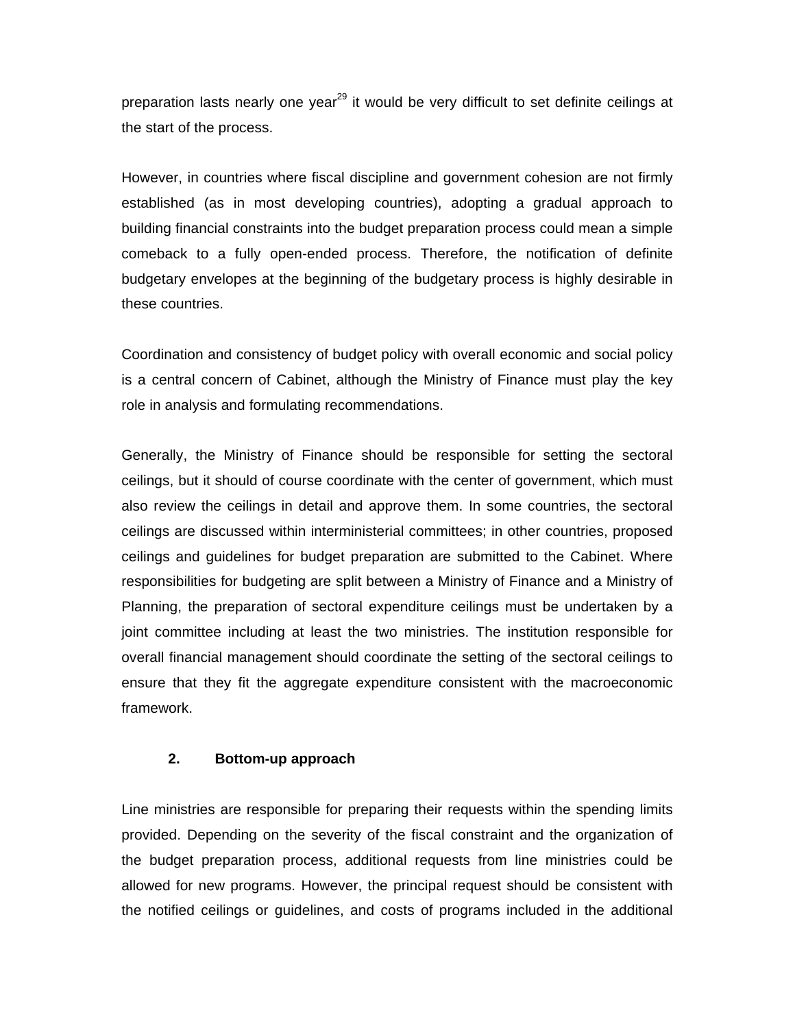preparation lasts nearly one year[29] it would be very difficult to set definite ceilings at the start of the process.

However, in countries where fiscal discipline and government cohesion are not firmly established (as in most developing countries), adopting a gradual approach to building financial constraints into the budget preparation process could mean a simple comeback to a fully open-ended process. Therefore, the notification of definite budgetary envelopes at the beginning of the budgetary process is highly desirable in these countries.

Coordination and consistency of budget policy with overall economic and social policy is a central concern of Cabinet, although the Ministry of Finance must play the key role in analysis and formulating recommendations.

Generally, the Ministry of Finance should be responsible for setting the sectoral ceilings, but it should of course coordinate with the center of government, which must also review the ceilings in detail and approve them. In some countries, the sectoral ceilings are discussed within interministerial committees; in other countries, proposed ceilings and guidelines for budget preparation are submitted to the Cabinet. Where responsibilities for budgeting are split between a Ministry of Finance and a Ministry of Planning, the preparation of sectoral expenditure ceilings must be undertaken by a joint committee including at least the two ministries. The institution responsible for overall financial management should coordinate the setting of the sectoral ceilings to ensure that they fit the aggregate expenditure consistent with the macroeconomic framework.

### 2. Bottom-up approach

Line ministries are responsible for preparing their requests within the spending limits provided. Depending on the severity of the fiscal constraint and the organization of the budget preparation process, additional requests from line ministries could be allowed for new programs. However, the principal request should be consistent with the notified ceilings or guidelines, and costs of programs included in the additional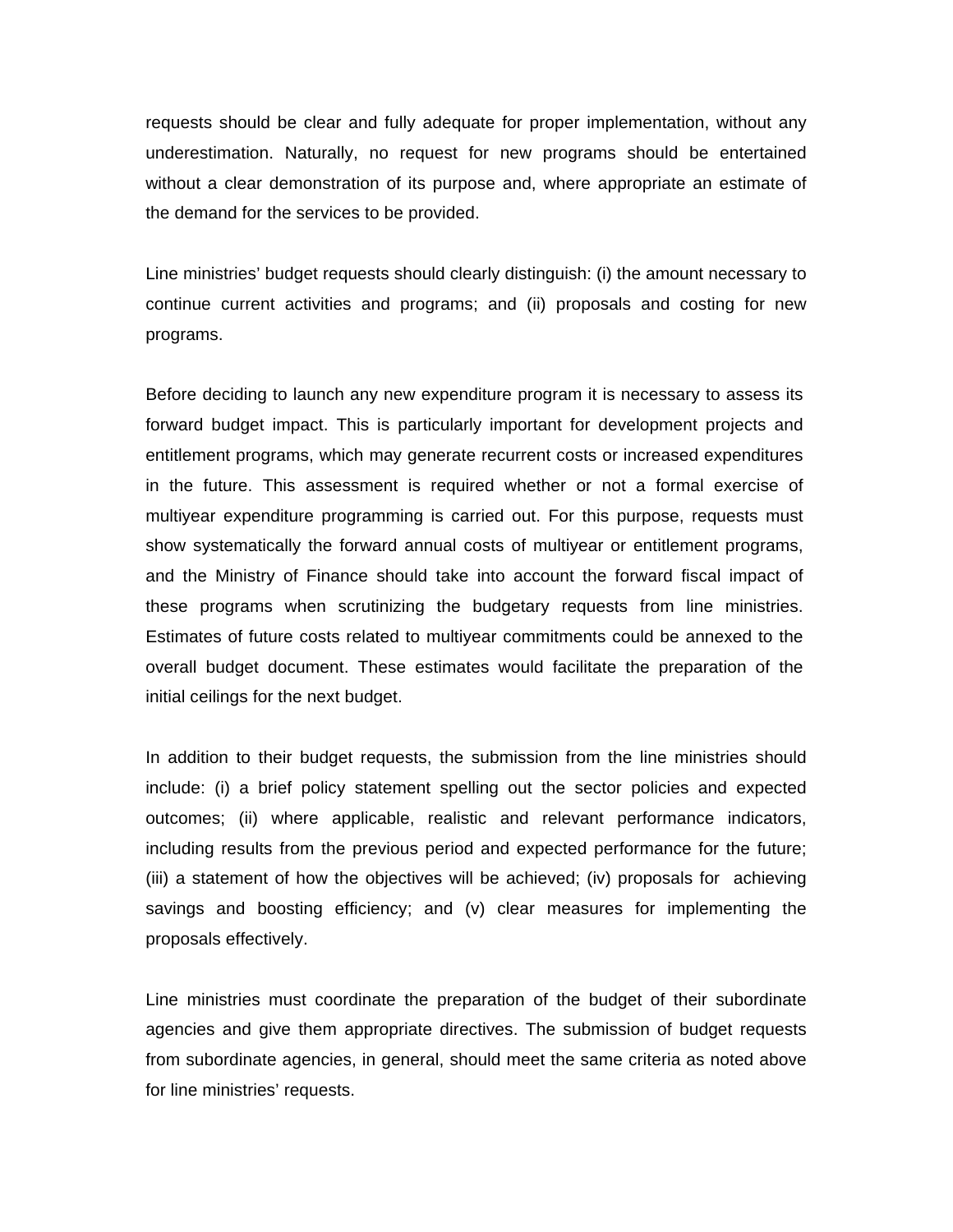requests should be clear and fully adequate for proper implementation, without any underestimation. Naturally, no request for new programs should be entertained without a clear demonstration of its purpose and, where appropriate an estimate of the demand for the services to be provided.

Line ministries' budget requests should clearly distinguish: (i) the amount necessary to continue current activities and programs; and (ii) proposals and costing for new programs.

Before deciding to launch any new expenditure program it is necessary to assess its forward budget impact. This is particularly important for development projects and entitlement programs, which may generate recurrent costs or increased expenditures in the future. This assessment is required whether or not a formal exercise of multiyear expenditure programming is carried out. For this purpose, requests must show systematically the forward annual costs of multiyear or entitlement programs, and the Ministry of Finance should take into account the forward fiscal impact of these programs when scrutinizing the budgetary requests from line ministries. Estimates of future costs related to multiyear commitments could be annexed to the overall budget document. These estimates would facilitate the preparation of the initial ceilings for the next budget.

In addition to their budget requests, the submission from the line ministries should include: (i) a brief policy statement spelling out the sector policies and expected outcomes; (ii) where applicable, realistic and relevant performance indicators, including results from the previous period and expected performance for the future; (iii) a statement of how the objectives will be achieved; (iv) proposals for achieving savings and boosting efficiency; and (v) clear measures for implementing the proposals effectively.

Line ministries must coordinate the preparation of the budget of their subordinate agencies and give them appropriate directives. The submission of budget requests from subordinate agencies, in general, should meet the same criteria as noted above for line ministries' requests.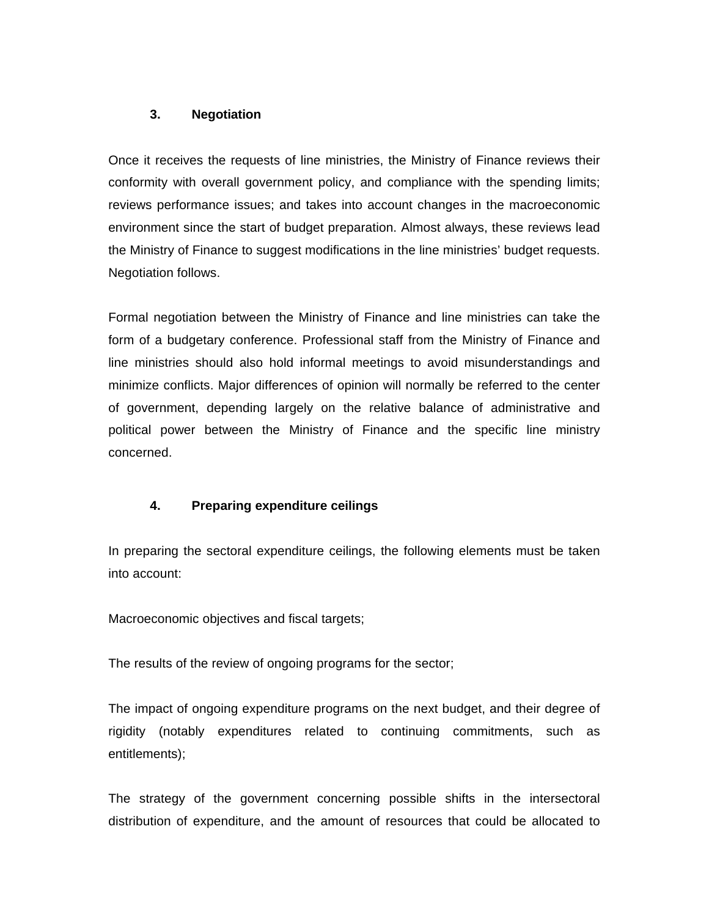### 3. Negotiation

Once it receives the requests of line ministries, the Ministry of Finance reviews their conformity with overall government policy, and compliance with the spending limits; reviews performance issues; and takes into account changes in the macroeconomic environment since the start of budget preparation. Almost always, these reviews lead the Ministry of Finance to suggest modifications in the line ministries' budget requests. Negotiation follows.

Formal negotiation between the Ministry of Finance and line ministries can take the form of a budgetary conference. Professional staff from the Ministry of Finance and line ministries should also hold informal meetings to avoid misunderstandings and minimize conflicts. Major differences of opinion will normally be referred to the center of government, depending largely on the relative balance of administrative and political power between the Ministry of Finance and the specific line ministry concerned.

### 4. Preparing expenditure ceilings

In preparing the sectoral expenditure ceilings, the following elements must be taken into account:

Macroeconomic objectives and fiscal targets;

The results of the review of ongoing programs for the sector;

The impact of ongoing expenditure programs on the next budget, and their degree of rigidity (notably expenditures related to continuing commitments, such as entitlements);

The strategy of the government concerning possible shifts in the intersectoral distribution of expenditure, and the amount of resources that could be allocated to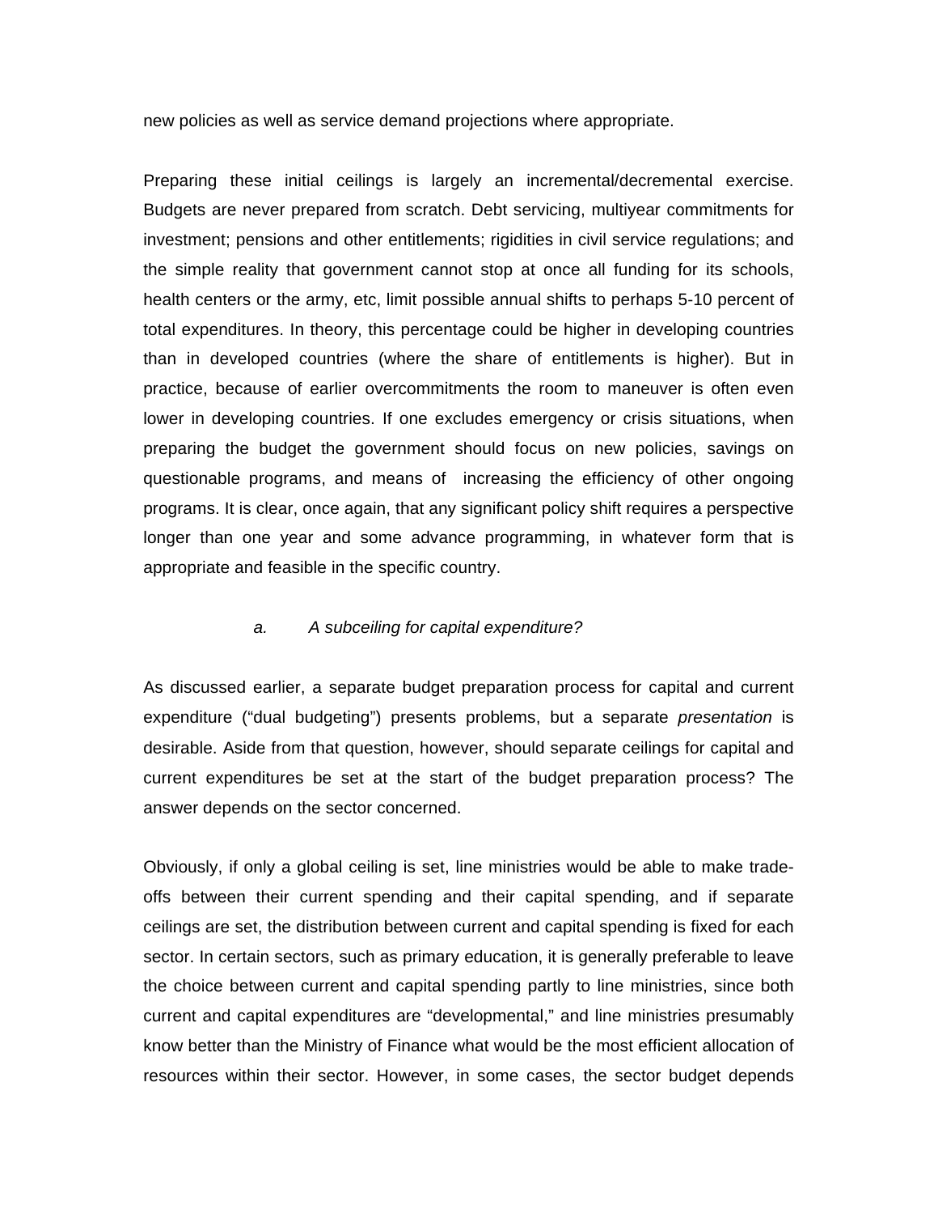new policies as well as service demand projections where appropriate.

Preparing these initial ceilings is largely an incremental/decremental exercise. Budgets are never prepared from scratch. Debt servicing, multiyear commitments for investment; pensions and other entitlements; rigidities in civil service regulations; and the simple reality that government cannot stop at once all funding for its schools, health centers or the army, etc, limit possible annual shifts to perhaps 5-10 percent of total expenditures. In theory, this percentage could be higher in developing countries than in developed countries (where the share of entitlements is higher). But in practice, because of earlier overcommitments the room to maneuver is often even lower in developing countries. If one excludes emergency or crisis situations, when preparing the budget the government should focus on new policies, savings on questionable programs, and means of increasing the efficiency of other ongoing programs. It is clear, once again, that any significant policy shift requires a perspective longer than one year and some advance programming, in whatever form that is appropriate and feasible in the specific country.

#### *a. A subceiling for capital expenditure?*

As discussed earlier, a separate budget preparation process for capital and current expenditure ("dual budgeting") presents problems, but a separate *presentation* is desirable. Aside from that question, however, should separate ceilings for capital and current expenditures be set at the start of the budget preparation process? The answer depends on the sector concerned.

Obviously, if only a global ceiling is set, line ministries would be able to make trade-offs between their current spending and their capital spending, and if separate ceilings are set, the distribution between current and capital spending is fixed for each sector. In certain sectors, such as primary education, it is generally preferable to leave the choice between current and capital spending partly to line ministries, since both current and capital expenditures are "developmental," and line ministries presumably know better than the Ministry of Finance what would be the most efficient allocation of resources within their sector. However, in some cases, the sector budget depends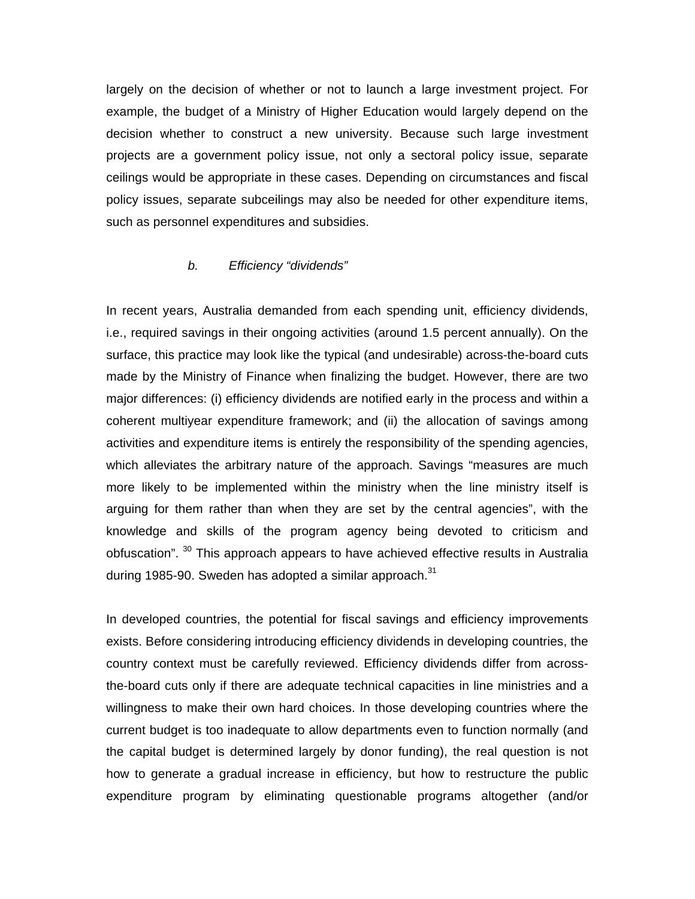largely on the decision of whether or not to launch a large investment project. For example, the budget of a Ministry of Higher Education would largely depend on the decision whether to construct a new university. Because such large investment projects are a government policy issue, not only a sectoral policy issue, separate ceilings would be appropriate in these cases. Depending on circumstances and fiscal policy issues, separate subceilings may also be needed for other expenditure items, such as personnel expenditures and subsidies.

### *b. Efficiency "dividends"*

In recent years, Australia demanded from each spending unit, efficiency dividends, i.e., required savings in their ongoing activities (around 1.5 percent annually). On the surface, this practice may look like the typical (and undesirable) across-the-board cuts made by the Ministry of Finance when finalizing the budget. However, there are two major differences: (i) efficiency dividends are notified early in the process and within a coherent multiyear expenditure framework; and (ii) the allocation of savings among activities and expenditure items is entirely the responsibility of the spending agencies, which alleviates the arbitrary nature of the approach. Savings "measures are much more likely to be implemented within the ministry when the line ministry itself is arguing for them rather than when they are set by the central agencies", with the knowledge and skills of the program agency being devoted to criticism and obfuscation". [30] This approach appears to have achieved effective results in Australia during 1985-90. Sweden has adopted a similar approach.[31]

In developed countries, the potential for fiscal savings and efficiency improvements exists. Before considering introducing efficiency dividends in developing countries, the country context must be carefully reviewed. Efficiency dividends differ from across-the-board cuts only if there are adequate technical capacities in line ministries and a willingness to make their own hard choices. In those developing countries where the current budget is too inadequate to allow departments even to function normally (and the capital budget is determined largely by donor funding), the real question is not how to generate a gradual increase in efficiency, but how to restructure the public expenditure program by eliminating questionable programs altogether (and/or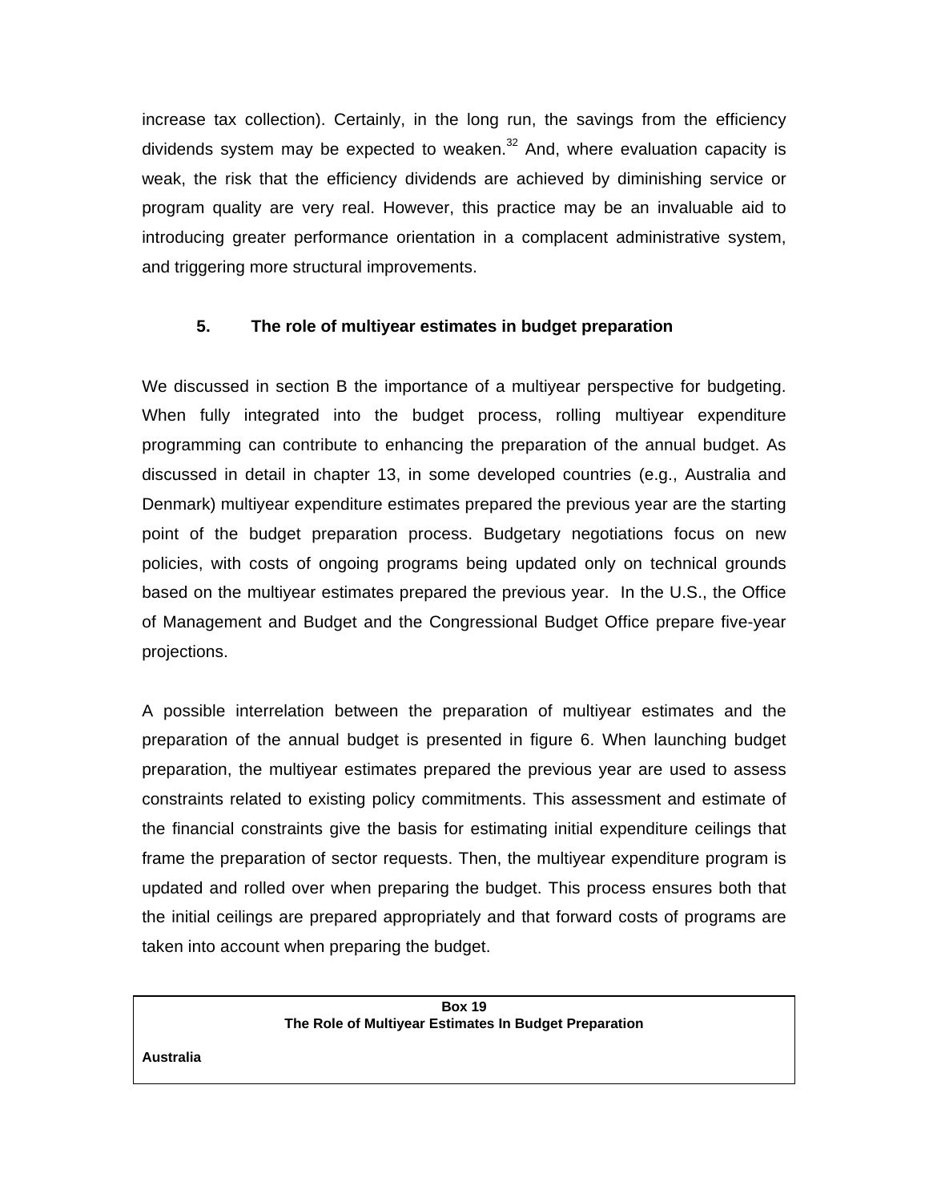increase tax collection). Certainly, in the long run, the savings from the efficiency dividends system may be expected to weaken.[32] And, where evaluation capacity is weak, the risk that the efficiency dividends are achieved by diminishing service or program quality are very real. However, this practice may be an invaluable aid to introducing greater performance orientation in a complacent administrative system, and triggering more structural improvements.

### 5. The role of multiyear estimates in budget preparation

We discussed in section B the importance of a multiyear perspective for budgeting. When fully integrated into the budget process, rolling multiyear expenditure programming can contribute to enhancing the preparation of the annual budget. As discussed in detail in chapter 13, in some developed countries (e.g., Australia and Denmark) multiyear expenditure estimates prepared the previous year are the starting point of the budget preparation process. Budgetary negotiations focus on new policies, with costs of ongoing programs being updated only on technical grounds based on the multiyear estimates prepared the previous year. In the U.S., the Office of Management and Budget and the Congressional Budget Office prepare five-year projections.

A possible interrelation between the preparation of multiyear estimates and the preparation of the annual budget is presented in figure 6. When launching budget preparation, the multiyear estimates prepared the previous year are used to assess constraints related to existing policy commitments. This assessment and estimate of the financial constraints give the basis for estimating initial expenditure ceilings that frame the preparation of sector requests. Then, the multiyear expenditure program is updated and rolled over when preparing the budget. This process ensures both that the initial ceilings are prepared appropriately and that forward costs of programs are taken into account when preparing the budget.

**Box 19**
**The Role of Multiyear Estimates In Budget Preparation**

**Australia**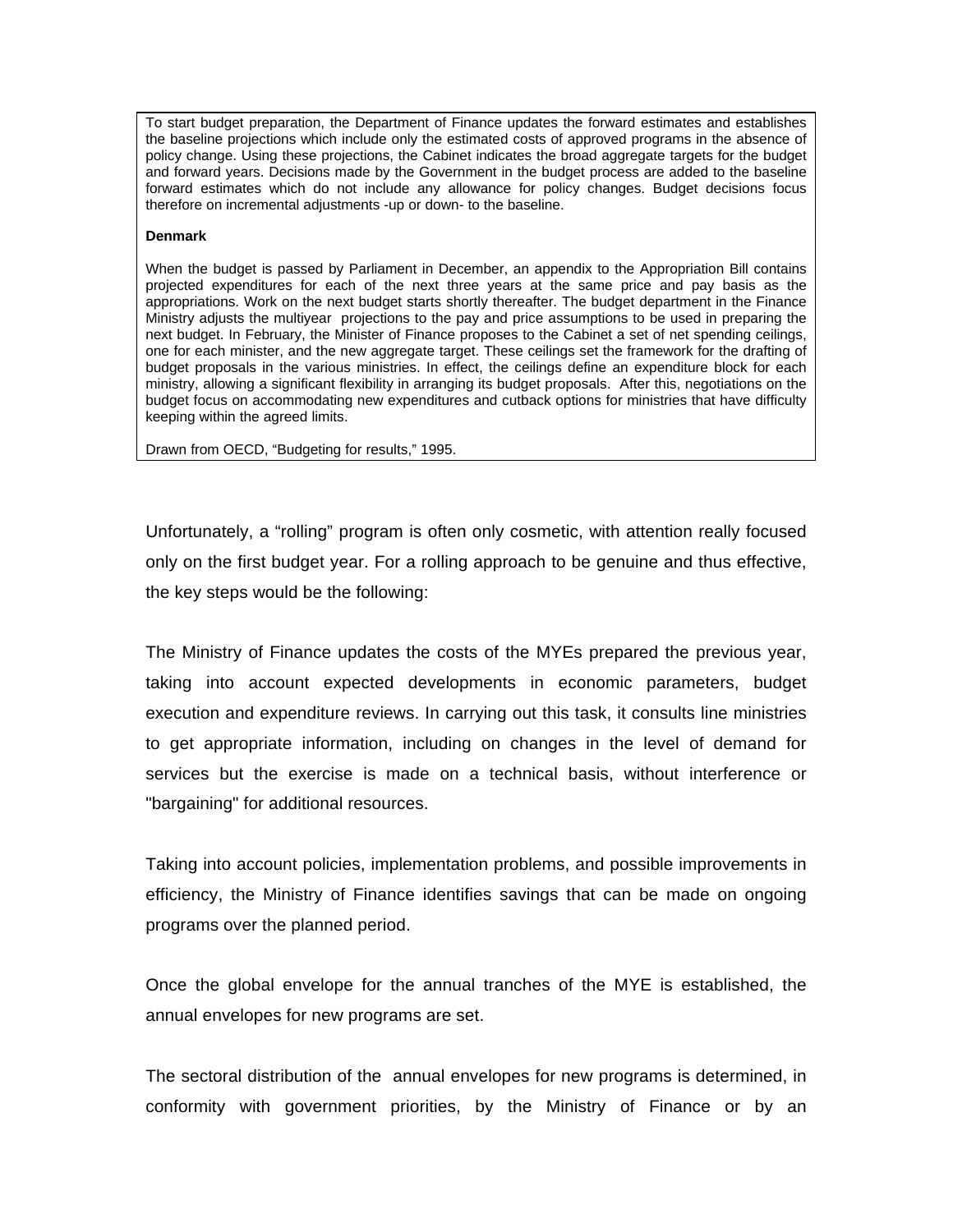To start budget preparation, the Department of Finance updates the forward estimates and establishes the baseline projections which include only the estimated costs of approved programs in the absence of policy change. Using these projections, the Cabinet indicates the broad aggregate targets for the budget and forward years. Decisions made by the Government in the budget process are added to the baseline forward estimates which do not include any allowance for policy changes. Budget decisions focus therefore on incremental adjustments -up or down- to the baseline.

**Denmark**

When the budget is passed by Parliament in December, an appendix to the Appropriation Bill contains projected expenditures for each of the next three years at the same price and pay basis as the appropriations. Work on the next budget starts shortly thereafter. The budget department in the Finance Ministry adjusts the multiyear projections to the pay and price assumptions to be used in preparing the next budget. In February, the Minister of Finance proposes to the Cabinet a set of net spending ceilings, one for each minister, and the new aggregate target. These ceilings set the framework for the drafting of budget proposals in the various ministries. In effect, the ceilings define an expenditure block for each ministry, allowing a significant flexibility in arranging its budget proposals. After this, negotiations on the budget focus on accommodating new expenditures and cutback options for ministries that have difficulty keeping within the agreed limits.

Drawn from OECD, "Budgeting for results," 1995.

Unfortunately, a "rolling" program is often only cosmetic, with attention really focused only on the first budget year. For a rolling approach to be genuine and thus effective, the key steps would be the following:

The Ministry of Finance updates the costs of the MYEs prepared the previous year, taking into account expected developments in economic parameters, budget execution and expenditure reviews. In carrying out this task, it consults line ministries to get appropriate information, including on changes in the level of demand for services but the exercise is made on a technical basis, without interference or "bargaining" for additional resources.

Taking into account policies, implementation problems, and possible improvements in efficiency, the Ministry of Finance identifies savings that can be made on ongoing programs over the planned period.

Once the global envelope for the annual tranches of the MYE is established, the annual envelopes for new programs are set.

The sectoral distribution of the annual envelopes for new programs is determined, in conformity with government priorities, by the Ministry of Finance or by an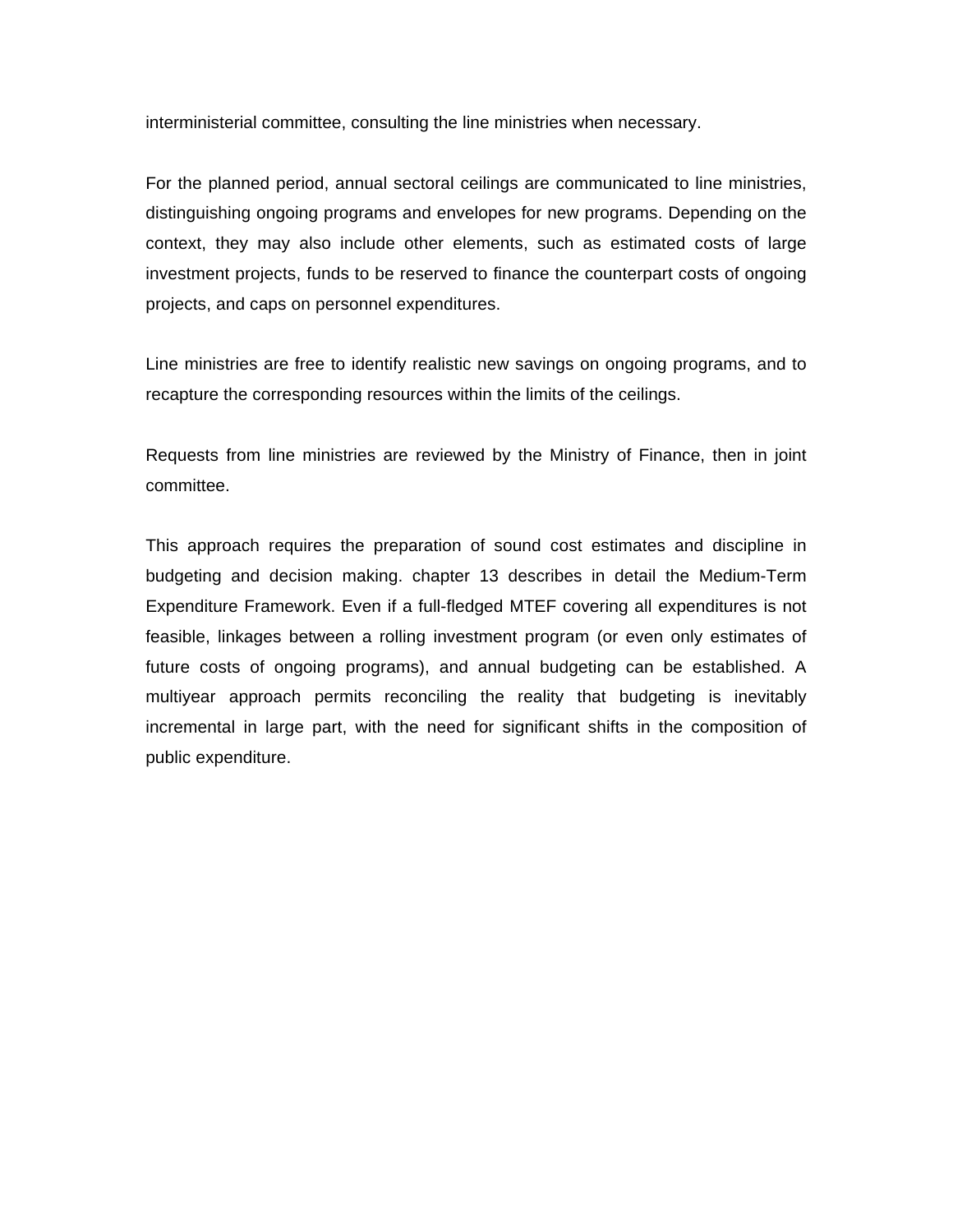interministerial committee, consulting the line ministries when necessary.

For the planned period, annual sectoral ceilings are communicated to line ministries, distinguishing ongoing programs and envelopes for new programs. Depending on the context, they may also include other elements, such as estimated costs of large investment projects, funds to be reserved to finance the counterpart costs of ongoing projects, and caps on personnel expenditures.

Line ministries are free to identify realistic new savings on ongoing programs, and to recapture the corresponding resources within the limits of the ceilings.

Requests from line ministries are reviewed by the Ministry of Finance, then in joint committee.

This approach requires the preparation of sound cost estimates and discipline in budgeting and decision making. chapter 13 describes in detail the Medium-Term Expenditure Framework. Even if a full-fledged MTEF covering all expenditures is not feasible, linkages between a rolling investment program (or even only estimates of future costs of ongoing programs), and annual budgeting can be established. A multiyear approach permits reconciling the reality that budgeting is inevitably incremental in large part, with the need for significant shifts in the composition of public expenditure.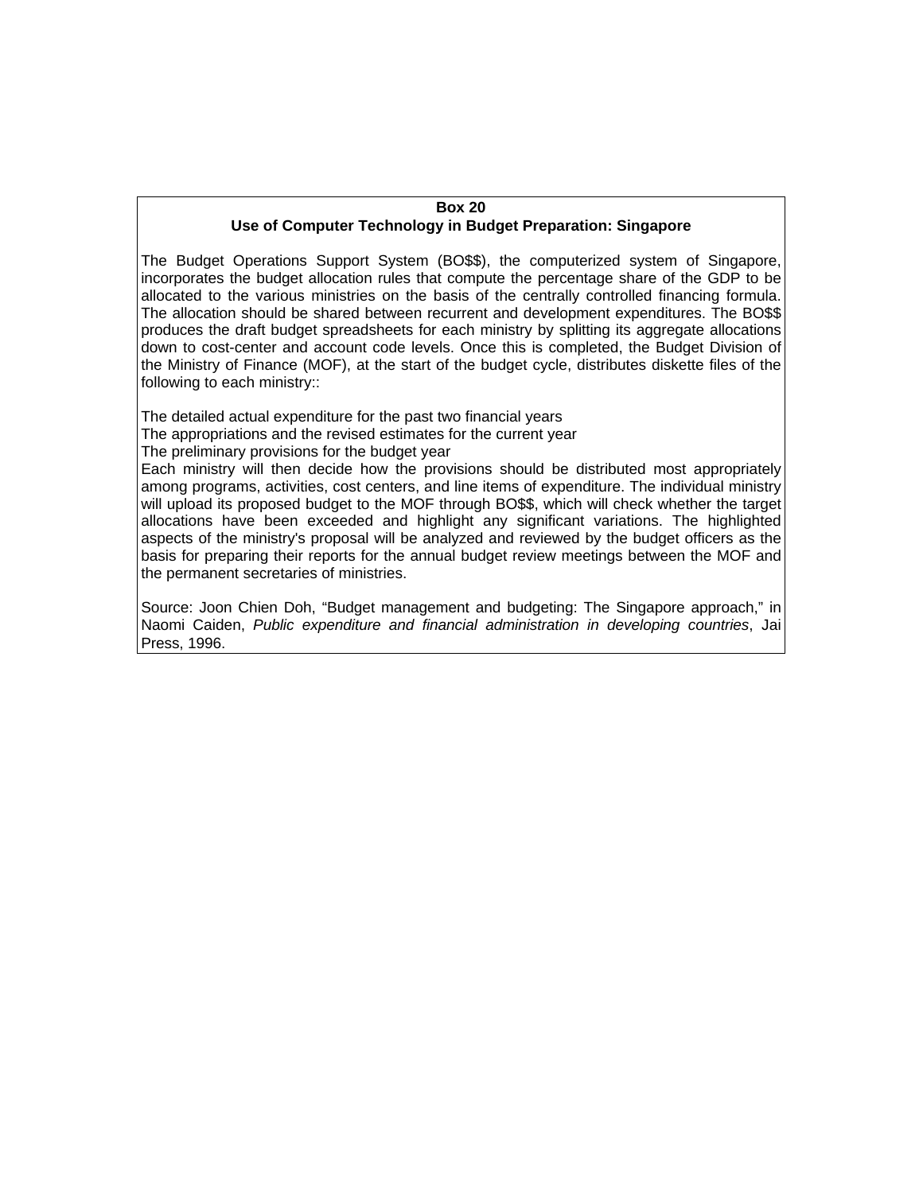**Box 20**

**Use of Computer Technology in Budget Preparation: Singapore**

The Budget Operations Support System (BO$$), the computerized system of Singapore, incorporates the budget allocation rules that compute the percentage share of the GDP to be allocated to the various ministries on the basis of the centrally controlled financing formula. The allocation should be shared between recurrent and development expenditures. The BO$$ produces the draft budget spreadsheets for each ministry by splitting its aggregate allocations down to cost-center and account code levels. Once this is completed, the Budget Division of the Ministry of Finance (MOF), at the start of the budget cycle, distributes diskette files of the following to each ministry::

The detailed actual expenditure for the past two financial years
The appropriations and the revised estimates for the current year
The preliminary provisions for the budget year
Each ministry will then decide how the provisions should be distributed most appropriately among programs, activities, cost centers, and line items of expenditure. The individual ministry will upload its proposed budget to the MOF through BO$$, which will check whether the target allocations have been exceeded and highlight any significant variations. The highlighted aspects of the ministry's proposal will be analyzed and reviewed by the budget officers as the basis for preparing their reports for the annual budget review meetings between the MOF and the permanent secretaries of ministries.

Source: Joon Chien Doh, "Budget management and budgeting: The Singapore approach," in Naomi Caiden, *Public expenditure and financial administration in developing countries*, Jai Press, 1996.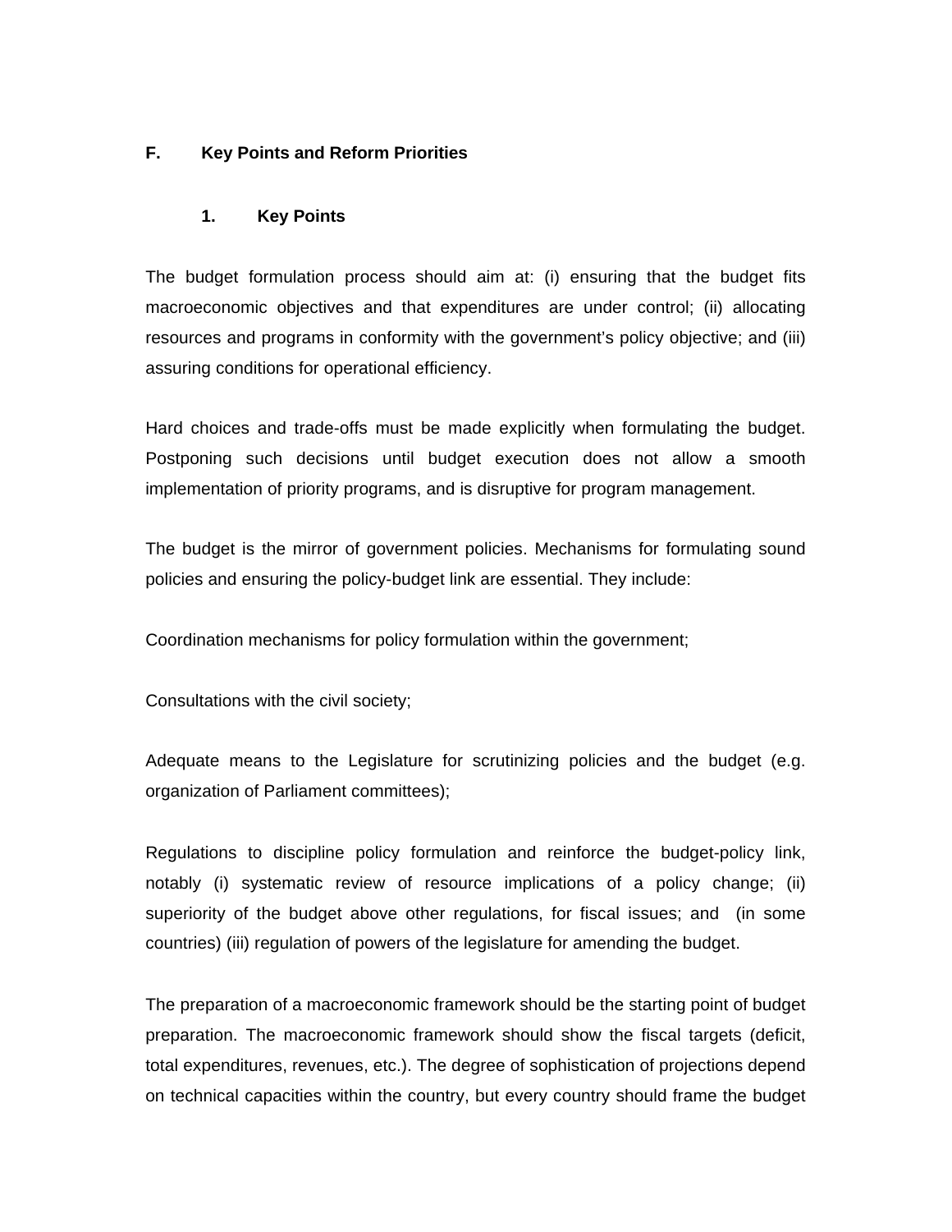## F. Key Points and Reform Priorities

### 1. Key Points

The budget formulation process should aim at: (i) ensuring that the budget fits macroeconomic objectives and that expenditures are under control; (ii) allocating resources and programs in conformity with the government's policy objective; and (iii) assuring conditions for operational efficiency.

Hard choices and trade-offs must be made explicitly when formulating the budget. Postponing such decisions until budget execution does not allow a smooth implementation of priority programs, and is disruptive for program management.

The budget is the mirror of government policies. Mechanisms for formulating sound policies and ensuring the policy-budget link are essential. They include:

Coordination mechanisms for policy formulation within the government;

Consultations with the civil society;

Adequate means to the Legislature for scrutinizing policies and the budget (e.g. organization of Parliament committees);

Regulations to discipline policy formulation and reinforce the budget-policy link, notably (i) systematic review of resource implications of a policy change; (ii) superiority of the budget above other regulations, for fiscal issues; and (in some countries) (iii) regulation of powers of the legislature for amending the budget.

The preparation of a macroeconomic framework should be the starting point of budget preparation. The macroeconomic framework should show the fiscal targets (deficit, total expenditures, revenues, etc.). The degree of sophistication of projections depend on technical capacities within the country, but every country should frame the budget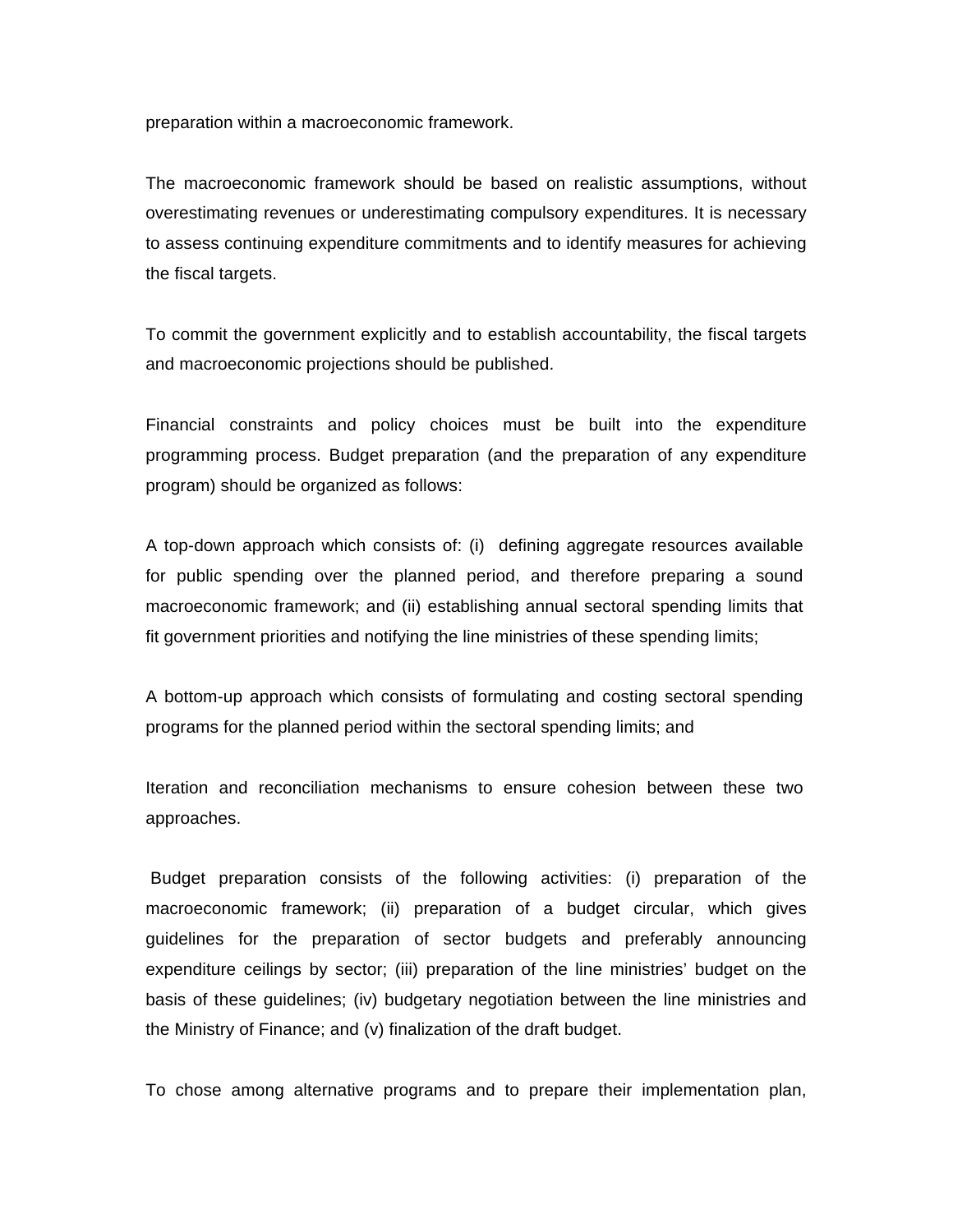preparation within a macroeconomic framework.

The macroeconomic framework should be based on realistic assumptions, without overestimating revenues or underestimating compulsory expenditures. It is necessary to assess continuing expenditure commitments and to identify measures for achieving the fiscal targets.

To commit the government explicitly and to establish accountability, the fiscal targets and macroeconomic projections should be published.

Financial constraints and policy choices must be built into the expenditure programming process. Budget preparation (and the preparation of any expenditure program) should be organized as follows:

A top-down approach which consists of: (i) defining aggregate resources available for public spending over the planned period, and therefore preparing a sound macroeconomic framework; and (ii) establishing annual sectoral spending limits that fit government priorities and notifying the line ministries of these spending limits;

A bottom-up approach which consists of formulating and costing sectoral spending programs for the planned period within the sectoral spending limits; and

Iteration and reconciliation mechanisms to ensure cohesion between these two approaches.

Budget preparation consists of the following activities: (i) preparation of the macroeconomic framework; (ii) preparation of a budget circular, which gives guidelines for the preparation of sector budgets and preferably announcing expenditure ceilings by sector; (iii) preparation of the line ministries' budget on the basis of these guidelines; (iv) budgetary negotiation between the line ministries and the Ministry of Finance; and (v) finalization of the draft budget.

To chose among alternative programs and to prepare their implementation plan,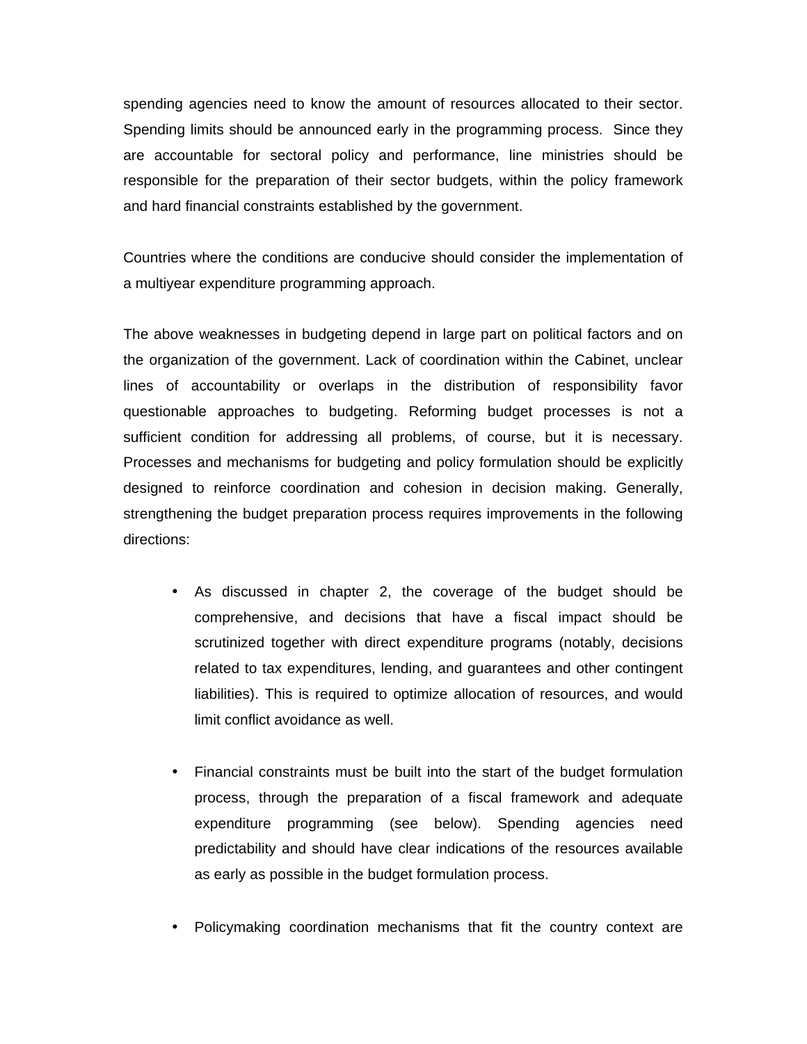spending agencies need to know the amount of resources allocated to their sector. Spending limits should be announced early in the programming process. Since they are accountable for sectoral policy and performance, line ministries should be responsible for the preparation of their sector budgets, within the policy framework and hard financial constraints established by the government.

Countries where the conditions are conducive should consider the implementation of a multiyear expenditure programming approach.

The above weaknesses in budgeting depend in large part on political factors and on the organization of the government. Lack of coordination within the Cabinet, unclear lines of accountability or overlaps in the distribution of responsibility favor questionable approaches to budgeting. Reforming budget processes is not a sufficient condition for addressing all problems, of course, but it is necessary. Processes and mechanisms for budgeting and policy formulation should be explicitly designed to reinforce coordination and cohesion in decision making. Generally, strengthening the budget preparation process requires improvements in the following directions:

- As discussed in chapter 2, the coverage of the budget should be comprehensive, and decisions that have a fiscal impact should be scrutinized together with direct expenditure programs (notably, decisions related to tax expenditures, lending, and guarantees and other contingent liabilities). This is required to optimize allocation of resources, and would limit conflict avoidance as well.

- Financial constraints must be built into the start of the budget formulation process, through the preparation of a fiscal framework and adequate expenditure programming (see below). Spending agencies need predictability and should have clear indications of the resources available as early as possible in the budget formulation process.

- Policymaking coordination mechanisms that fit the country context are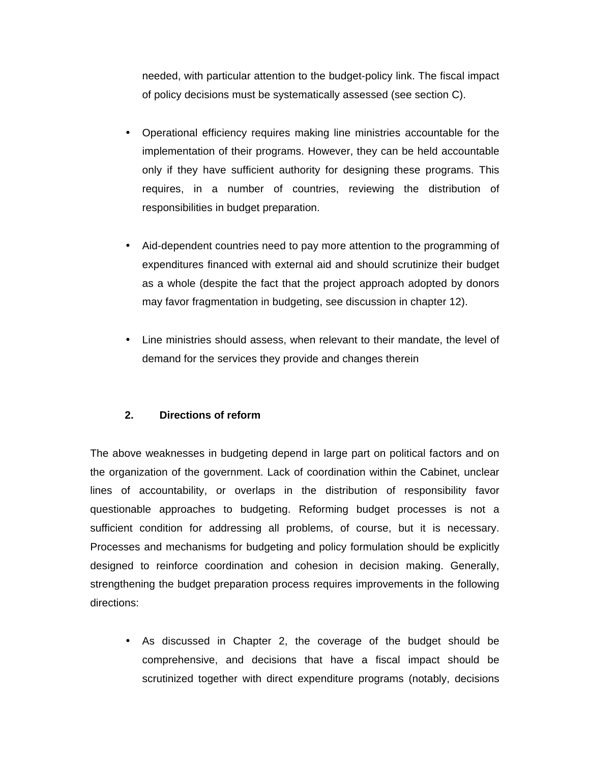needed, with particular attention to the budget-policy link. The fiscal impact of policy decisions must be systematically assessed (see section C).

- Operational efficiency requires making line ministries accountable for the implementation of their programs. However, they can be held accountable only if they have sufficient authority for designing these programs. This requires, in a number of countries, reviewing the distribution of responsibilities in budget preparation.

- Aid-dependent countries need to pay more attention to the programming of expenditures financed with external aid and should scrutinize their budget as a whole (despite the fact that the project approach adopted by donors may favor fragmentation in budgeting, see discussion in chapter 12).

- Line ministries should assess, when relevant to their mandate, the level of demand for the services they provide and changes therein

### 2. Directions of reform

The above weaknesses in budgeting depend in large part on political factors and on the organization of the government. Lack of coordination within the Cabinet, unclear lines of accountability, or overlaps in the distribution of responsibility favor questionable approaches to budgeting. Reforming budget processes is not a sufficient condition for addressing all problems, of course, but it is necessary. Processes and mechanisms for budgeting and policy formulation should be explicitly designed to reinforce coordination and cohesion in decision making. Generally, strengthening the budget preparation process requires improvements in the following directions:

- As discussed in Chapter 2, the coverage of the budget should be comprehensive, and decisions that have a fiscal impact should be scrutinized together with direct expenditure programs (notably, decisions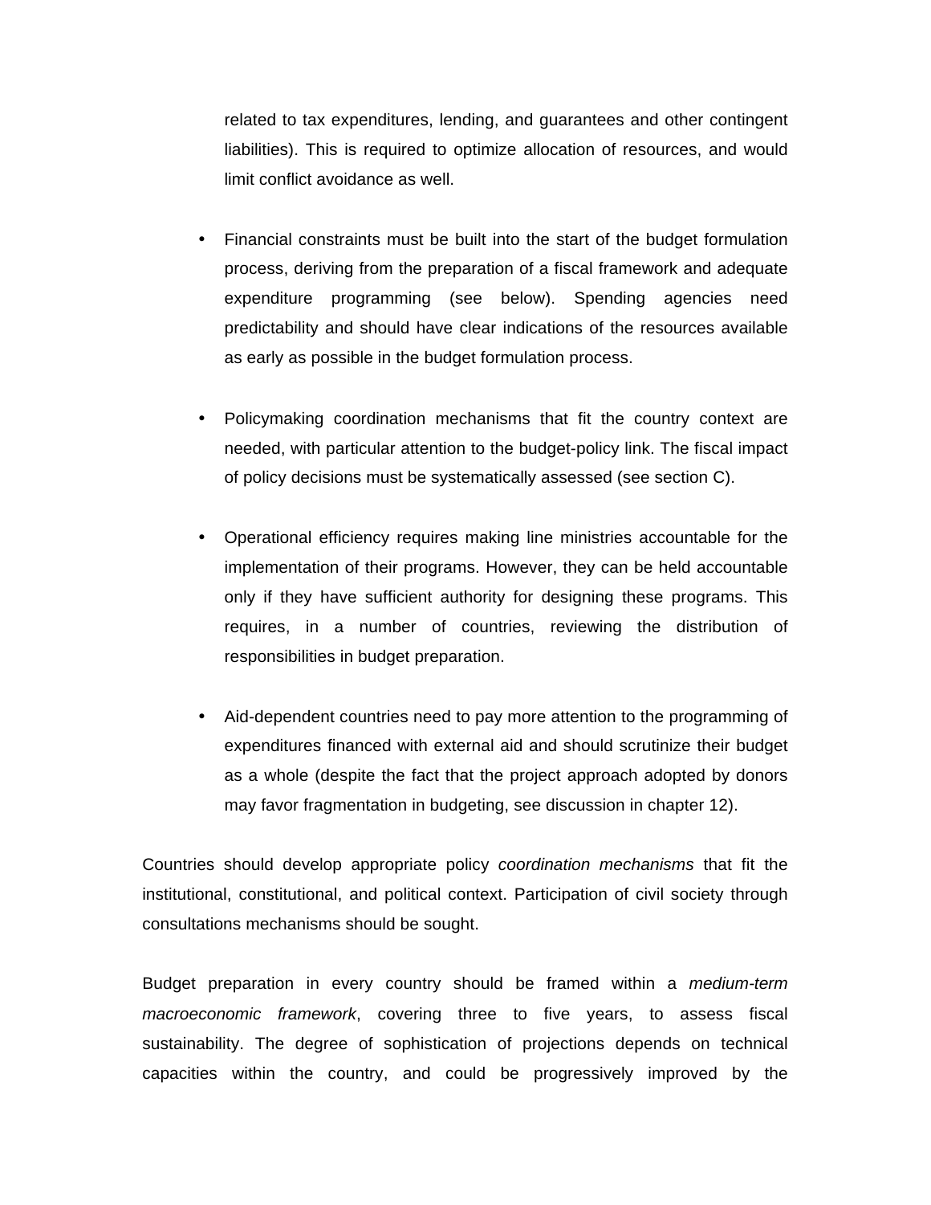related to tax expenditures, lending, and guarantees and other contingent liabilities). This is required to optimize allocation of resources, and would limit conflict avoidance as well.

- Financial constraints must be built into the start of the budget formulation process, deriving from the preparation of a fiscal framework and adequate expenditure programming (see below). Spending agencies need predictability and should have clear indications of the resources available as early as possible in the budget formulation process.

- Policymaking coordination mechanisms that fit the country context are needed, with particular attention to the budget-policy link. The fiscal impact of policy decisions must be systematically assessed (see section C).

- Operational efficiency requires making line ministries accountable for the implementation of their programs. However, they can be held accountable only if they have sufficient authority for designing these programs. This requires, in a number of countries, reviewing the distribution of responsibilities in budget preparation.

- Aid-dependent countries need to pay more attention to the programming of expenditures financed with external aid and should scrutinize their budget as a whole (despite the fact that the project approach adopted by donors may favor fragmentation in budgeting, see discussion in chapter 12).

Countries should develop appropriate policy *coordination mechanisms* that fit the institutional, constitutional, and political context. Participation of civil society through consultations mechanisms should be sought.

Budget preparation in every country should be framed within a *medium-term macroeconomic framework*, covering three to five years, to assess fiscal sustainability. The degree of sophistication of projections depends on technical capacities within the country, and could be progressively improved by the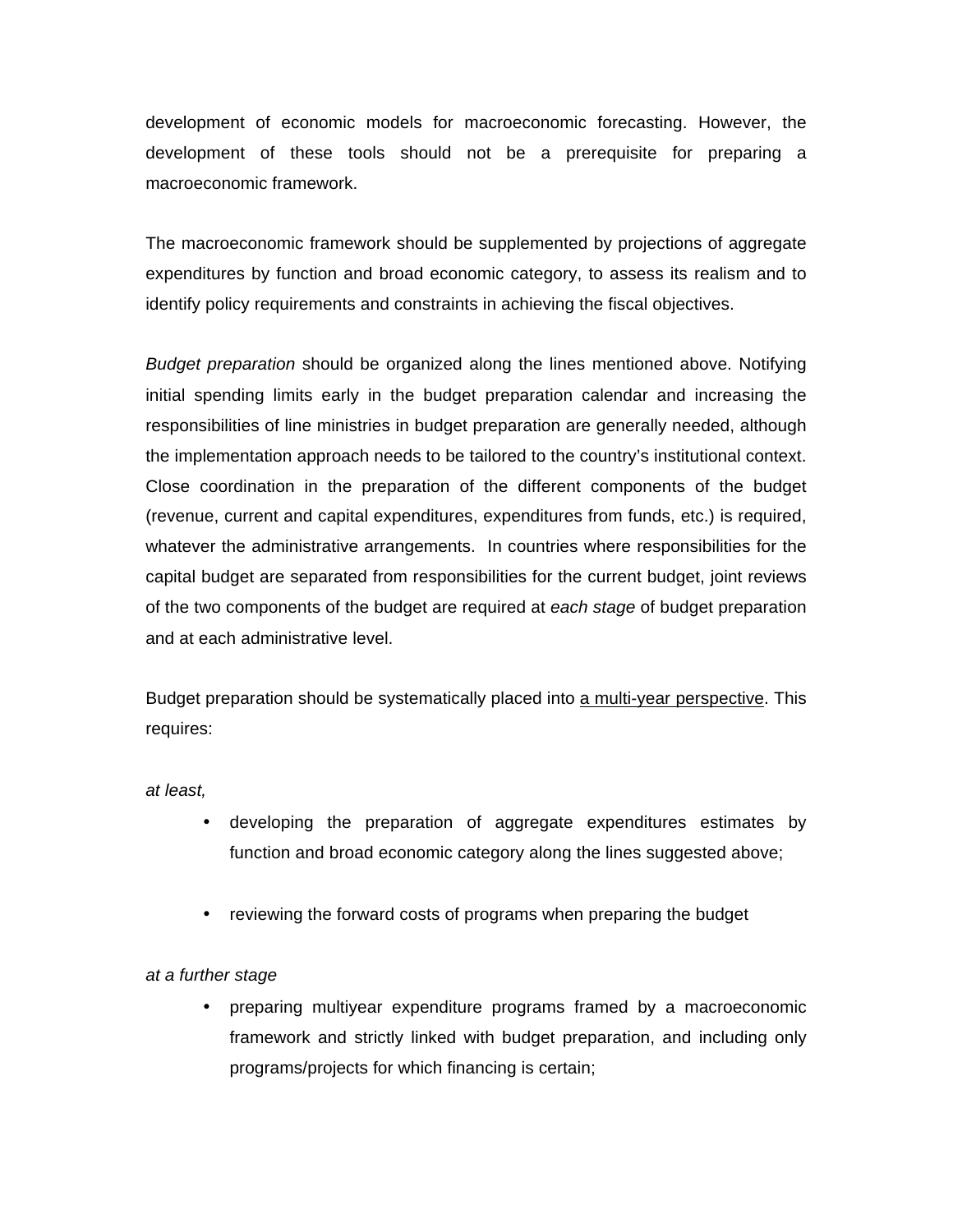development of economic models for macroeconomic forecasting. However, the development of these tools should not be a prerequisite for preparing a macroeconomic framework.

The macroeconomic framework should be supplemented by projections of aggregate expenditures by function and broad economic category, to assess its realism and to identify policy requirements and constraints in achieving the fiscal objectives.

*Budget preparation* should be organized along the lines mentioned above. Notifying initial spending limits early in the budget preparation calendar and increasing the responsibilities of line ministries in budget preparation are generally needed, although the implementation approach needs to be tailored to the country's institutional context. Close coordination in the preparation of the different components of the budget (revenue, current and capital expenditures, expenditures from funds, etc.) is required, whatever the administrative arrangements. In countries where responsibilities for the capital budget are separated from responsibilities for the current budget, joint reviews of the two components of the budget are required at *each stage* of budget preparation and at each administrative level.

Budget preparation should be systematically placed into <u>a multi-year perspective</u>. This requires:

*at least,*

- developing the preparation of aggregate expenditures estimates by function and broad economic category along the lines suggested above;

- reviewing the forward costs of programs when preparing the budget

*at a further stage*

- preparing multiyear expenditure programs framed by a macroeconomic framework and strictly linked with budget preparation, and including only programs/projects for which financing is certain;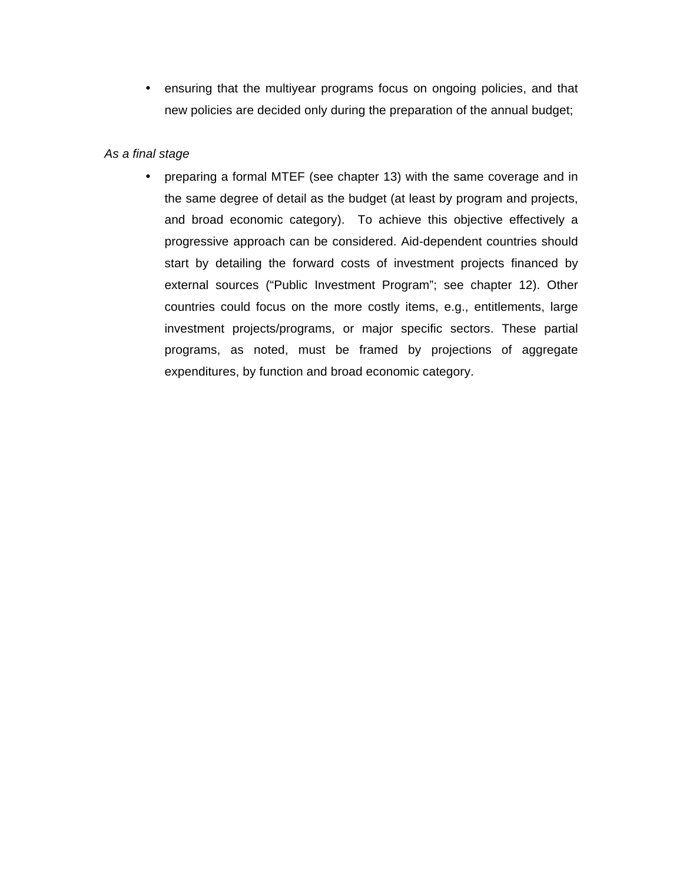- ensuring that the multiyear programs focus on ongoing policies, and that new policies are decided only during the preparation of the annual budget;

*As a final stage*

- preparing a formal MTEF (see chapter 13) with the same coverage and in the same degree of detail as the budget (at least by program and projects, and broad economic category). To achieve this objective effectively a progressive approach can be considered. Aid-dependent countries should start by detailing the forward costs of investment projects financed by external sources (“Public Investment Program”; see chapter 12). Other countries could focus on the more costly items, e.g., entitlements, large investment projects/programs, or major specific sectors. These partial programs, as noted, must be framed by projections of aggregate expenditures, by function and broad economic category.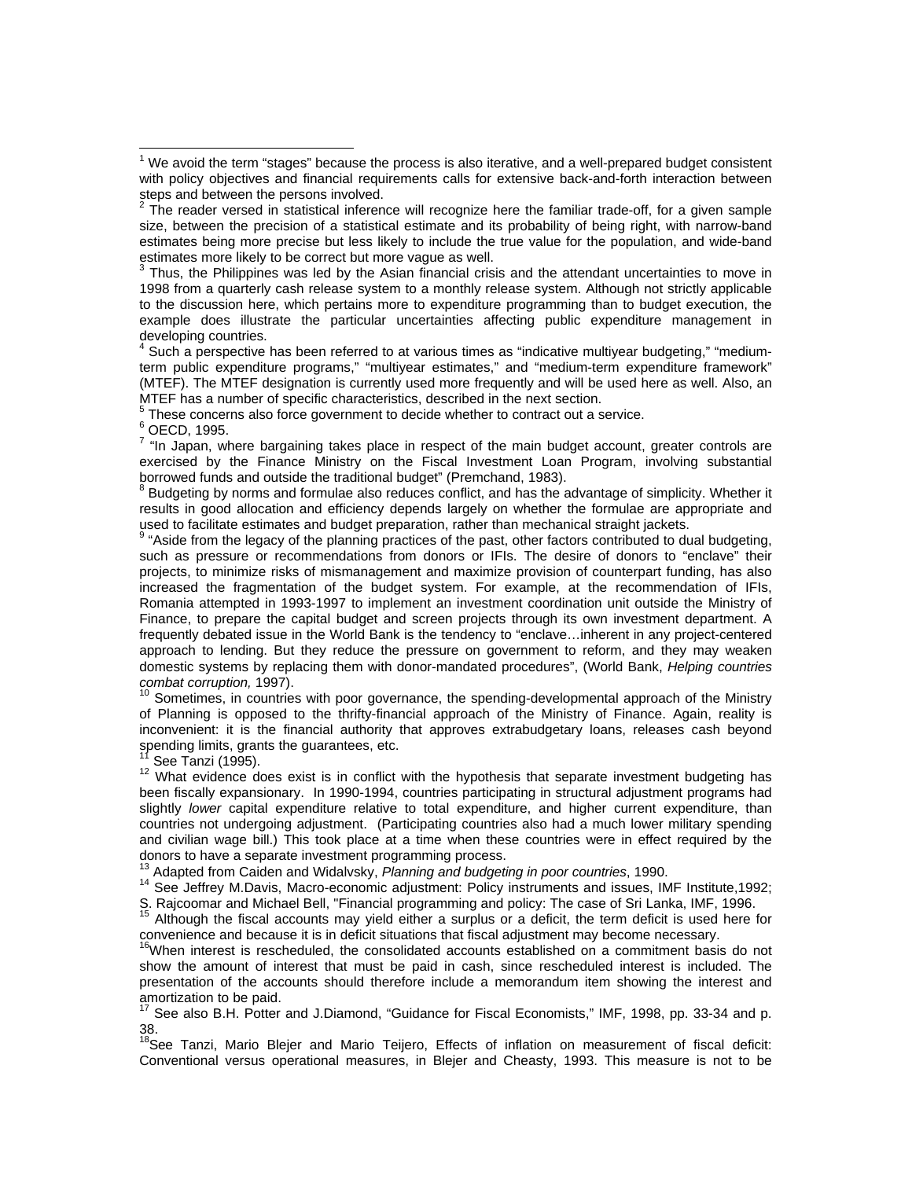[1] We avoid the term "stages" because the process is also iterative, and a well-prepared budget consistent with policy objectives and financial requirements calls for extensive back-and-forth interaction between steps and between the persons involved.

[2] The reader versed in statistical inference will recognize here the familiar trade-off, for a given sample size, between the precision of a statistical estimate and its probability of being right, with narrow-band estimates being more precise but less likely to include the true value for the population, and wide-band estimates more likely to be correct but more vague as well.

[3] Thus, the Philippines was led by the Asian financial crisis and the attendant uncertainties to move in 1998 from a quarterly cash release system to a monthly release system. Although not strictly applicable to the discussion here, which pertains more to expenditure programming than to budget execution, the example does illustrate the particular uncertainties affecting public expenditure management in developing countries.

[4] Such a perspective has been referred to at various times as "indicative multiyear budgeting," "medium-term public expenditure programs," "multiyear estimates," and "medium-term expenditure framework" (MTEF). The MTEF designation is currently used more frequently and will be used here as well. Also, an MTEF has a number of specific characteristics, described in the next section.

[5] These concerns also force government to decide whether to contract out a service.

[6] OECD, 1995.

[7] "In Japan, where bargaining takes place in respect of the main budget account, greater controls are exercised by the Finance Ministry on the Fiscal Investment Loan Program, involving substantial borrowed funds and outside the traditional budget" (Premchand, 1983).

[8] Budgeting by norms and formulae also reduces conflict, and has the advantage of simplicity. Whether it results in good allocation and efficiency depends largely on whether the formulae are appropriate and used to facilitate estimates and budget preparation, rather than mechanical straight jackets.

[9] "Aside from the legacy of the planning practices of the past, other factors contributed to dual budgeting, such as pressure or recommendations from donors or IFIs. The desire of donors to "enclave" their projects, to minimize risks of mismanagement and maximize provision of counterpart funding, has also increased the fragmentation of the budget system. For example, at the recommendation of IFIs, Romania attempted in 1993-1997 to implement an investment coordination unit outside the Ministry of Finance, to prepare the capital budget and screen projects through its own investment department. A frequently debated issue in the World Bank is the tendency to "enclave…inherent in any project-centered approach to lending. But they reduce the pressure on government to reform, and they may weaken domestic systems by replacing them with donor-mandated procedures", (World Bank, *Helping countries combat corruption,* 1997).

[10] Sometimes, in countries with poor governance, the spending-developmental approach of the Ministry of Planning is opposed to the thrifty-financial approach of the Ministry of Finance. Again, reality is inconvenient: it is the financial authority that approves extrabudgetary loans, releases cash beyond spending limits, grants the guarantees, etc.

[11] See Tanzi (1995).

[12] What evidence does exist is in conflict with the hypothesis that separate investment budgeting has been fiscally expansionary. In 1990-1994, countries participating in structural adjustment programs had slightly *lower* capital expenditure relative to total expenditure, and higher current expenditure, than countries not undergoing adjustment. (Participating countries also had a much lower military spending and civilian wage bill.) This took place at a time when these countries were in effect required by the donors to have a separate investment programming process.

[13] Adapted from Caiden and Widalvsky, *Planning and budgeting in poor countries*, 1990.

[14] See Jeffrey M.Davis, Macro-economic adjustment: Policy instruments and issues, IMF Institute,1992; S. Rajcoomar and Michael Bell, "Financial programming and policy: The case of Sri Lanka, IMF, 1996.

[15] Although the fiscal accounts may yield either a surplus or a deficit, the term deficit is used here for convenience and because it is in deficit situations that fiscal adjustment may become necessary.

[16] When interest is rescheduled, the consolidated accounts established on a commitment basis do not show the amount of interest that must be paid in cash, since rescheduled interest is included. The presentation of the accounts should therefore include a memorandum item showing the interest and amortization to be paid.

[17] See also B.H. Potter and J.Diamond, "Guidance for Fiscal Economists," IMF, 1998, pp. 33-34 and p. 38.

[18] See Tanzi, Mario Blejer and Mario Teijero, Effects of inflation on measurement of fiscal deficit: Conventional versus operational measures, in Blejer and Cheasty, 1993. This measure is not to be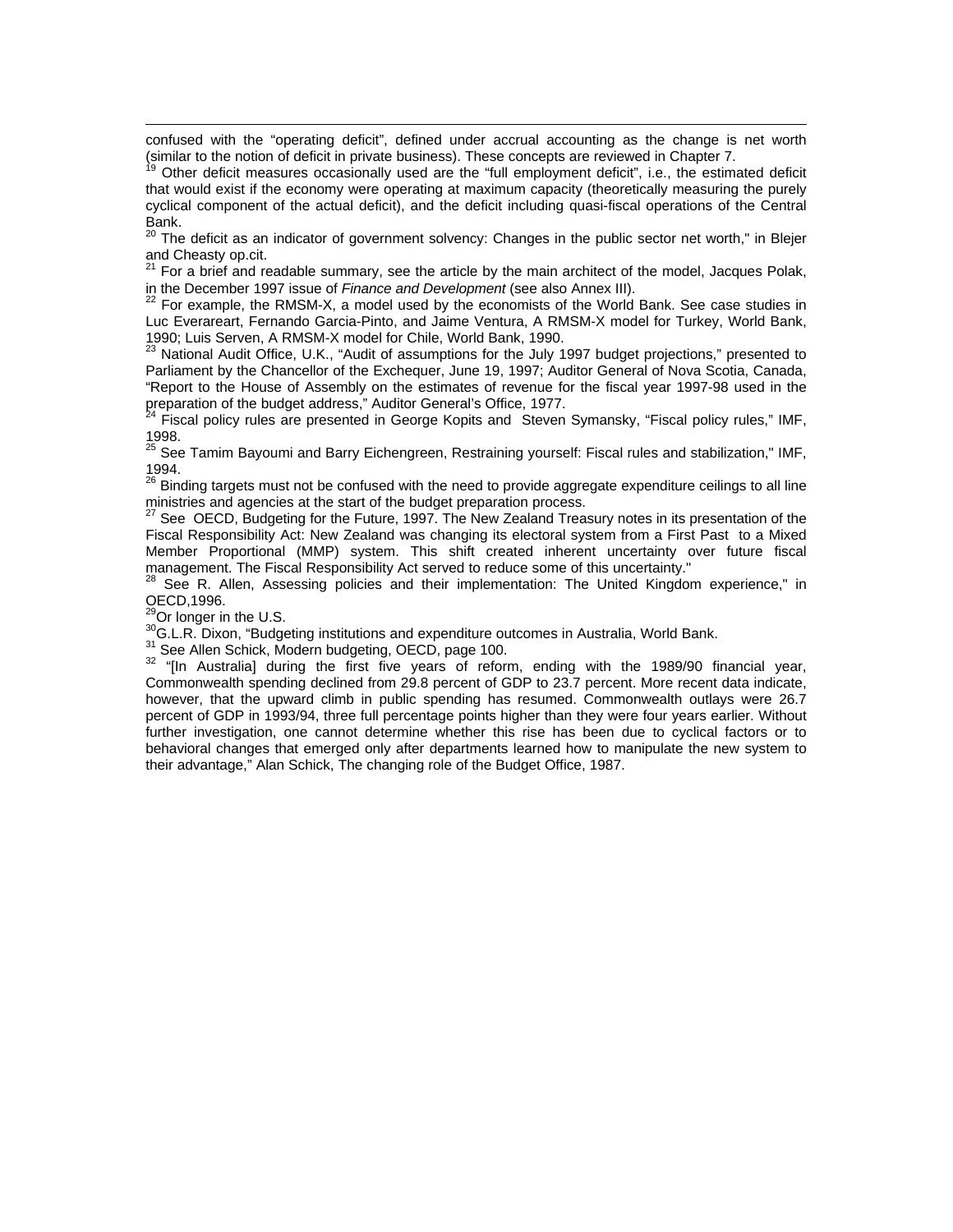confused with the "operating deficit", defined under accrual accounting as the change is net worth (similar to the notion of deficit in private business). These concepts are reviewed in Chapter 7.

[19] Other deficit measures occasionally used are the "full employment deficit", i.e., the estimated deficit that would exist if the economy were operating at maximum capacity (theoretically measuring the purely cyclical component of the actual deficit), and the deficit including quasi-fiscal operations of the Central Bank.

[20] The deficit as an indicator of government solvency: Changes in the public sector net worth," in Blejer and Cheasty op.cit.

[21] For a brief and readable summary, see the article by the main architect of the model, Jacques Polak, in the December 1997 issue of *Finance and Development* (see also Annex III).

[22] For example, the RMSM-X, a model used by the economists of the World Bank. See case studies in Luc Everareart, Fernando Garcia-Pinto, and Jaime Ventura, A RMSM-X model for Turkey, World Bank, 1990; Luis Serven, A RMSM-X model for Chile, World Bank, 1990.

[23] National Audit Office, U.K., "Audit of assumptions for the July 1997 budget projections," presented to Parliament by the Chancellor of the Exchequer, June 19, 1997; Auditor General of Nova Scotia, Canada, "Report to the House of Assembly on the estimates of revenue for the fiscal year 1997-98 used in the preparation of the budget address," Auditor General's Office, 1977.

[24] Fiscal policy rules are presented in George Kopits and Steven Symansky, "Fiscal policy rules," IMF, 1998.

[25] See Tamim Bayoumi and Barry Eichengreen, Restraining yourself: Fiscal rules and stabilization," IMF, 1994.

[26] Binding targets must not be confused with the need to provide aggregate expenditure ceilings to all line ministries and agencies at the start of the budget preparation process.

[27] See OECD, Budgeting for the Future, 1997. The New Zealand Treasury notes in its presentation of the Fiscal Responsibility Act: New Zealand was changing its electoral system from a First Past to a Mixed Member Proportional (MMP) system. This shift created inherent uncertainty over future fiscal management. The Fiscal Responsibility Act served to reduce some of this uncertainty."

[28] See R. Allen, Assessing policies and their implementation: The United Kingdom experience," in OECD,1996.

[29] Or longer in the U.S.

[30] G.L.R. Dixon, "Budgeting institutions and expenditure outcomes in Australia, World Bank.

[31] See Allen Schick, Modern budgeting, OECD, page 100.

[32] "[In Australia] during the first five years of reform, ending with the 1989/90 financial year, Commonwealth spending declined from 29.8 percent of GDP to 23.7 percent. More recent data indicate, however, that the upward climb in public spending has resumed. Commonwealth outlays were 26.7 percent of GDP in 1993/94, three full percentage points higher than they were four years earlier. Without further investigation, one cannot determine whether this rise has been due to cyclical factors or to behavioral changes that emerged only after departments learned how to manipulate the new system to their advantage," Alan Schick, The changing role of the Budget Office, 1987.